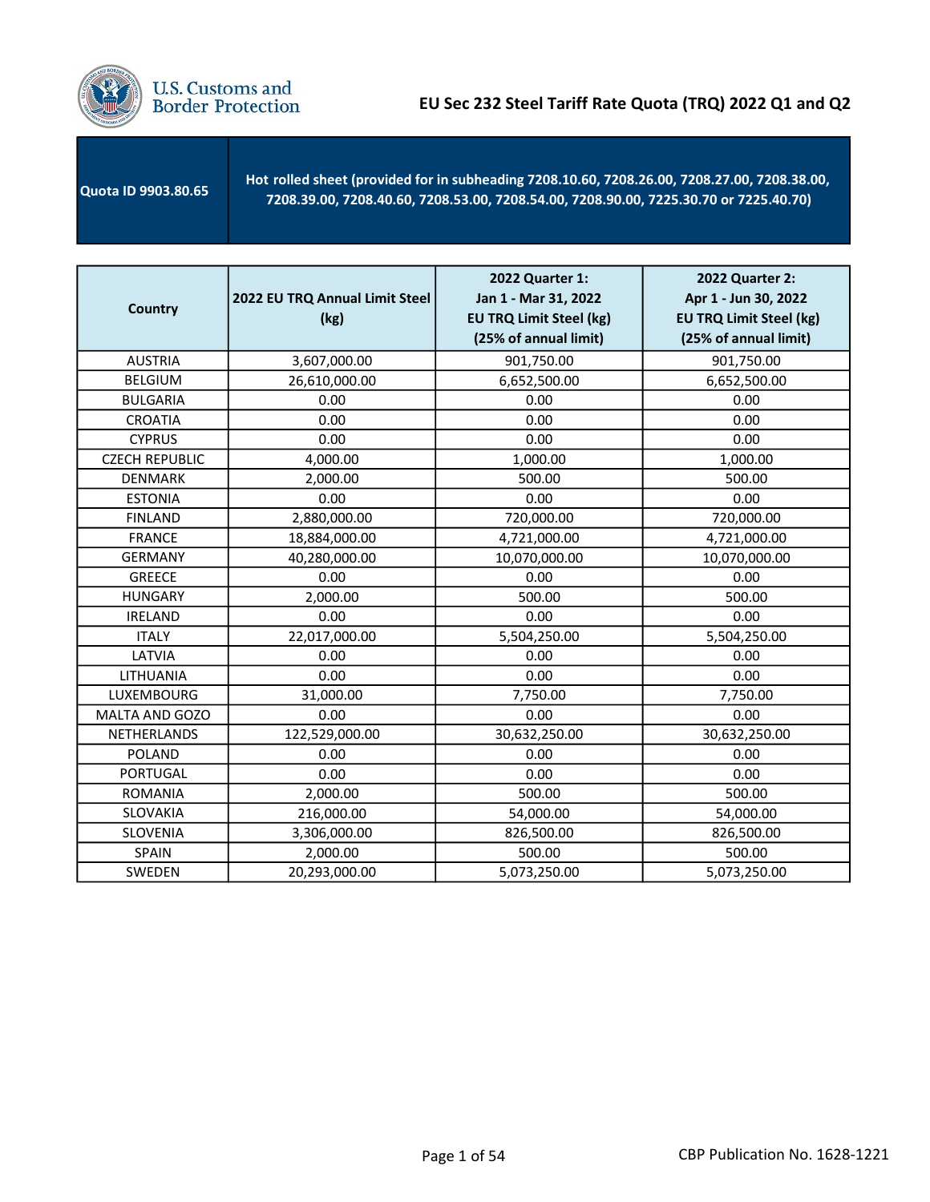U.S. Customs and Border Protection

# EU Sec 232 Steel Tariff Rate Quota (TRQ) 2022 Q1 and Q2

| Quota ID 9903.80.65 | Hot rolled sheet (provided for in subheading 7208.10.60, 7208.26.00, 7208.27.00, 7208.38.00, 7208.39.00, 7208.40.60, 7208.53.00, 7208.54.00, 7208.90.00, 7225.30.70 or 7225.40.70) |
|---|---|

| Country | 2022 EU TRQ Annual Limit Steel (kg) | 2022 Quarter 1: Jan 1 - Mar 31, 2022 EU TRQ Limit Steel (kg) (25% of annual limit) | 2022 Quarter 2: Apr 1 - Jun 30, 2022 EU TRQ Limit Steel (kg) (25% of annual limit) |
|---|---|---|---|
| AUSTRIA | 3,607,000.00 | 901,750.00 | 901,750.00 |
| BELGIUM | 26,610,000.00 | 6,652,500.00 | 6,652,500.00 |
| BULGARIA | 0.00 | 0.00 | 0.00 |
| CROATIA | 0.00 | 0.00 | 0.00 |
| CYPRUS | 0.00 | 0.00 | 0.00 |
| CZECH REPUBLIC | 4,000.00 | 1,000.00 | 1,000.00 |
| DENMARK | 2,000.00 | 500.00 | 500.00 |
| ESTONIA | 0.00 | 0.00 | 0.00 |
| FINLAND | 2,880,000.00 | 720,000.00 | 720,000.00 |
| FRANCE | 18,884,000.00 | 4,721,000.00 | 4,721,000.00 |
| GERMANY | 40,280,000.00 | 10,070,000.00 | 10,070,000.00 |
| GREECE | 0.00 | 0.00 | 0.00 |
| HUNGARY | 2,000.00 | 500.00 | 500.00 |
| IRELAND | 0.00 | 0.00 | 0.00 |
| ITALY | 22,017,000.00 | 5,504,250.00 | 5,504,250.00 |
| LATVIA | 0.00 | 0.00 | 0.00 |
| LITHUANIA | 0.00 | 0.00 | 0.00 |
| LUXEMBOURG | 31,000.00 | 7,750.00 | 7,750.00 |
| MALTA AND GOZO | 0.00 | 0.00 | 0.00 |
| NETHERLANDS | 122,529,000.00 | 30,632,250.00 | 30,632,250.00 |
| POLAND | 0.00 | 0.00 | 0.00 |
| PORTUGAL | 0.00 | 0.00 | 0.00 |
| ROMANIA | 2,000.00 | 500.00 | 500.00 |
| SLOVAKIA | 216,000.00 | 54,000.00 | 54,000.00 |
| SLOVENIA | 3,306,000.00 | 826,500.00 | 826,500.00 |
| SPAIN | 2,000.00 | 500.00 | 500.00 |
| SWEDEN | 20,293,000.00 | 5,073,250.00 | 5,073,250.00 |

CBP Publication No. 1628-1221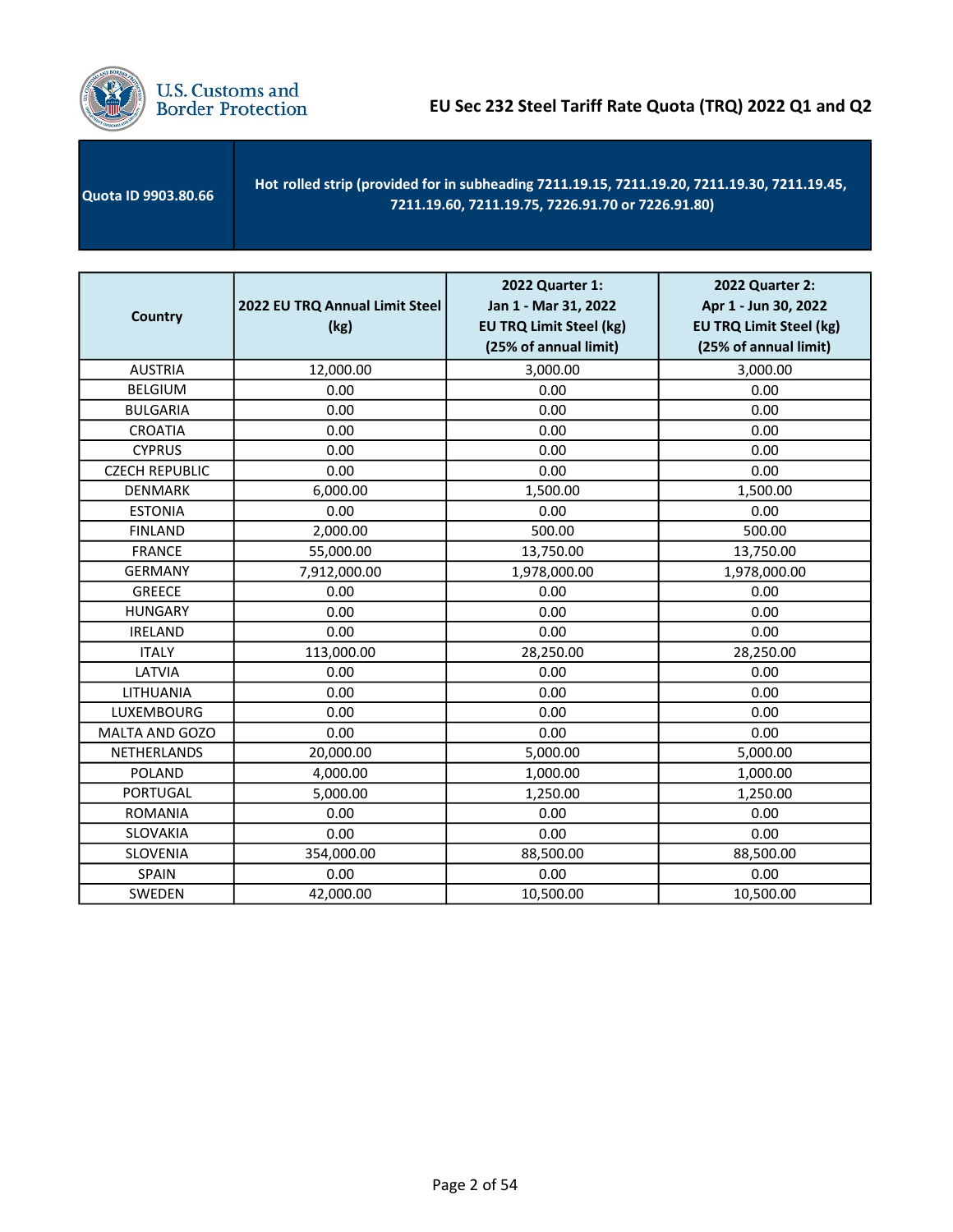U.S. Customs and Border Protection

# EU Sec 232 Steel Tariff Rate Quota (TRQ) 2022 Q1 and Q2

| Quota ID 9903.80.66 | Hot rolled strip (provided for in subheading 7211.19.15, 7211.19.20, 7211.19.30, 7211.19.45, 7211.19.60, 7211.19.75, 7226.91.70 or 7226.91.80) |
|---|---|

| Country | 2022 EU TRQ Annual Limit Steel (kg) | 2022 Quarter 1: Jan 1 - Mar 31, 2022 EU TRQ Limit Steel (kg) (25% of annual limit) | 2022 Quarter 2: Apr 1 - Jun 30, 2022 EU TRQ Limit Steel (kg) (25% of annual limit) |
|---|---|---|---|
| AUSTRIA | 12,000.00 | 3,000.00 | 3,000.00 |
| BELGIUM | 0.00 | 0.00 | 0.00 |
| BULGARIA | 0.00 | 0.00 | 0.00 |
| CROATIA | 0.00 | 0.00 | 0.00 |
| CYPRUS | 0.00 | 0.00 | 0.00 |
| CZECH REPUBLIC | 0.00 | 0.00 | 0.00 |
| DENMARK | 6,000.00 | 1,500.00 | 1,500.00 |
| ESTONIA | 0.00 | 0.00 | 0.00 |
| FINLAND | 2,000.00 | 500.00 | 500.00 |
| FRANCE | 55,000.00 | 13,750.00 | 13,750.00 |
| GERMANY | 7,912,000.00 | 1,978,000.00 | 1,978,000.00 |
| GREECE | 0.00 | 0.00 | 0.00 |
| HUNGARY | 0.00 | 0.00 | 0.00 |
| IRELAND | 0.00 | 0.00 | 0.00 |
| ITALY | 113,000.00 | 28,250.00 | 28,250.00 |
| LATVIA | 0.00 | 0.00 | 0.00 |
| LITHUANIA | 0.00 | 0.00 | 0.00 |
| LUXEMBOURG | 0.00 | 0.00 | 0.00 |
| MALTA AND GOZO | 0.00 | 0.00 | 0.00 |
| NETHERLANDS | 20,000.00 | 5,000.00 | 5,000.00 |
| POLAND | 4,000.00 | 1,000.00 | 1,000.00 |
| PORTUGAL | 5,000.00 | 1,250.00 | 1,250.00 |
| ROMANIA | 0.00 | 0.00 | 0.00 |
| SLOVAKIA | 0.00 | 0.00 | 0.00 |
| SLOVENIA | 354,000.00 | 88,500.00 | 88,500.00 |
| SPAIN | 0.00 | 0.00 | 0.00 |
| SWEDEN | 42,000.00 | 10,500.00 | 10,500.00 |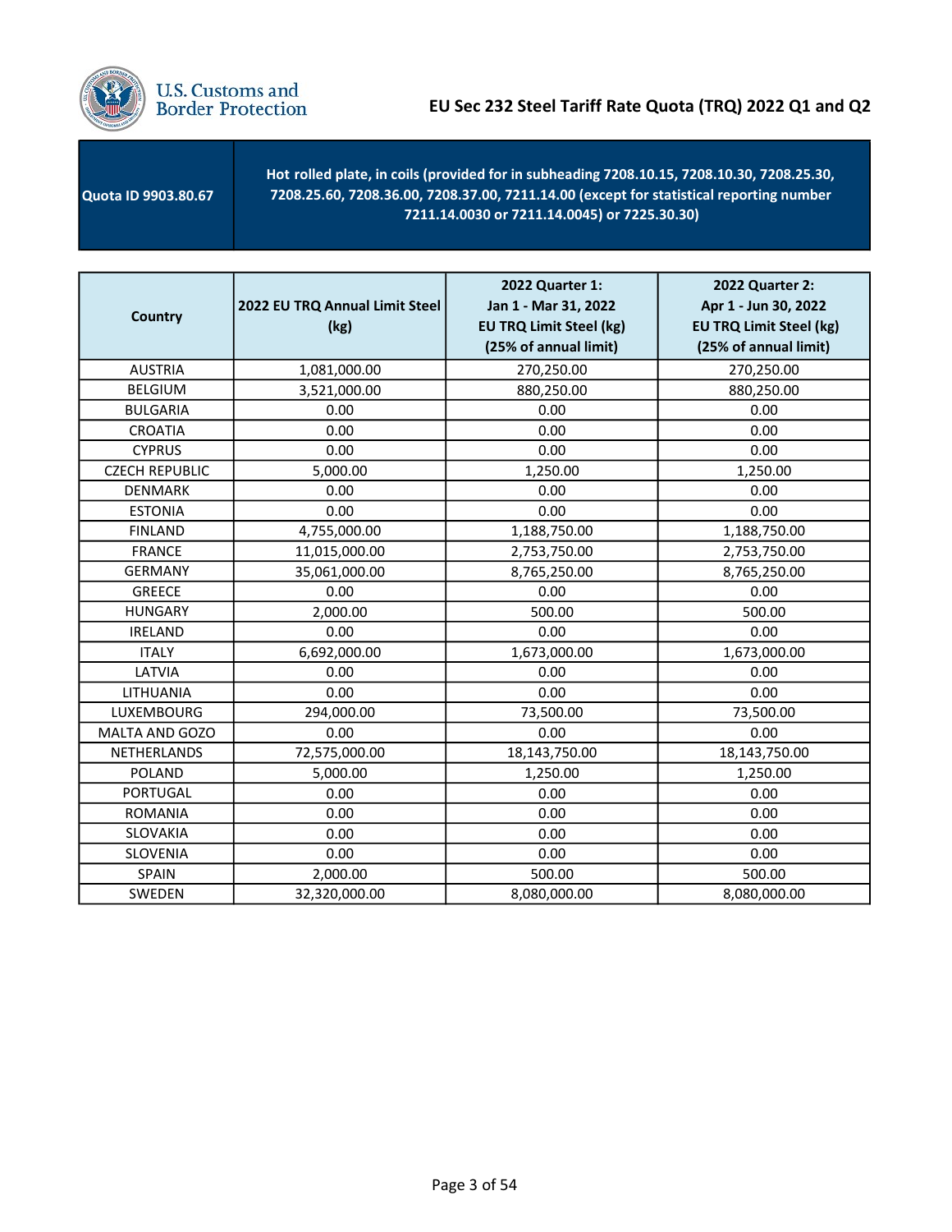| Quota ID 9903.80.67 | Hot rolled plate, in coils (provided for in subheading 7208.10.15, 7208.10.30, 7208.25.30, 7208.25.60, 7208.36.00, 7208.37.00, 7211.14.00 (except for statistical reporting number 7211.14.0030 or 7211.14.0045) or 7225.30.30) |
|---|---|

| Country | 2022 EU TRQ Annual Limit Steel (kg) | 2022 Quarter 1: Jan 1 - Mar 31, 2022 EU TRQ Limit Steel (kg) (25% of annual limit) | 2022 Quarter 2: Apr 1 - Jun 30, 2022 EU TRQ Limit Steel (kg) (25% of annual limit) |
|---|---|---|---|
| AUSTRIA | 1,081,000.00 | 270,250.00 | 270,250.00 |
| BELGIUM | 3,521,000.00 | 880,250.00 | 880,250.00 |
| BULGARIA | 0.00 | 0.00 | 0.00 |
| CROATIA | 0.00 | 0.00 | 0.00 |
| CYPRUS | 0.00 | 0.00 | 0.00 |
| CZECH REPUBLIC | 5,000.00 | 1,250.00 | 1,250.00 |
| DENMARK | 0.00 | 0.00 | 0.00 |
| ESTONIA | 0.00 | 0.00 | 0.00 |
| FINLAND | 4,755,000.00 | 1,188,750.00 | 1,188,750.00 |
| FRANCE | 11,015,000.00 | 2,753,750.00 | 2,753,750.00 |
| GERMANY | 35,061,000.00 | 8,765,250.00 | 8,765,250.00 |
| GREECE | 0.00 | 0.00 | 0.00 |
| HUNGARY | 2,000.00 | 500.00 | 500.00 |
| IRELAND | 0.00 | 0.00 | 0.00 |
| ITALY | 6,692,000.00 | 1,673,000.00 | 1,673,000.00 |
| LATVIA | 0.00 | 0.00 | 0.00 |
| LITHUANIA | 0.00 | 0.00 | 0.00 |
| LUXEMBOURG | 294,000.00 | 73,500.00 | 73,500.00 |
| MALTA AND GOZO | 0.00 | 0.00 | 0.00 |
| NETHERLANDS | 72,575,000.00 | 18,143,750.00 | 18,143,750.00 |
| POLAND | 5,000.00 | 1,250.00 | 1,250.00 |
| PORTUGAL | 0.00 | 0.00 | 0.00 |
| ROMANIA | 0.00 | 0.00 | 0.00 |
| SLOVAKIA | 0.00 | 0.00 | 0.00 |
| SLOVENIA | 0.00 | 0.00 | 0.00 |
| SPAIN | 2,000.00 | 500.00 | 500.00 |
| SWEDEN | 32,320,000.00 | 8,080,000.00 | 8,080,000.00 |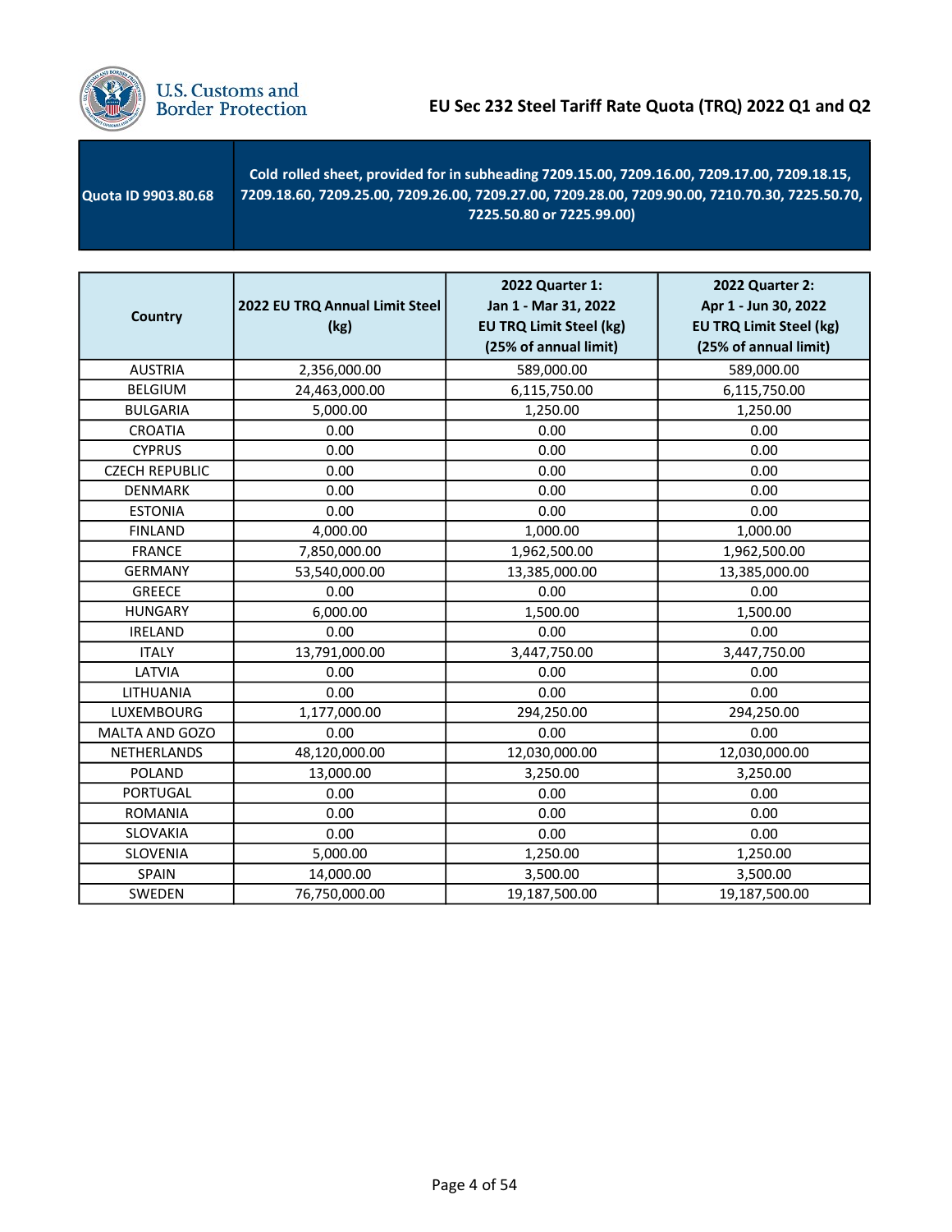# EU Sec 232 Steel Tariff Rate Quota (TRQ) 2022 Q1 and Q2

| Quota ID 9903.80.68 | Cold rolled sheet, provided for in subheading 7209.15.00, 7209.16.00, 7209.17.00, 7209.18.15, 7209.18.60, 7209.25.00, 7209.26.00, 7209.27.00, 7209.28.00, 7209.90.00, 7210.70.30, 7225.50.70, 7225.50.80 or 7225.99.00) |
|---|---|

| Country | 2022 EU TRQ Annual Limit Steel (kg) | 2022 Quarter 1: Jan 1 - Mar 31, 2022 EU TRQ Limit Steel (kg) (25% of annual limit) | 2022 Quarter 2: Apr 1 - Jun 30, 2022 EU TRQ Limit Steel (kg) (25% of annual limit) |
|---|---|---|---|
| AUSTRIA | 2,356,000.00 | 589,000.00 | 589,000.00 |
| BELGIUM | 24,463,000.00 | 6,115,750.00 | 6,115,750.00 |
| BULGARIA | 5,000.00 | 1,250.00 | 1,250.00 |
| CROATIA | 0.00 | 0.00 | 0.00 |
| CYPRUS | 0.00 | 0.00 | 0.00 |
| CZECH REPUBLIC | 0.00 | 0.00 | 0.00 |
| DENMARK | 0.00 | 0.00 | 0.00 |
| ESTONIA | 0.00 | 0.00 | 0.00 |
| FINLAND | 4,000.00 | 1,000.00 | 1,000.00 |
| FRANCE | 7,850,000.00 | 1,962,500.00 | 1,962,500.00 |
| GERMANY | 53,540,000.00 | 13,385,000.00 | 13,385,000.00 |
| GREECE | 0.00 | 0.00 | 0.00 |
| HUNGARY | 6,000.00 | 1,500.00 | 1,500.00 |
| IRELAND | 0.00 | 0.00 | 0.00 |
| ITALY | 13,791,000.00 | 3,447,750.00 | 3,447,750.00 |
| LATVIA | 0.00 | 0.00 | 0.00 |
| LITHUANIA | 0.00 | 0.00 | 0.00 |
| LUXEMBOURG | 1,177,000.00 | 294,250.00 | 294,250.00 |
| MALTA AND GOZO | 0.00 | 0.00 | 0.00 |
| NETHERLANDS | 48,120,000.00 | 12,030,000.00 | 12,030,000.00 |
| POLAND | 13,000.00 | 3,250.00 | 3,250.00 |
| PORTUGAL | 0.00 | 0.00 | 0.00 |
| ROMANIA | 0.00 | 0.00 | 0.00 |
| SLOVAKIA | 0.00 | 0.00 | 0.00 |
| SLOVENIA | 5,000.00 | 1,250.00 | 1,250.00 |
| SPAIN | 14,000.00 | 3,500.00 | 3,500.00 |
| SWEDEN | 76,750,000.00 | 19,187,500.00 | 19,187,500.00 |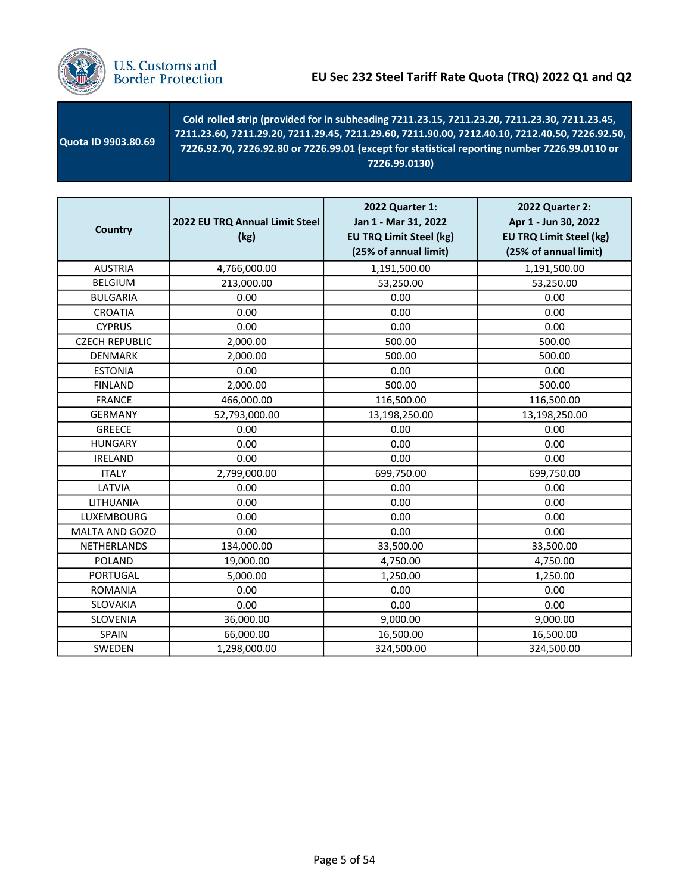## EU Sec 232 Steel Tariff Rate Quota (TRQ) 2022 Q1 and Q2

| Quota ID 9903.80.69 | Cold rolled strip (provided for in subheading 7211.23.15, 7211.23.20, 7211.23.30, 7211.23.45, 7211.23.60, 7211.29.20, 7211.29.45, 7211.29.60, 7211.90.00, 7212.40.10, 7212.40.50, 7226.92.50, 7226.92.70, 7226.92.80 or 7226.99.01 (except for statistical reporting number 7226.99.0110 or 7226.99.0130) |
|---|---|

| Country | 2022 EU TRQ Annual Limit Steel (kg) | 2022 Quarter 1: Jan 1 - Mar 31, 2022 EU TRQ Limit Steel (kg) (25% of annual limit) | 2022 Quarter 2: Apr 1 - Jun 30, 2022 EU TRQ Limit Steel (kg) (25% of annual limit) |
|---|---|---|---|
| AUSTRIA | 4,766,000.00 | 1,191,500.00 | 1,191,500.00 |
| BELGIUM | 213,000.00 | 53,250.00 | 53,250.00 |
| BULGARIA | 0.00 | 0.00 | 0.00 |
| CROATIA | 0.00 | 0.00 | 0.00 |
| CYPRUS | 0.00 | 0.00 | 0.00 |
| CZECH REPUBLIC | 2,000.00 | 500.00 | 500.00 |
| DENMARK | 2,000.00 | 500.00 | 500.00 |
| ESTONIA | 0.00 | 0.00 | 0.00 |
| FINLAND | 2,000.00 | 500.00 | 500.00 |
| FRANCE | 466,000.00 | 116,500.00 | 116,500.00 |
| GERMANY | 52,793,000.00 | 13,198,250.00 | 13,198,250.00 |
| GREECE | 0.00 | 0.00 | 0.00 |
| HUNGARY | 0.00 | 0.00 | 0.00 |
| IRELAND | 0.00 | 0.00 | 0.00 |
| ITALY | 2,799,000.00 | 699,750.00 | 699,750.00 |
| LATVIA | 0.00 | 0.00 | 0.00 |
| LITHUANIA | 0.00 | 0.00 | 0.00 |
| LUXEMBOURG | 0.00 | 0.00 | 0.00 |
| MALTA AND GOZO | 0.00 | 0.00 | 0.00 |
| NETHERLANDS | 134,000.00 | 33,500.00 | 33,500.00 |
| POLAND | 19,000.00 | 4,750.00 | 4,750.00 |
| PORTUGAL | 5,000.00 | 1,250.00 | 1,250.00 |
| ROMANIA | 0.00 | 0.00 | 0.00 |
| SLOVAKIA | 0.00 | 0.00 | 0.00 |
| SLOVENIA | 36,000.00 | 9,000.00 | 9,000.00 |
| SPAIN | 66,000.00 | 16,500.00 | 16,500.00 |
| SWEDEN | 1,298,000.00 | 324,500.00 | 324,500.00 |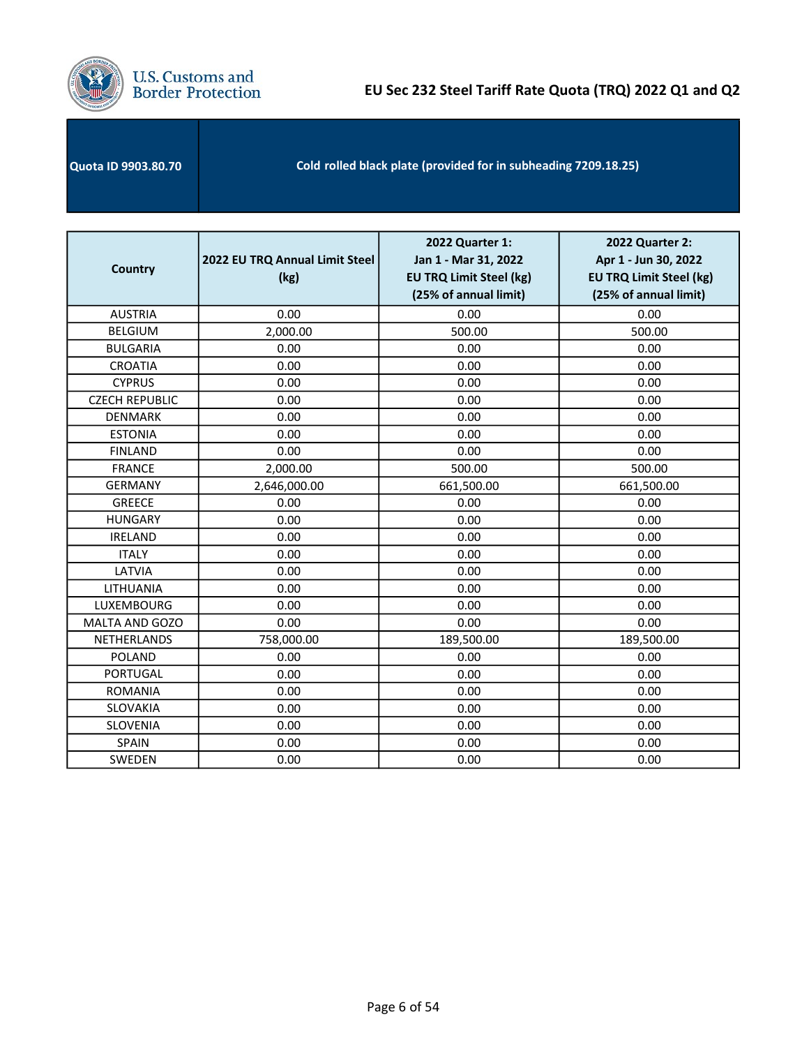# EU Sec 232 Steel Tariff Rate Quota (TRQ) 2022 Q1 and Q2

| Quota ID 9903.80.70 | Cold rolled black plate (provided for in subheading 7209.18.25) |
|---|---|

| Country | 2022 EU TRQ Annual Limit Steel (kg) | 2022 Quarter 1: Jan 1 - Mar 31, 2022 EU TRQ Limit Steel (kg) (25% of annual limit) | 2022 Quarter 2: Apr 1 - Jun 30, 2022 EU TRQ Limit Steel (kg) (25% of annual limit) |
|---|---|---|---|
| AUSTRIA | 0.00 | 0.00 | 0.00 |
| BELGIUM | 2,000.00 | 500.00 | 500.00 |
| BULGARIA | 0.00 | 0.00 | 0.00 |
| CROATIA | 0.00 | 0.00 | 0.00 |
| CYPRUS | 0.00 | 0.00 | 0.00 |
| CZECH REPUBLIC | 0.00 | 0.00 | 0.00 |
| DENMARK | 0.00 | 0.00 | 0.00 |
| ESTONIA | 0.00 | 0.00 | 0.00 |
| FINLAND | 0.00 | 0.00 | 0.00 |
| FRANCE | 2,000.00 | 500.00 | 500.00 |
| GERMANY | 2,646,000.00 | 661,500.00 | 661,500.00 |
| GREECE | 0.00 | 0.00 | 0.00 |
| HUNGARY | 0.00 | 0.00 | 0.00 |
| IRELAND | 0.00 | 0.00 | 0.00 |
| ITALY | 0.00 | 0.00 | 0.00 |
| LATVIA | 0.00 | 0.00 | 0.00 |
| LITHUANIA | 0.00 | 0.00 | 0.00 |
| LUXEMBOURG | 0.00 | 0.00 | 0.00 |
| MALTA AND GOZO | 0.00 | 0.00 | 0.00 |
| NETHERLANDS | 758,000.00 | 189,500.00 | 189,500.00 |
| POLAND | 0.00 | 0.00 | 0.00 |
| PORTUGAL | 0.00 | 0.00 | 0.00 |
| ROMANIA | 0.00 | 0.00 | 0.00 |
| SLOVAKIA | 0.00 | 0.00 | 0.00 |
| SLOVENIA | 0.00 | 0.00 | 0.00 |
| SPAIN | 0.00 | 0.00 | 0.00 |
| SWEDEN | 0.00 | 0.00 | 0.00 |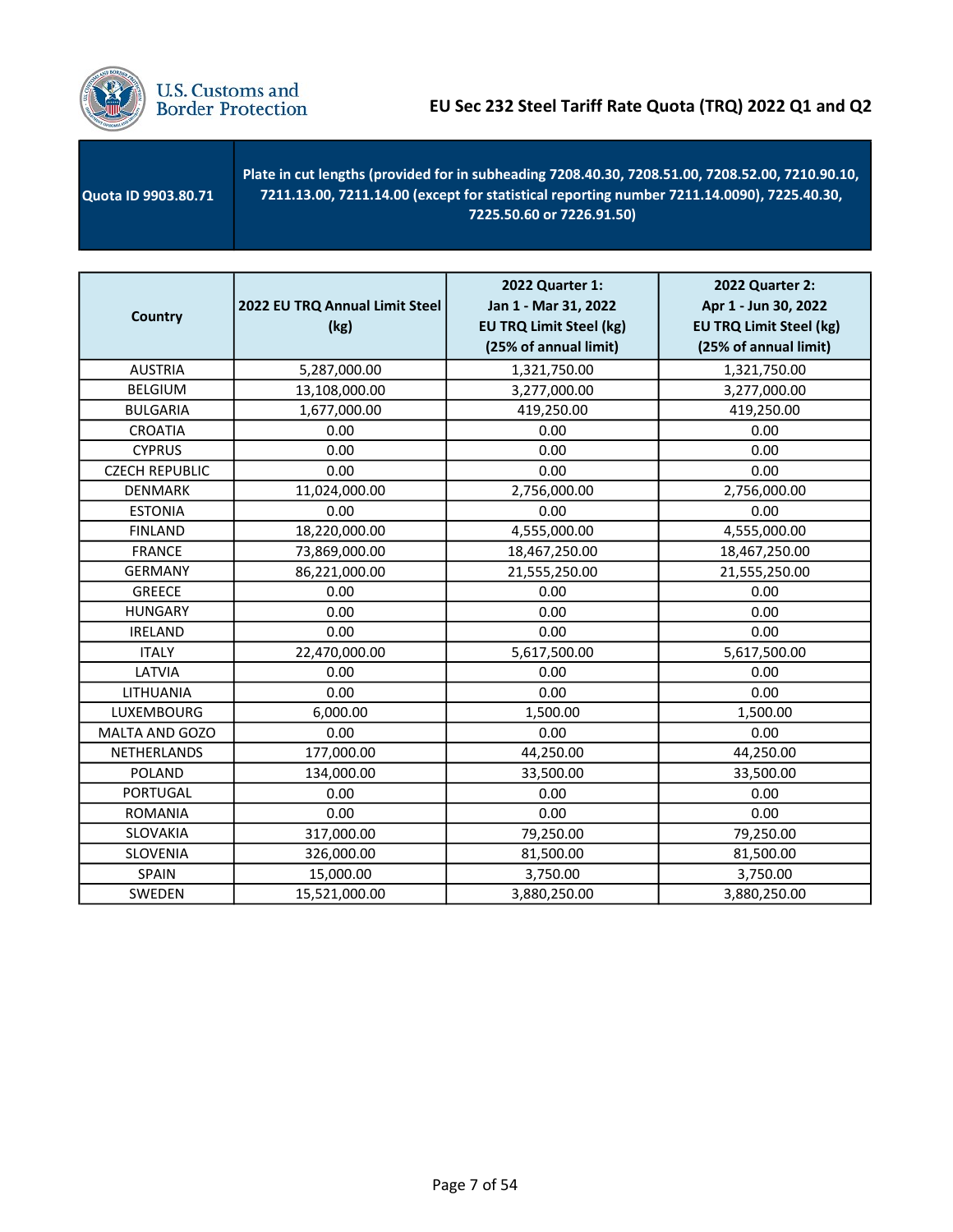## EU Sec 232 Steel Tariff Rate Quota (TRQ) 2022 Q1 and Q2

| Quota ID 9903.80.71 | Plate in cut lengths (provided for in subheading 7208.40.30, 7208.51.00, 7208.52.00, 7210.90.10, 7211.13.00, 7211.14.00 (except for statistical reporting number 7211.14.0090), 7225.40.30, 7225.50.60 or 7226.91.50) |
|---|---|

| Country | 2022 EU TRQ Annual Limit Steel (kg) | 2022 Quarter 1: Jan 1 - Mar 31, 2022 EU TRQ Limit Steel (kg) (25% of annual limit) | 2022 Quarter 2: Apr 1 - Jun 30, 2022 EU TRQ Limit Steel (kg) (25% of annual limit) |
|---|---|---|---|
| AUSTRIA | 5,287,000.00 | 1,321,750.00 | 1,321,750.00 |
| BELGIUM | 13,108,000.00 | 3,277,000.00 | 3,277,000.00 |
| BULGARIA | 1,677,000.00 | 419,250.00 | 419,250.00 |
| CROATIA | 0.00 | 0.00 | 0.00 |
| CYPRUS | 0.00 | 0.00 | 0.00 |
| CZECH REPUBLIC | 0.00 | 0.00 | 0.00 |
| DENMARK | 11,024,000.00 | 2,756,000.00 | 2,756,000.00 |
| ESTONIA | 0.00 | 0.00 | 0.00 |
| FINLAND | 18,220,000.00 | 4,555,000.00 | 4,555,000.00 |
| FRANCE | 73,869,000.00 | 18,467,250.00 | 18,467,250.00 |
| GERMANY | 86,221,000.00 | 21,555,250.00 | 21,555,250.00 |
| GREECE | 0.00 | 0.00 | 0.00 |
| HUNGARY | 0.00 | 0.00 | 0.00 |
| IRELAND | 0.00 | 0.00 | 0.00 |
| ITALY | 22,470,000.00 | 5,617,500.00 | 5,617,500.00 |
| LATVIA | 0.00 | 0.00 | 0.00 |
| LITHUANIA | 0.00 | 0.00 | 0.00 |
| LUXEMBOURG | 6,000.00 | 1,500.00 | 1,500.00 |
| MALTA AND GOZO | 0.00 | 0.00 | 0.00 |
| NETHERLANDS | 177,000.00 | 44,250.00 | 44,250.00 |
| POLAND | 134,000.00 | 33,500.00 | 33,500.00 |
| PORTUGAL | 0.00 | 0.00 | 0.00 |
| ROMANIA | 0.00 | 0.00 | 0.00 |
| SLOVAKIA | 317,000.00 | 79,250.00 | 79,250.00 |
| SLOVENIA | 326,000.00 | 81,500.00 | 81,500.00 |
| SPAIN | 15,000.00 | 3,750.00 | 3,750.00 |
| SWEDEN | 15,521,000.00 | 3,880,250.00 | 3,880,250.00 |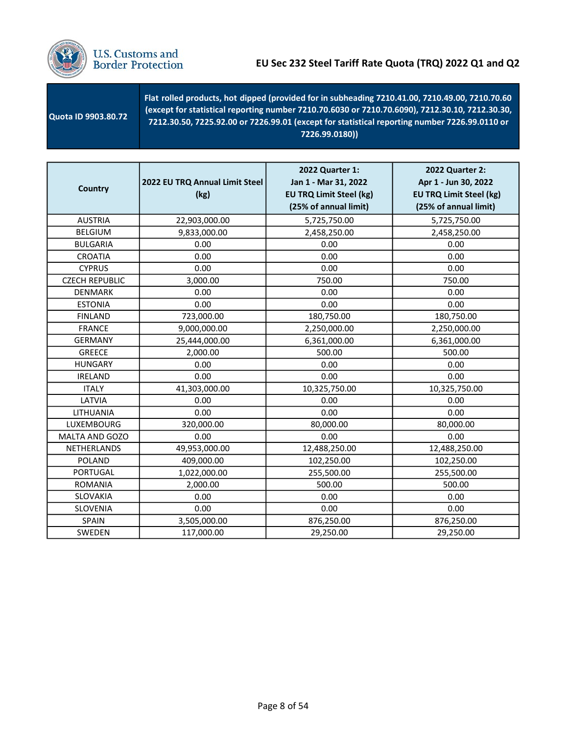# EU Sec 232 Steel Tariff Rate Quota (TRQ) 2022 Q1 and Q2

| Quota ID 9903.80.72 | Flat rolled products, hot dipped (provided for in subheading 7210.41.00, 7210.49.00, 7210.70.60 (except for statistical reporting number 7210.70.6030 or 7210.70.6090), 7212.30.10, 7212.30.30, 7212.30.50, 7225.92.00 or 7226.99.01 (except for statistical reporting number 7226.99.0110 or 7226.99.0180)) |
|---|---|

| Country | 2022 EU TRQ Annual Limit Steel (kg) | 2022 Quarter 1: Jan 1 - Mar 31, 2022 EU TRQ Limit Steel (kg) (25% of annual limit) | 2022 Quarter 2: Apr 1 - Jun 30, 2022 EU TRQ Limit Steel (kg) (25% of annual limit) |
|---|---|---|---|
| AUSTRIA | 22,903,000.00 | 5,725,750.00 | 5,725,750.00 |
| BELGIUM | 9,833,000.00 | 2,458,250.00 | 2,458,250.00 |
| BULGARIA | 0.00 | 0.00 | 0.00 |
| CROATIA | 0.00 | 0.00 | 0.00 |
| CYPRUS | 0.00 | 0.00 | 0.00 |
| CZECH REPUBLIC | 3,000.00 | 750.00 | 750.00 |
| DENMARK | 0.00 | 0.00 | 0.00 |
| ESTONIA | 0.00 | 0.00 | 0.00 |
| FINLAND | 723,000.00 | 180,750.00 | 180,750.00 |
| FRANCE | 9,000,000.00 | 2,250,000.00 | 2,250,000.00 |
| GERMANY | 25,444,000.00 | 6,361,000.00 | 6,361,000.00 |
| GREECE | 2,000.00 | 500.00 | 500.00 |
| HUNGARY | 0.00 | 0.00 | 0.00 |
| IRELAND | 0.00 | 0.00 | 0.00 |
| ITALY | 41,303,000.00 | 10,325,750.00 | 10,325,750.00 |
| LATVIA | 0.00 | 0.00 | 0.00 |
| LITHUANIA | 0.00 | 0.00 | 0.00 |
| LUXEMBOURG | 320,000.00 | 80,000.00 | 80,000.00 |
| MALTA AND GOZO | 0.00 | 0.00 | 0.00 |
| NETHERLANDS | 49,953,000.00 | 12,488,250.00 | 12,488,250.00 |
| POLAND | 409,000.00 | 102,250.00 | 102,250.00 |
| PORTUGAL | 1,022,000.00 | 255,500.00 | 255,500.00 |
| ROMANIA | 2,000.00 | 500.00 | 500.00 |
| SLOVAKIA | 0.00 | 0.00 | 0.00 |
| SLOVENIA | 0.00 | 0.00 | 0.00 |
| SPAIN | 3,505,000.00 | 876,250.00 | 876,250.00 |
| SWEDEN | 117,000.00 | 29,250.00 | 29,250.00 |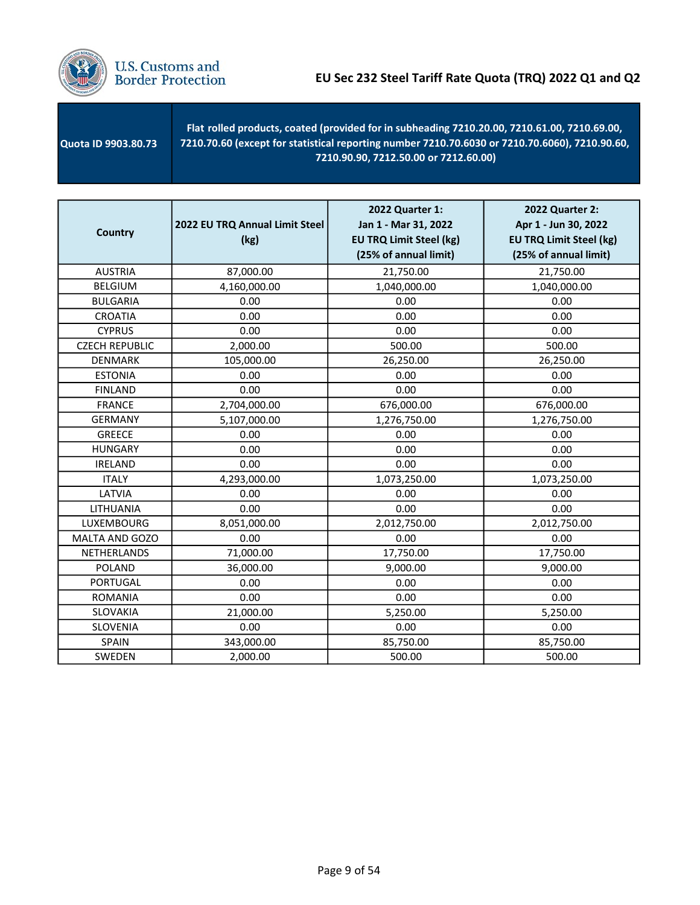# EU Sec 232 Steel Tariff Rate Quota (TRQ) 2022 Q1 and Q2

| Quota ID 9903.80.73 | Flat rolled products, coated (provided for in subheading 7210.20.00, 7210.61.00, 7210.69.00, 7210.70.60 (except for statistical reporting number 7210.70.6030 or 7210.70.6060), 7210.90.60, 7210.90.90, 7212.50.00 or 7212.60.00) |
|---|---|

| Country | 2022 EU TRQ Annual Limit Steel (kg) | 2022 Quarter 1: Jan 1 - Mar 31, 2022 EU TRQ Limit Steel (kg) (25% of annual limit) | 2022 Quarter 2: Apr 1 - Jun 30, 2022 EU TRQ Limit Steel (kg) (25% of annual limit) |
|---|---|---|---|
| AUSTRIA | 87,000.00 | 21,750.00 | 21,750.00 |
| BELGIUM | 4,160,000.00 | 1,040,000.00 | 1,040,000.00 |
| BULGARIA | 0.00 | 0.00 | 0.00 |
| CROATIA | 0.00 | 0.00 | 0.00 |
| CYPRUS | 0.00 | 0.00 | 0.00 |
| CZECH REPUBLIC | 2,000.00 | 500.00 | 500.00 |
| DENMARK | 105,000.00 | 26,250.00 | 26,250.00 |
| ESTONIA | 0.00 | 0.00 | 0.00 |
| FINLAND | 0.00 | 0.00 | 0.00 |
| FRANCE | 2,704,000.00 | 676,000.00 | 676,000.00 |
| GERMANY | 5,107,000.00 | 1,276,750.00 | 1,276,750.00 |
| GREECE | 0.00 | 0.00 | 0.00 |
| HUNGARY | 0.00 | 0.00 | 0.00 |
| IRELAND | 0.00 | 0.00 | 0.00 |
| ITALY | 4,293,000.00 | 1,073,250.00 | 1,073,250.00 |
| LATVIA | 0.00 | 0.00 | 0.00 |
| LITHUANIA | 0.00 | 0.00 | 0.00 |
| LUXEMBOURG | 8,051,000.00 | 2,012,750.00 | 2,012,750.00 |
| MALTA AND GOZO | 0.00 | 0.00 | 0.00 |
| NETHERLANDS | 71,000.00 | 17,750.00 | 17,750.00 |
| POLAND | 36,000.00 | 9,000.00 | 9,000.00 |
| PORTUGAL | 0.00 | 0.00 | 0.00 |
| ROMANIA | 0.00 | 0.00 | 0.00 |
| SLOVAKIA | 21,000.00 | 5,250.00 | 5,250.00 |
| SLOVENIA | 0.00 | 0.00 | 0.00 |
| SPAIN | 343,000.00 | 85,750.00 | 85,750.00 |
| SWEDEN | 2,000.00 | 500.00 | 500.00 |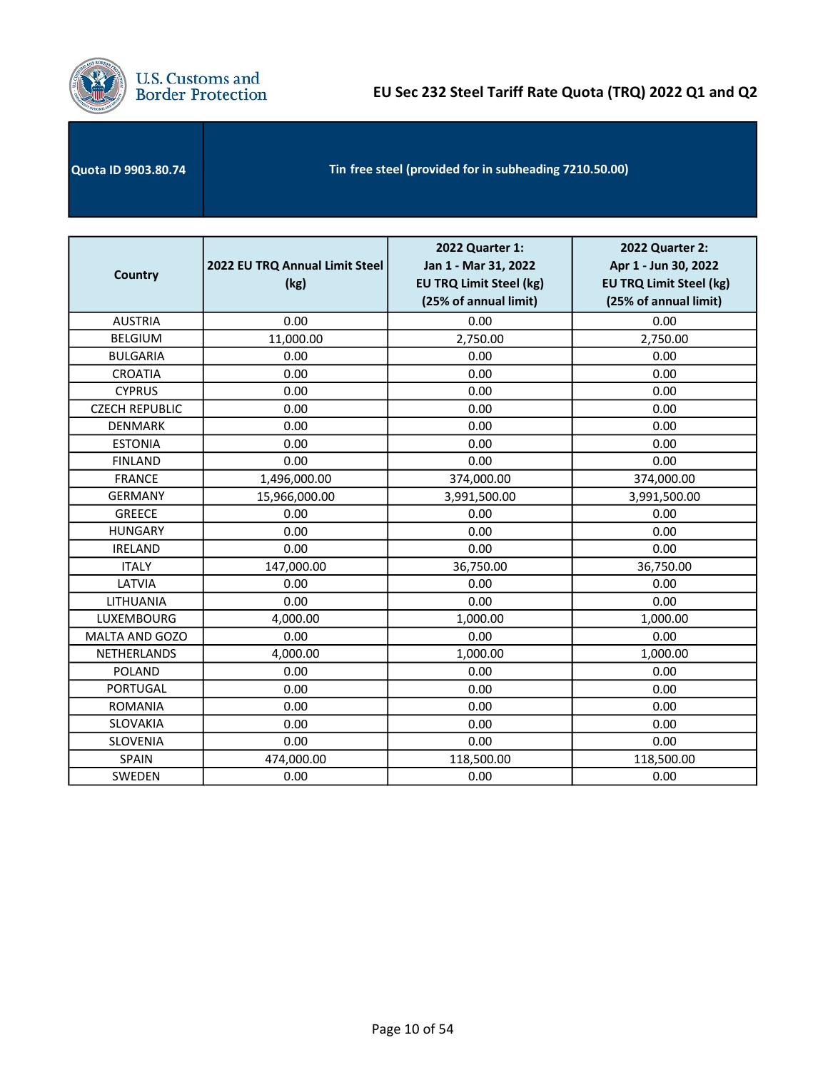# EU Sec 232 Steel Tariff Rate Quota (TRQ) 2022 Q1 and Q2

| Quota ID 9903.80.74 | Tin free steel (provided for in subheading 7210.50.00) |
|---|---|

| Country | 2022 EU TRQ Annual Limit Steel (kg) | 2022 Quarter 1: Jan 1 - Mar 31, 2022 EU TRQ Limit Steel (kg) (25% of annual limit) | 2022 Quarter 2: Apr 1 - Jun 30, 2022 EU TRQ Limit Steel (kg) (25% of annual limit) |
|---|---|---|---|
| AUSTRIA | 0.00 | 0.00 | 0.00 |
| BELGIUM | 11,000.00 | 2,750.00 | 2,750.00 |
| BULGARIA | 0.00 | 0.00 | 0.00 |
| CROATIA | 0.00 | 0.00 | 0.00 |
| CYPRUS | 0.00 | 0.00 | 0.00 |
| CZECH REPUBLIC | 0.00 | 0.00 | 0.00 |
| DENMARK | 0.00 | 0.00 | 0.00 |
| ESTONIA | 0.00 | 0.00 | 0.00 |
| FINLAND | 0.00 | 0.00 | 0.00 |
| FRANCE | 1,496,000.00 | 374,000.00 | 374,000.00 |
| GERMANY | 15,966,000.00 | 3,991,500.00 | 3,991,500.00 |
| GREECE | 0.00 | 0.00 | 0.00 |
| HUNGARY | 0.00 | 0.00 | 0.00 |
| IRELAND | 0.00 | 0.00 | 0.00 |
| ITALY | 147,000.00 | 36,750.00 | 36,750.00 |
| LATVIA | 0.00 | 0.00 | 0.00 |
| LITHUANIA | 0.00 | 0.00 | 0.00 |
| LUXEMBOURG | 4,000.00 | 1,000.00 | 1,000.00 |
| MALTA AND GOZO | 0.00 | 0.00 | 0.00 |
| NETHERLANDS | 4,000.00 | 1,000.00 | 1,000.00 |
| POLAND | 0.00 | 0.00 | 0.00 |
| PORTUGAL | 0.00 | 0.00 | 0.00 |
| ROMANIA | 0.00 | 0.00 | 0.00 |
| SLOVAKIA | 0.00 | 0.00 | 0.00 |
| SLOVENIA | 0.00 | 0.00 | 0.00 |
| SPAIN | 474,000.00 | 118,500.00 | 118,500.00 |
| SWEDEN | 0.00 | 0.00 | 0.00 |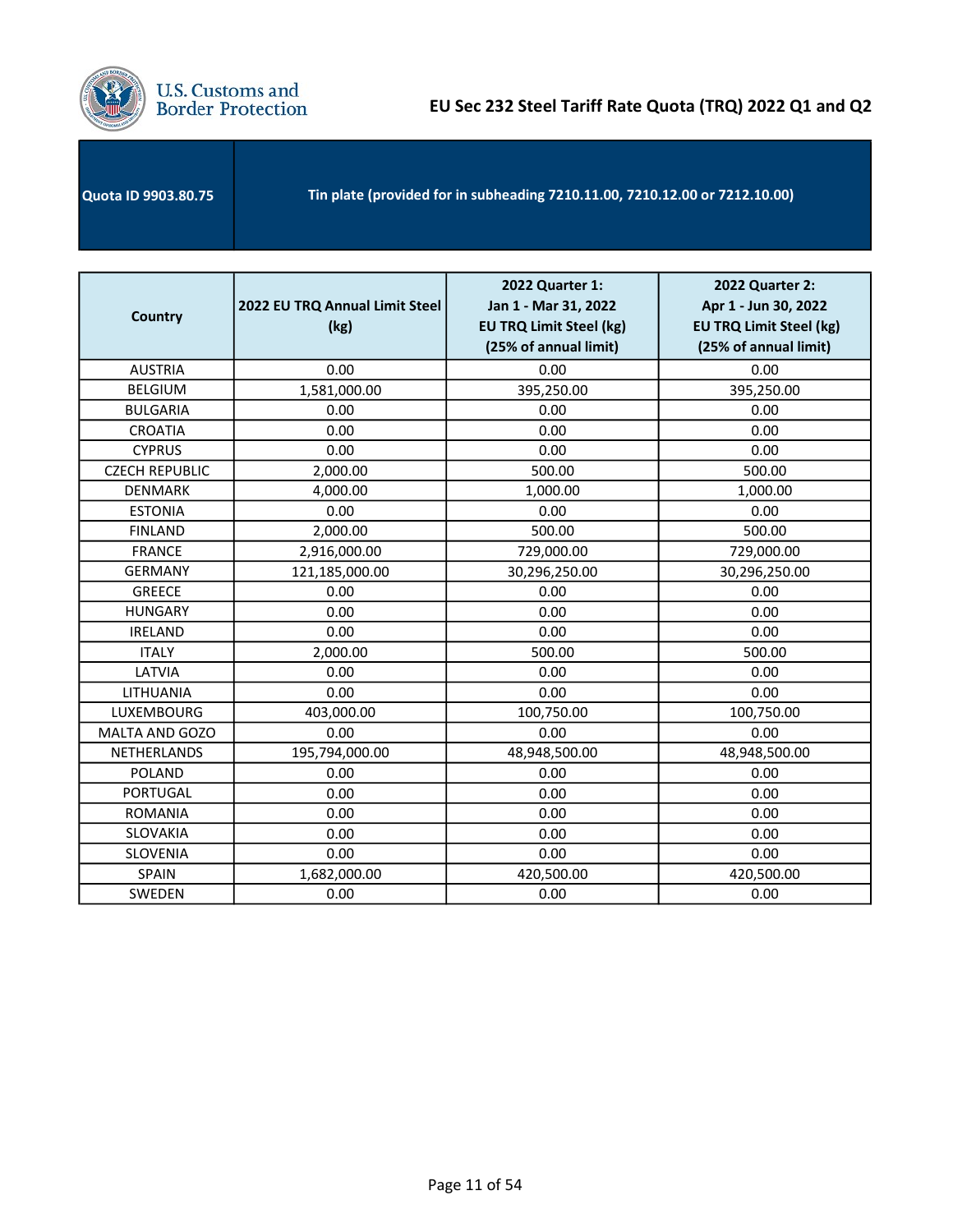# EU Sec 232 Steel Tariff Rate Quota (TRQ) 2022 Q1 and Q2

| Quota ID 9903.80.75 | Tin plate (provided for in subheading 7210.11.00, 7210.12.00 or 7212.10.00) |
|---|---|

| Country | 2022 EU TRQ Annual Limit Steel (kg) | 2022 Quarter 1: Jan 1 - Mar 31, 2022 EU TRQ Limit Steel (kg) (25% of annual limit) | 2022 Quarter 2: Apr 1 - Jun 30, 2022 EU TRQ Limit Steel (kg) (25% of annual limit) |
|---|---|---|---|
| AUSTRIA | 0.00 | 0.00 | 0.00 |
| BELGIUM | 1,581,000.00 | 395,250.00 | 395,250.00 |
| BULGARIA | 0.00 | 0.00 | 0.00 |
| CROATIA | 0.00 | 0.00 | 0.00 |
| CYPRUS | 0.00 | 0.00 | 0.00 |
| CZECH REPUBLIC | 2,000.00 | 500.00 | 500.00 |
| DENMARK | 4,000.00 | 1,000.00 | 1,000.00 |
| ESTONIA | 0.00 | 0.00 | 0.00 |
| FINLAND | 2,000.00 | 500.00 | 500.00 |
| FRANCE | 2,916,000.00 | 729,000.00 | 729,000.00 |
| GERMANY | 121,185,000.00 | 30,296,250.00 | 30,296,250.00 |
| GREECE | 0.00 | 0.00 | 0.00 |
| HUNGARY | 0.00 | 0.00 | 0.00 |
| IRELAND | 0.00 | 0.00 | 0.00 |
| ITALY | 2,000.00 | 500.00 | 500.00 |
| LATVIA | 0.00 | 0.00 | 0.00 |
| LITHUANIA | 0.00 | 0.00 | 0.00 |
| LUXEMBOURG | 403,000.00 | 100,750.00 | 100,750.00 |
| MALTA AND GOZO | 0.00 | 0.00 | 0.00 |
| NETHERLANDS | 195,794,000.00 | 48,948,500.00 | 48,948,500.00 |
| POLAND | 0.00 | 0.00 | 0.00 |
| PORTUGAL | 0.00 | 0.00 | 0.00 |
| ROMANIA | 0.00 | 0.00 | 0.00 |
| SLOVAKIA | 0.00 | 0.00 | 0.00 |
| SLOVENIA | 0.00 | 0.00 | 0.00 |
| SPAIN | 1,682,000.00 | 420,500.00 | 420,500.00 |
| SWEDEN | 0.00 | 0.00 | 0.00 |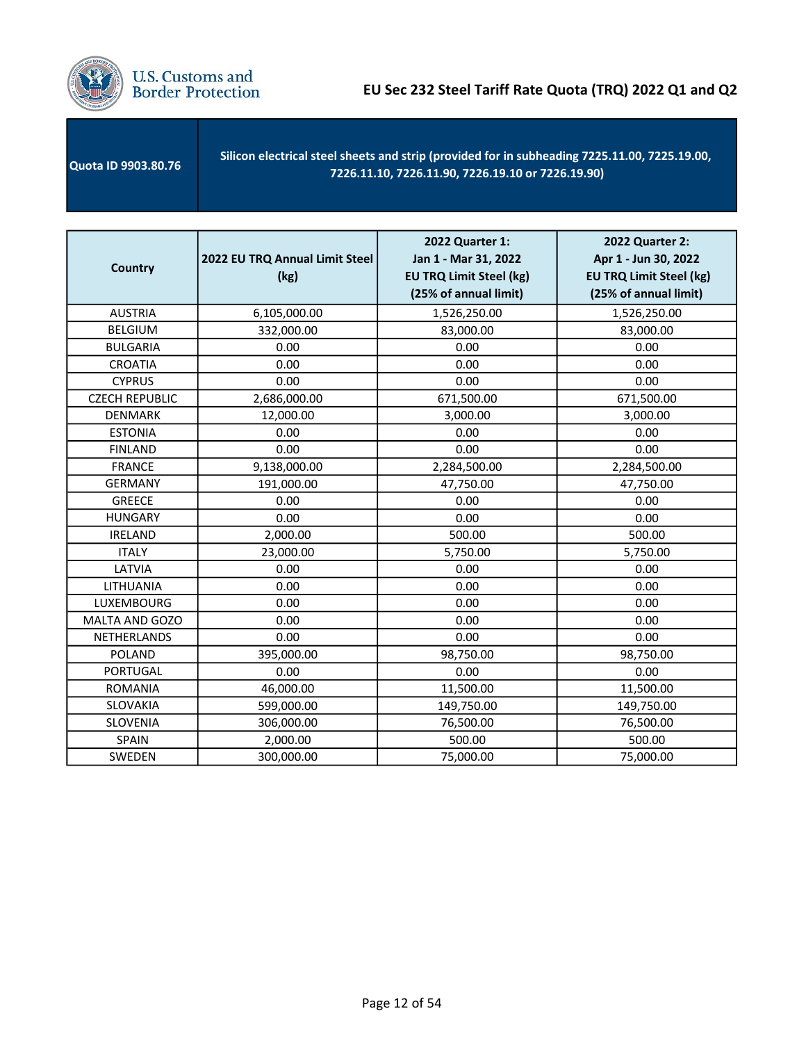# EU Sec 232 Steel Tariff Rate Quota (TRQ) 2022 Q1 and Q2

| Quota ID 9903.80.76 | Silicon electrical steel sheets and strip (provided for in subheading 7225.11.00, 7225.19.00, 7226.11.10, 7226.11.90, 7226.19.10 or 7226.19.90) |
|---|---|

| Country | 2022 EU TRQ Annual Limit Steel (kg) | 2022 Quarter 1: Jan 1 - Mar 31, 2022 EU TRQ Limit Steel (kg) (25% of annual limit) | 2022 Quarter 2: Apr 1 - Jun 30, 2022 EU TRQ Limit Steel (kg) (25% of annual limit) |
|---|---|---|---|
| AUSTRIA | 6,105,000.00 | 1,526,250.00 | 1,526,250.00 |
| BELGIUM | 332,000.00 | 83,000.00 | 83,000.00 |
| BULGARIA | 0.00 | 0.00 | 0.00 |
| CROATIA | 0.00 | 0.00 | 0.00 |
| CYPRUS | 0.00 | 0.00 | 0.00 |
| CZECH REPUBLIC | 2,686,000.00 | 671,500.00 | 671,500.00 |
| DENMARK | 12,000.00 | 3,000.00 | 3,000.00 |
| ESTONIA | 0.00 | 0.00 | 0.00 |
| FINLAND | 0.00 | 0.00 | 0.00 |
| FRANCE | 9,138,000.00 | 2,284,500.00 | 2,284,500.00 |
| GERMANY | 191,000.00 | 47,750.00 | 47,750.00 |
| GREECE | 0.00 | 0.00 | 0.00 |
| HUNGARY | 0.00 | 0.00 | 0.00 |
| IRELAND | 2,000.00 | 500.00 | 500.00 |
| ITALY | 23,000.00 | 5,750.00 | 5,750.00 |
| LATVIA | 0.00 | 0.00 | 0.00 |
| LITHUANIA | 0.00 | 0.00 | 0.00 |
| LUXEMBOURG | 0.00 | 0.00 | 0.00 |
| MALTA AND GOZO | 0.00 | 0.00 | 0.00 |
| NETHERLANDS | 0.00 | 0.00 | 0.00 |
| POLAND | 395,000.00 | 98,750.00 | 98,750.00 |
| PORTUGAL | 0.00 | 0.00 | 0.00 |
| ROMANIA | 46,000.00 | 11,500.00 | 11,500.00 |
| SLOVAKIA | 599,000.00 | 149,750.00 | 149,750.00 |
| SLOVENIA | 306,000.00 | 76,500.00 | 76,500.00 |
| SPAIN | 2,000.00 | 500.00 | 500.00 |
| SWEDEN | 300,000.00 | 75,000.00 | 75,000.00 |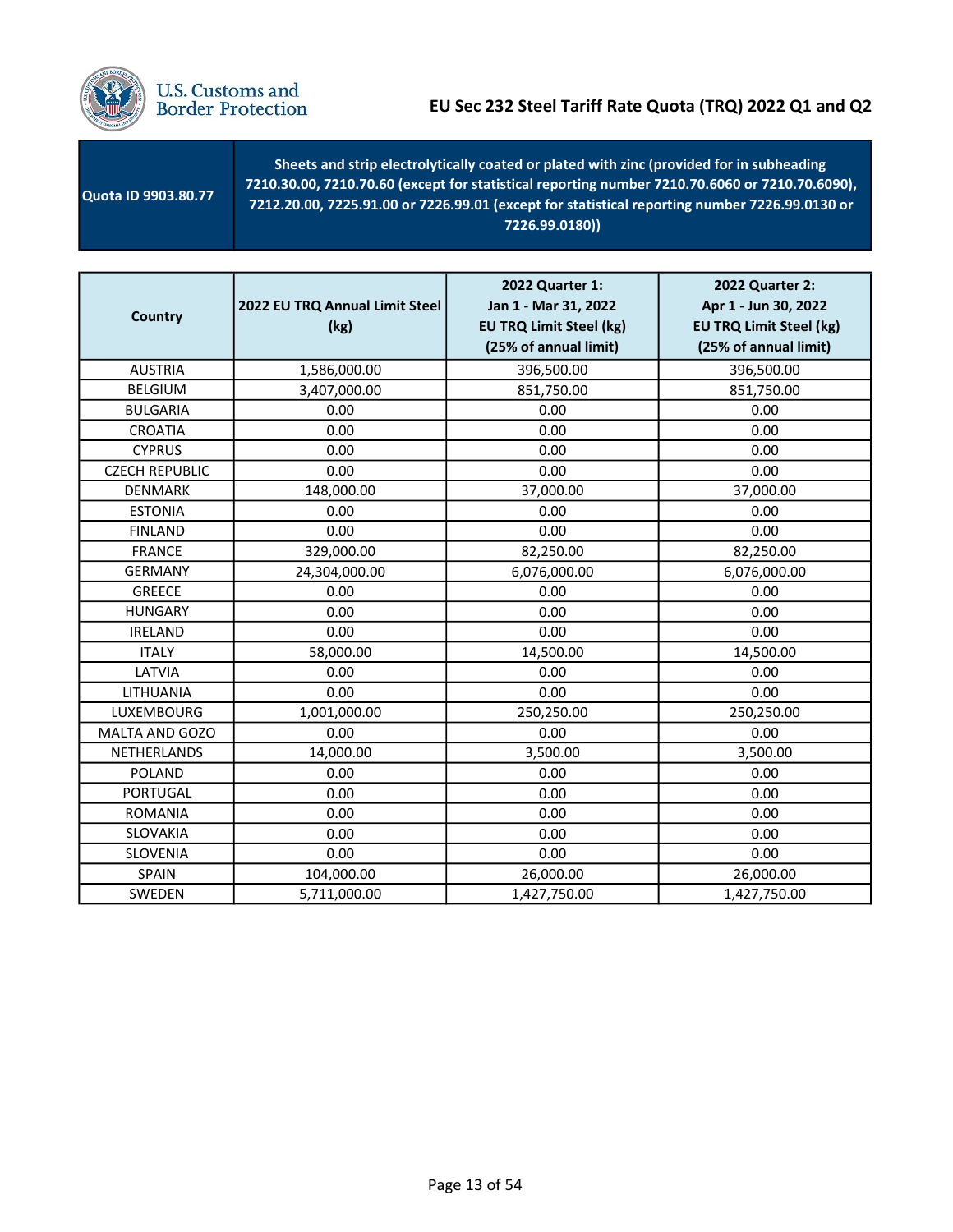# EU Sec 232 Steel Tariff Rate Quota (TRQ) 2022 Q1 and Q2

| Quota ID 9903.80.77 | Sheets and strip electrolytically coated or plated with zinc (provided for in subheading 7210.30.00, 7210.70.60 (except for statistical reporting number 7210.70.6060 or 7210.70.6090), 7212.20.00, 7225.91.00 or 7226.99.01 (except for statistical reporting number 7226.99.0130 or 7226.99.0180)) |
|---|---|

| Country | 2022 EU TRQ Annual Limit Steel (kg) | 2022 Quarter 1: Jan 1 - Mar 31, 2022 EU TRQ Limit Steel (kg) (25% of annual limit) | 2022 Quarter 2: Apr 1 - Jun 30, 2022 EU TRQ Limit Steel (kg) (25% of annual limit) |
|---|---|---|---|
| AUSTRIA | 1,586,000.00 | 396,500.00 | 396,500.00 |
| BELGIUM | 3,407,000.00 | 851,750.00 | 851,750.00 |
| BULGARIA | 0.00 | 0.00 | 0.00 |
| CROATIA | 0.00 | 0.00 | 0.00 |
| CYPRUS | 0.00 | 0.00 | 0.00 |
| CZECH REPUBLIC | 0.00 | 0.00 | 0.00 |
| DENMARK | 148,000.00 | 37,000.00 | 37,000.00 |
| ESTONIA | 0.00 | 0.00 | 0.00 |
| FINLAND | 0.00 | 0.00 | 0.00 |
| FRANCE | 329,000.00 | 82,250.00 | 82,250.00 |
| GERMANY | 24,304,000.00 | 6,076,000.00 | 6,076,000.00 |
| GREECE | 0.00 | 0.00 | 0.00 |
| HUNGARY | 0.00 | 0.00 | 0.00 |
| IRELAND | 0.00 | 0.00 | 0.00 |
| ITALY | 58,000.00 | 14,500.00 | 14,500.00 |
| LATVIA | 0.00 | 0.00 | 0.00 |
| LITHUANIA | 0.00 | 0.00 | 0.00 |
| LUXEMBOURG | 1,001,000.00 | 250,250.00 | 250,250.00 |
| MALTA AND GOZO | 0.00 | 0.00 | 0.00 |
| NETHERLANDS | 14,000.00 | 3,500.00 | 3,500.00 |
| POLAND | 0.00 | 0.00 | 0.00 |
| PORTUGAL | 0.00 | 0.00 | 0.00 |
| ROMANIA | 0.00 | 0.00 | 0.00 |
| SLOVAKIA | 0.00 | 0.00 | 0.00 |
| SLOVENIA | 0.00 | 0.00 | 0.00 |
| SPAIN | 104,000.00 | 26,000.00 | 26,000.00 |
| SWEDEN | 5,711,000.00 | 1,427,750.00 | 1,427,750.00 |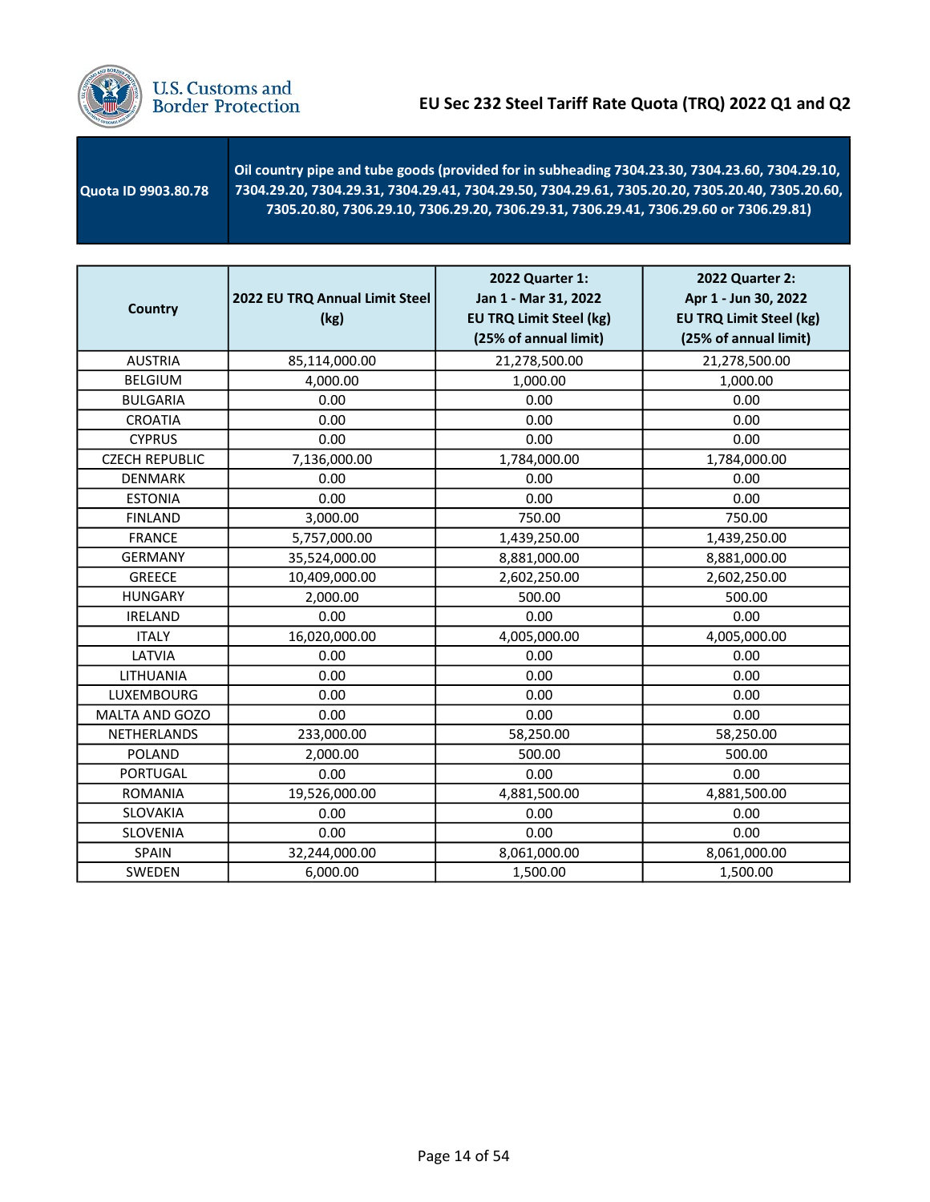# EU Sec 232 Steel Tariff Rate Quota (TRQ) 2022 Q1 and Q2

| Quota ID 9903.80.78 | Oil country pipe and tube goods (provided for in subheading 7304.23.30, 7304.23.60, 7304.29.10, 7304.29.20, 7304.29.31, 7304.29.41, 7304.29.50, 7304.29.61, 7305.20.20, 7305.20.40, 7305.20.60, 7305.20.80, 7306.29.10, 7306.29.20, 7306.29.31, 7306.29.41, 7306.29.60 or 7306.29.81) |
|---|---|

| Country | 2022 EU TRQ Annual Limit Steel (kg) | 2022 Quarter 1: Jan 1 - Mar 31, 2022 EU TRQ Limit Steel (kg) (25% of annual limit) | 2022 Quarter 2: Apr 1 - Jun 30, 2022 EU TRQ Limit Steel (kg) (25% of annual limit) |
|---|---|---|---|
| AUSTRIA | 85,114,000.00 | 21,278,500.00 | 21,278,500.00 |
| BELGIUM | 4,000.00 | 1,000.00 | 1,000.00 |
| BULGARIA | 0.00 | 0.00 | 0.00 |
| CROATIA | 0.00 | 0.00 | 0.00 |
| CYPRUS | 0.00 | 0.00 | 0.00 |
| CZECH REPUBLIC | 7,136,000.00 | 1,784,000.00 | 1,784,000.00 |
| DENMARK | 0.00 | 0.00 | 0.00 |
| ESTONIA | 0.00 | 0.00 | 0.00 |
| FINLAND | 3,000.00 | 750.00 | 750.00 |
| FRANCE | 5,757,000.00 | 1,439,250.00 | 1,439,250.00 |
| GERMANY | 35,524,000.00 | 8,881,000.00 | 8,881,000.00 |
| GREECE | 10,409,000.00 | 2,602,250.00 | 2,602,250.00 |
| HUNGARY | 2,000.00 | 500.00 | 500.00 |
| IRELAND | 0.00 | 0.00 | 0.00 |
| ITALY | 16,020,000.00 | 4,005,000.00 | 4,005,000.00 |
| LATVIA | 0.00 | 0.00 | 0.00 |
| LITHUANIA | 0.00 | 0.00 | 0.00 |
| LUXEMBOURG | 0.00 | 0.00 | 0.00 |
| MALTA AND GOZO | 0.00 | 0.00 | 0.00 |
| NETHERLANDS | 233,000.00 | 58,250.00 | 58,250.00 |
| POLAND | 2,000.00 | 500.00 | 500.00 |
| PORTUGAL | 0.00 | 0.00 | 0.00 |
| ROMANIA | 19,526,000.00 | 4,881,500.00 | 4,881,500.00 |
| SLOVAKIA | 0.00 | 0.00 | 0.00 |
| SLOVENIA | 0.00 | 0.00 | 0.00 |
| SPAIN | 32,244,000.00 | 8,061,000.00 | 8,061,000.00 |
| SWEDEN | 6,000.00 | 1,500.00 | 1,500.00 |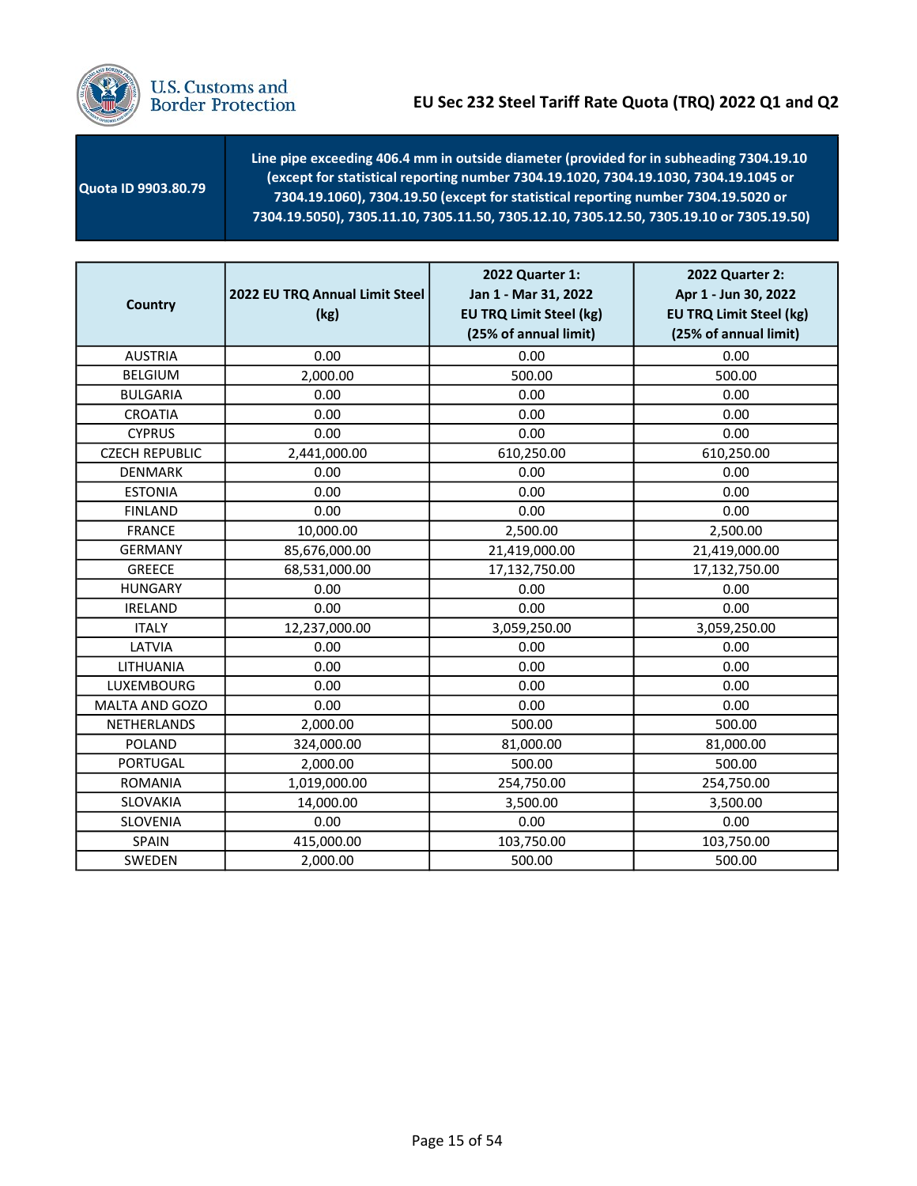# EU Sec 232 Steel Tariff Rate Quota (TRQ) 2022 Q1 and Q2

| Quota ID 9903.80.79 | Line pipe exceeding 406.4 mm in outside diameter (provided for in subheading 7304.19.10 (except for statistical reporting number 7304.19.1020, 7304.19.1030, 7304.19.1045 or 7304.19.1060), 7304.19.50 (except for statistical reporting number 7304.19.5020 or 7304.19.5050), 7305.11.10, 7305.11.50, 7305.12.10, 7305.12.50, 7305.19.10 or 7305.19.50) |
|---|---|

| Country | 2022 EU TRQ Annual Limit Steel (kg) | 2022 Quarter 1: Jan 1 - Mar 31, 2022 EU TRQ Limit Steel (kg) (25% of annual limit) | 2022 Quarter 2: Apr 1 - Jun 30, 2022 EU TRQ Limit Steel (kg) (25% of annual limit) |
|---|---|---|---|
| AUSTRIA | 0.00 | 0.00 | 0.00 |
| BELGIUM | 2,000.00 | 500.00 | 500.00 |
| BULGARIA | 0.00 | 0.00 | 0.00 |
| CROATIA | 0.00 | 0.00 | 0.00 |
| CYPRUS | 0.00 | 0.00 | 0.00 |
| CZECH REPUBLIC | 2,441,000.00 | 610,250.00 | 610,250.00 |
| DENMARK | 0.00 | 0.00 | 0.00 |
| ESTONIA | 0.00 | 0.00 | 0.00 |
| FINLAND | 0.00 | 0.00 | 0.00 |
| FRANCE | 10,000.00 | 2,500.00 | 2,500.00 |
| GERMANY | 85,676,000.00 | 21,419,000.00 | 21,419,000.00 |
| GREECE | 68,531,000.00 | 17,132,750.00 | 17,132,750.00 |
| HUNGARY | 0.00 | 0.00 | 0.00 |
| IRELAND | 0.00 | 0.00 | 0.00 |
| ITALY | 12,237,000.00 | 3,059,250.00 | 3,059,250.00 |
| LATVIA | 0.00 | 0.00 | 0.00 |
| LITHUANIA | 0.00 | 0.00 | 0.00 |
| LUXEMBOURG | 0.00 | 0.00 | 0.00 |
| MALTA AND GOZO | 0.00 | 0.00 | 0.00 |
| NETHERLANDS | 2,000.00 | 500.00 | 500.00 |
| POLAND | 324,000.00 | 81,000.00 | 81,000.00 |
| PORTUGAL | 2,000.00 | 500.00 | 500.00 |
| ROMANIA | 1,019,000.00 | 254,750.00 | 254,750.00 |
| SLOVAKIA | 14,000.00 | 3,500.00 | 3,500.00 |
| SLOVENIA | 0.00 | 0.00 | 0.00 |
| SPAIN | 415,000.00 | 103,750.00 | 103,750.00 |
| SWEDEN | 2,000.00 | 500.00 | 500.00 |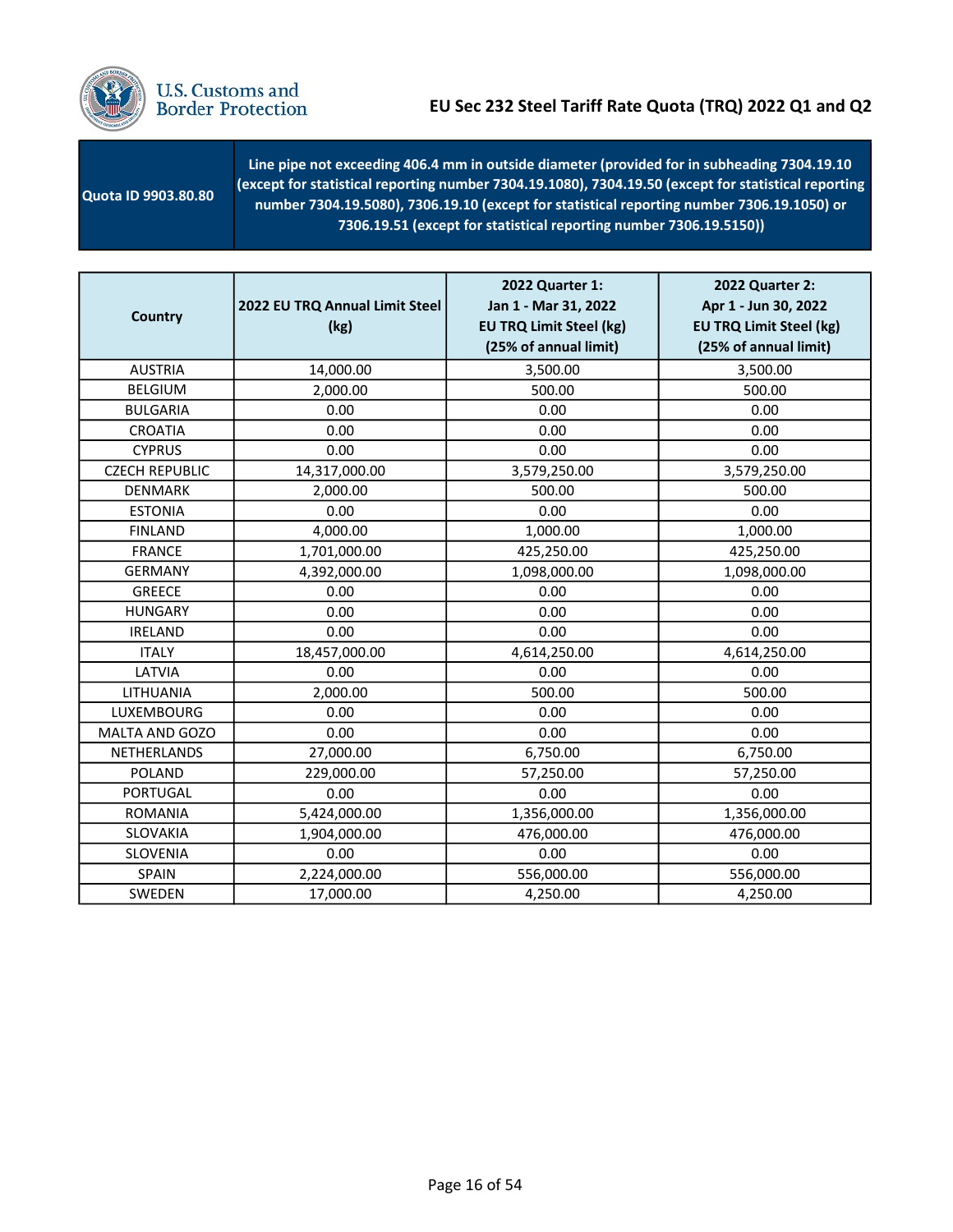# EU Sec 232 Steel Tariff Rate Quota (TRQ) 2022 Q1 and Q2

| Quota ID 9903.80.80 | Line pipe not exceeding 406.4 mm in outside diameter (provided for in subheading 7304.19.10 (except for statistical reporting number 7304.19.1080), 7304.19.50 (except for statistical reporting number 7304.19.5080), 7306.19.10 (except for statistical reporting number 7306.19.1050) or 7306.19.51 (except for statistical reporting number 7306.19.5150)) |
|---|---|

| Country | 2022 EU TRQ Annual Limit Steel (kg) | 2022 Quarter 1: Jan 1 - Mar 31, 2022 EU TRQ Limit Steel (kg) (25% of annual limit) | 2022 Quarter 2: Apr 1 - Jun 30, 2022 EU TRQ Limit Steel (kg) (25% of annual limit) |
|---|---|---|---|
| AUSTRIA | 14,000.00 | 3,500.00 | 3,500.00 |
| BELGIUM | 2,000.00 | 500.00 | 500.00 |
| BULGARIA | 0.00 | 0.00 | 0.00 |
| CROATIA | 0.00 | 0.00 | 0.00 |
| CYPRUS | 0.00 | 0.00 | 0.00 |
| CZECH REPUBLIC | 14,317,000.00 | 3,579,250.00 | 3,579,250.00 |
| DENMARK | 2,000.00 | 500.00 | 500.00 |
| ESTONIA | 0.00 | 0.00 | 0.00 |
| FINLAND | 4,000.00 | 1,000.00 | 1,000.00 |
| FRANCE | 1,701,000.00 | 425,250.00 | 425,250.00 |
| GERMANY | 4,392,000.00 | 1,098,000.00 | 1,098,000.00 |
| GREECE | 0.00 | 0.00 | 0.00 |
| HUNGARY | 0.00 | 0.00 | 0.00 |
| IRELAND | 0.00 | 0.00 | 0.00 |
| ITALY | 18,457,000.00 | 4,614,250.00 | 4,614,250.00 |
| LATVIA | 0.00 | 0.00 | 0.00 |
| LITHUANIA | 2,000.00 | 500.00 | 500.00 |
| LUXEMBOURG | 0.00 | 0.00 | 0.00 |
| MALTA AND GOZO | 0.00 | 0.00 | 0.00 |
| NETHERLANDS | 27,000.00 | 6,750.00 | 6,750.00 |
| POLAND | 229,000.00 | 57,250.00 | 57,250.00 |
| PORTUGAL | 0.00 | 0.00 | 0.00 |
| ROMANIA | 5,424,000.00 | 1,356,000.00 | 1,356,000.00 |
| SLOVAKIA | 1,904,000.00 | 476,000.00 | 476,000.00 |
| SLOVENIA | 0.00 | 0.00 | 0.00 |
| SPAIN | 2,224,000.00 | 556,000.00 | 556,000.00 |
| SWEDEN | 17,000.00 | 4,250.00 | 4,250.00 |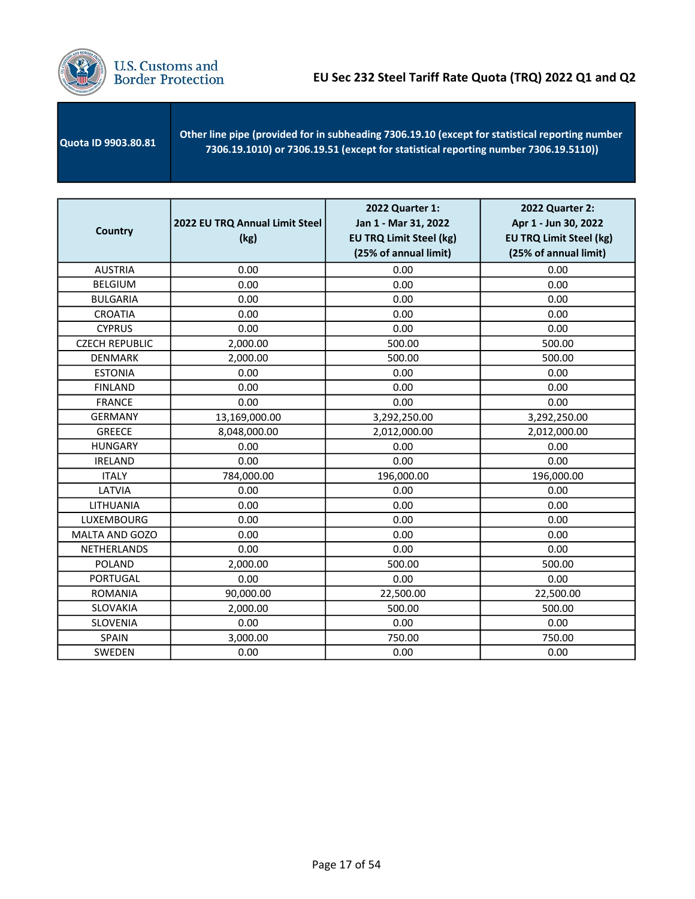# EU Sec 232 Steel Tariff Rate Quota (TRQ) 2022 Q1 and Q2

| Quota ID 9903.80.81 | Other line pipe (provided for in subheading 7306.19.10 (except for statistical reporting number 7306.19.1010) or 7306.19.51 (except for statistical reporting number 7306.19.5110)) |
|---|---|

| Country | 2022 EU TRQ Annual Limit Steel (kg) | 2022 Quarter 1: Jan 1 - Mar 31, 2022 EU TRQ Limit Steel (kg) (25% of annual limit) | 2022 Quarter 2: Apr 1 - Jun 30, 2022 EU TRQ Limit Steel (kg) (25% of annual limit) |
|---|---|---|---|
| AUSTRIA | 0.00 | 0.00 | 0.00 |
| BELGIUM | 0.00 | 0.00 | 0.00 |
| BULGARIA | 0.00 | 0.00 | 0.00 |
| CROATIA | 0.00 | 0.00 | 0.00 |
| CYPRUS | 0.00 | 0.00 | 0.00 |
| CZECH REPUBLIC | 2,000.00 | 500.00 | 500.00 |
| DENMARK | 2,000.00 | 500.00 | 500.00 |
| ESTONIA | 0.00 | 0.00 | 0.00 |
| FINLAND | 0.00 | 0.00 | 0.00 |
| FRANCE | 0.00 | 0.00 | 0.00 |
| GERMANY | 13,169,000.00 | 3,292,250.00 | 3,292,250.00 |
| GREECE | 8,048,000.00 | 2,012,000.00 | 2,012,000.00 |
| HUNGARY | 0.00 | 0.00 | 0.00 |
| IRELAND | 0.00 | 0.00 | 0.00 |
| ITALY | 784,000.00 | 196,000.00 | 196,000.00 |
| LATVIA | 0.00 | 0.00 | 0.00 |
| LITHUANIA | 0.00 | 0.00 | 0.00 |
| LUXEMBOURG | 0.00 | 0.00 | 0.00 |
| MALTA AND GOZO | 0.00 | 0.00 | 0.00 |
| NETHERLANDS | 0.00 | 0.00 | 0.00 |
| POLAND | 2,000.00 | 500.00 | 500.00 |
| PORTUGAL | 0.00 | 0.00 | 0.00 |
| ROMANIA | 90,000.00 | 22,500.00 | 22,500.00 |
| SLOVAKIA | 2,000.00 | 500.00 | 500.00 |
| SLOVENIA | 0.00 | 0.00 | 0.00 |
| SPAIN | 3,000.00 | 750.00 | 750.00 |
| SWEDEN | 0.00 | 0.00 | 0.00 |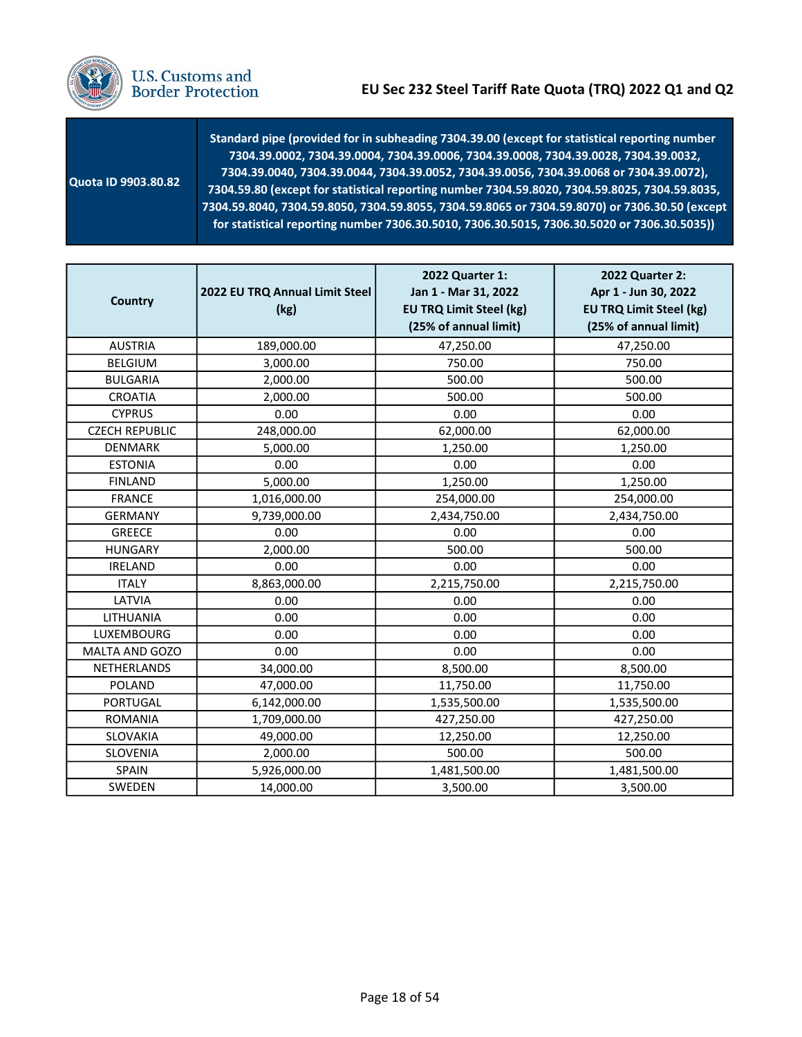| Quota ID 9903.80.82 | Standard pipe (provided for in subheading 7304.39.00 (except for statistical reporting number 7304.39.0002, 7304.39.0004, 7304.39.0006, 7304.39.0008, 7304.39.0028, 7304.39.0032, 7304.39.0040, 7304.39.0044, 7304.39.0052, 7304.39.0056, 7304.39.0068 or 7304.39.0072), 7304.59.80 (except for statistical reporting number 7304.59.8020, 7304.59.8025, 7304.59.8035, 7304.59.8040, 7304.59.8050, 7304.59.8055, 7304.59.8065 or 7304.59.8070) or 7306.30.50 (except for statistical reporting number 7306.30.5010, 7306.30.5015, 7306.30.5020 or 7306.30.5035)) |
|---|---|

| Country | 2022 EU TRQ Annual Limit Steel (kg) | 2022 Quarter 1: Jan 1 - Mar 31, 2022 EU TRQ Limit Steel (kg) (25% of annual limit) | 2022 Quarter 2: Apr 1 - Jun 30, 2022 EU TRQ Limit Steel (kg) (25% of annual limit) |
|---|---|---|---|
| AUSTRIA | 189,000.00 | 47,250.00 | 47,250.00 |
| BELGIUM | 3,000.00 | 750.00 | 750.00 |
| BULGARIA | 2,000.00 | 500.00 | 500.00 |
| CROATIA | 2,000.00 | 500.00 | 500.00 |
| CYPRUS | 0.00 | 0.00 | 0.00 |
| CZECH REPUBLIC | 248,000.00 | 62,000.00 | 62,000.00 |
| DENMARK | 5,000.00 | 1,250.00 | 1,250.00 |
| ESTONIA | 0.00 | 0.00 | 0.00 |
| FINLAND | 5,000.00 | 1,250.00 | 1,250.00 |
| FRANCE | 1,016,000.00 | 254,000.00 | 254,000.00 |
| GERMANY | 9,739,000.00 | 2,434,750.00 | 2,434,750.00 |
| GREECE | 0.00 | 0.00 | 0.00 |
| HUNGARY | 2,000.00 | 500.00 | 500.00 |
| IRELAND | 0.00 | 0.00 | 0.00 |
| ITALY | 8,863,000.00 | 2,215,750.00 | 2,215,750.00 |
| LATVIA | 0.00 | 0.00 | 0.00 |
| LITHUANIA | 0.00 | 0.00 | 0.00 |
| LUXEMBOURG | 0.00 | 0.00 | 0.00 |
| MALTA AND GOZO | 0.00 | 0.00 | 0.00 |
| NETHERLANDS | 34,000.00 | 8,500.00 | 8,500.00 |
| POLAND | 47,000.00 | 11,750.00 | 11,750.00 |
| PORTUGAL | 6,142,000.00 | 1,535,500.00 | 1,535,500.00 |
| ROMANIA | 1,709,000.00 | 427,250.00 | 427,250.00 |
| SLOVAKIA | 49,000.00 | 12,250.00 | 12,250.00 |
| SLOVENIA | 2,000.00 | 500.00 | 500.00 |
| SPAIN | 5,926,000.00 | 1,481,500.00 | 1,481,500.00 |
| SWEDEN | 14,000.00 | 3,500.00 | 3,500.00 |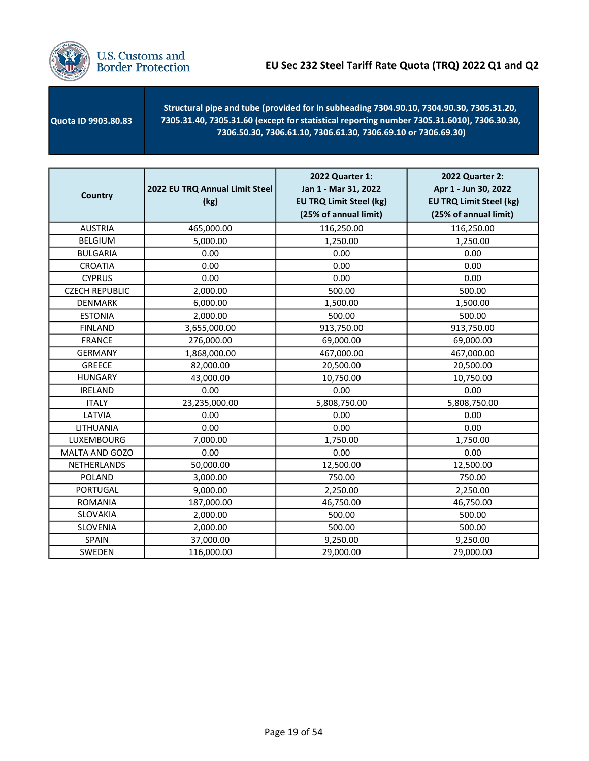# EU Sec 232 Steel Tariff Rate Quota (TRQ) 2022 Q1 and Q2

| Quota ID 9903.80.83 | Structural pipe and tube (provided for in subheading 7304.90.10, 7304.90.30, 7305.31.20, 7305.31.40, 7305.31.60 (except for statistical reporting number 7305.31.6010), 7306.30.30, 7306.50.30, 7306.61.10, 7306.61.30, 7306.69.10 or 7306.69.30) |
|---|---|

| Country | 2022 EU TRQ Annual Limit Steel (kg) | 2022 Quarter 1: Jan 1 - Mar 31, 2022 EU TRQ Limit Steel (kg) (25% of annual limit) | 2022 Quarter 2: Apr 1 - Jun 30, 2022 EU TRQ Limit Steel (kg) (25% of annual limit) |
|---|---|---|---|
| AUSTRIA | 465,000.00 | 116,250.00 | 116,250.00 |
| BELGIUM | 5,000.00 | 1,250.00 | 1,250.00 |
| BULGARIA | 0.00 | 0.00 | 0.00 |
| CROATIA | 0.00 | 0.00 | 0.00 |
| CYPRUS | 0.00 | 0.00 | 0.00 |
| CZECH REPUBLIC | 2,000.00 | 500.00 | 500.00 |
| DENMARK | 6,000.00 | 1,500.00 | 1,500.00 |
| ESTONIA | 2,000.00 | 500.00 | 500.00 |
| FINLAND | 3,655,000.00 | 913,750.00 | 913,750.00 |
| FRANCE | 276,000.00 | 69,000.00 | 69,000.00 |
| GERMANY | 1,868,000.00 | 467,000.00 | 467,000.00 |
| GREECE | 82,000.00 | 20,500.00 | 20,500.00 |
| HUNGARY | 43,000.00 | 10,750.00 | 10,750.00 |
| IRELAND | 0.00 | 0.00 | 0.00 |
| ITALY | 23,235,000.00 | 5,808,750.00 | 5,808,750.00 |
| LATVIA | 0.00 | 0.00 | 0.00 |
| LITHUANIA | 0.00 | 0.00 | 0.00 |
| LUXEMBOURG | 7,000.00 | 1,750.00 | 1,750.00 |
| MALTA AND GOZO | 0.00 | 0.00 | 0.00 |
| NETHERLANDS | 50,000.00 | 12,500.00 | 12,500.00 |
| POLAND | 3,000.00 | 750.00 | 750.00 |
| PORTUGAL | 9,000.00 | 2,250.00 | 2,250.00 |
| ROMANIA | 187,000.00 | 46,750.00 | 46,750.00 |
| SLOVAKIA | 2,000.00 | 500.00 | 500.00 |
| SLOVENIA | 2,000.00 | 500.00 | 500.00 |
| SPAIN | 37,000.00 | 9,250.00 | 9,250.00 |
| SWEDEN | 116,000.00 | 29,000.00 | 29,000.00 |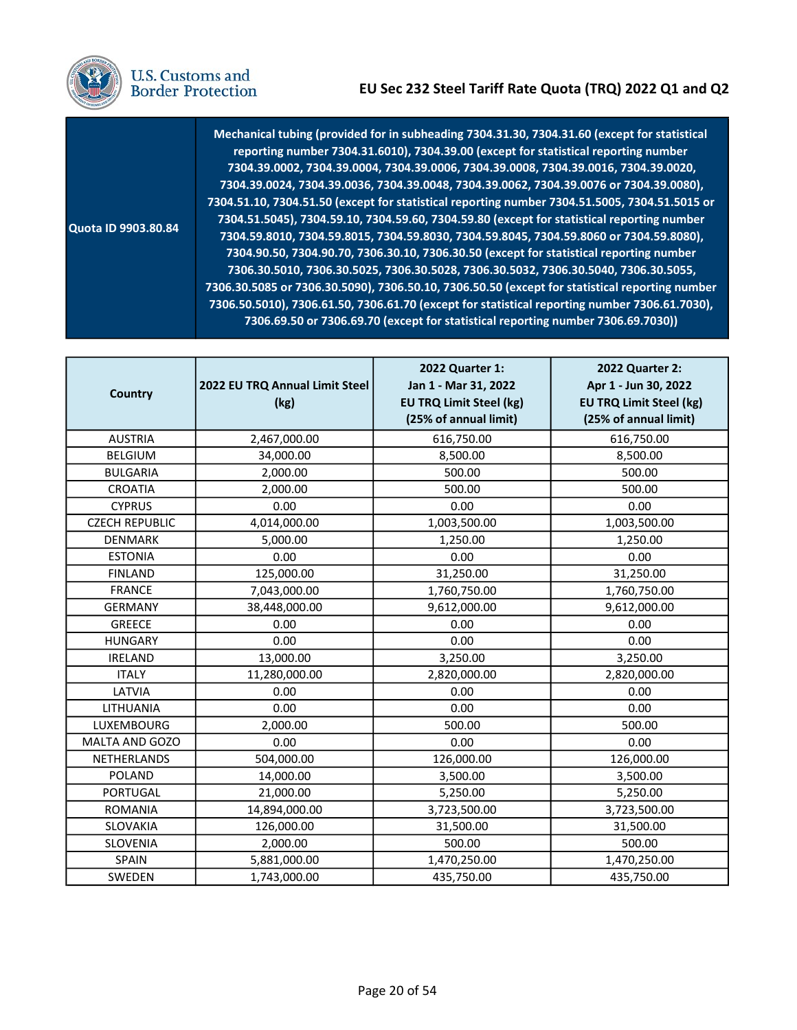| Quota ID 9903.80.84 | Mechanical tubing (provided for in subheading 7304.31.30, 7304.31.60 (except for statistical reporting number 7304.31.6010), 7304.39.00 (except for statistical reporting number 7304.39.0002, 7304.39.0004, 7304.39.0006, 7304.39.0008, 7304.39.0016, 7304.39.0020, 7304.39.0024, 7304.39.0036, 7304.39.0048, 7304.39.0062, 7304.39.0076 or 7304.39.0080), 7304.51.10, 7304.51.50 (except for statistical reporting number 7304.51.5005, 7304.51.5015 or 7304.51.5045), 7304.59.10, 7304.59.60, 7304.59.80 (except for statistical reporting number 7304.59.8010, 7304.59.8015, 7304.59.8030, 7304.59.8045, 7304.59.8060 or 7304.59.8080), 7304.90.50, 7304.90.70, 7306.30.10, 7306.30.50 (except for statistical reporting number 7306.30.5010, 7306.30.5025, 7306.30.5028, 7306.30.5032, 7306.30.5040, 7306.30.5055, 7306.30.5085 or 7306.30.5090), 7306.50.10, 7306.50.50 (except for statistical reporting number 7306.50.5010), 7306.61.50, 7306.61.70 (except for statistical reporting number 7306.61.7030), 7306.69.50 or 7306.69.70 (except for statistical reporting number 7306.69.7030)) |
|---|---|

| Country | 2022 EU TRQ Annual Limit Steel (kg) | 2022 Quarter 1: Jan 1 - Mar 31, 2022 EU TRQ Limit Steel (kg) (25% of annual limit) | 2022 Quarter 2: Apr 1 - Jun 30, 2022 EU TRQ Limit Steel (kg) (25% of annual limit) |
|---|---|---|---|
| AUSTRIA | 2,467,000.00 | 616,750.00 | 616,750.00 |
| BELGIUM | 34,000.00 | 8,500.00 | 8,500.00 |
| BULGARIA | 2,000.00 | 500.00 | 500.00 |
| CROATIA | 2,000.00 | 500.00 | 500.00 |
| CYPRUS | 0.00 | 0.00 | 0.00 |
| CZECH REPUBLIC | 4,014,000.00 | 1,003,500.00 | 1,003,500.00 |
| DENMARK | 5,000.00 | 1,250.00 | 1,250.00 |
| ESTONIA | 0.00 | 0.00 | 0.00 |
| FINLAND | 125,000.00 | 31,250.00 | 31,250.00 |
| FRANCE | 7,043,000.00 | 1,760,750.00 | 1,760,750.00 |
| GERMANY | 38,448,000.00 | 9,612,000.00 | 9,612,000.00 |
| GREECE | 0.00 | 0.00 | 0.00 |
| HUNGARY | 0.00 | 0.00 | 0.00 |
| IRELAND | 13,000.00 | 3,250.00 | 3,250.00 |
| ITALY | 11,280,000.00 | 2,820,000.00 | 2,820,000.00 |
| LATVIA | 0.00 | 0.00 | 0.00 |
| LITHUANIA | 0.00 | 0.00 | 0.00 |
| LUXEMBOURG | 2,000.00 | 500.00 | 500.00 |
| MALTA AND GOZO | 0.00 | 0.00 | 0.00 |
| NETHERLANDS | 504,000.00 | 126,000.00 | 126,000.00 |
| POLAND | 14,000.00 | 3,500.00 | 3,500.00 |
| PORTUGAL | 21,000.00 | 5,250.00 | 5,250.00 |
| ROMANIA | 14,894,000.00 | 3,723,500.00 | 3,723,500.00 |
| SLOVAKIA | 126,000.00 | 31,500.00 | 31,500.00 |
| SLOVENIA | 2,000.00 | 500.00 | 500.00 |
| SPAIN | 5,881,000.00 | 1,470,250.00 | 1,470,250.00 |
| SWEDEN | 1,743,000.00 | 435,750.00 | 435,750.00 |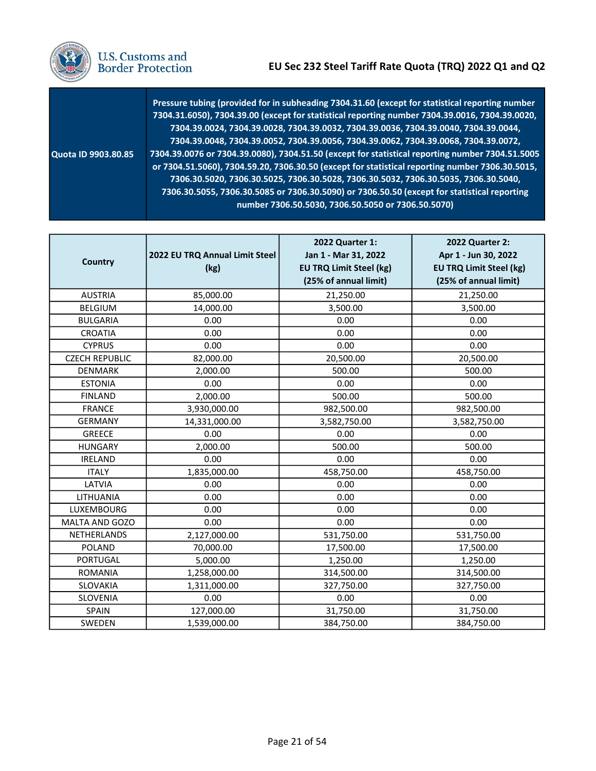| Quota ID 9903.80.85 | Pressure tubing (provided for in subheading 7304.31.60 (except for statistical reporting number 7304.31.6050), 7304.39.00 (except for statistical reporting number 7304.39.0016, 7304.39.0020, 7304.39.0024, 7304.39.0028, 7304.39.0032, 7304.39.0036, 7304.39.0040, 7304.39.0044, 7304.39.0048, 7304.39.0052, 7304.39.0056, 7304.39.0062, 7304.39.0068, 7304.39.0072, 7304.39.0076 or 7304.39.0080), 7304.51.50 (except for statistical reporting number 7304.51.5005 or 7304.51.5060), 7304.59.20, 7306.30.50 (except for statistical reporting number 7306.30.5015, 7306.30.5020, 7306.30.5025, 7306.30.5028, 7306.30.5032, 7306.30.5035, 7306.30.5040, 7306.30.5055, 7306.30.5085 or 7306.30.5090) or 7306.50.50 (except for statistical reporting number 7306.50.5030, 7306.50.5050 or 7306.50.5070) |
|---|---|

| Country | 2022 EU TRQ Annual Limit Steel (kg) | 2022 Quarter 1: Jan 1 - Mar 31, 2022 EU TRQ Limit Steel (kg) (25% of annual limit) | 2022 Quarter 2: Apr 1 - Jun 30, 2022 EU TRQ Limit Steel (kg) (25% of annual limit) |
|---|---|---|---|
| AUSTRIA | 85,000.00 | 21,250.00 | 21,250.00 |
| BELGIUM | 14,000.00 | 3,500.00 | 3,500.00 |
| BULGARIA | 0.00 | 0.00 | 0.00 |
| CROATIA | 0.00 | 0.00 | 0.00 |
| CYPRUS | 0.00 | 0.00 | 0.00 |
| CZECH REPUBLIC | 82,000.00 | 20,500.00 | 20,500.00 |
| DENMARK | 2,000.00 | 500.00 | 500.00 |
| ESTONIA | 0.00 | 0.00 | 0.00 |
| FINLAND | 2,000.00 | 500.00 | 500.00 |
| FRANCE | 3,930,000.00 | 982,500.00 | 982,500.00 |
| GERMANY | 14,331,000.00 | 3,582,750.00 | 3,582,750.00 |
| GREECE | 0.00 | 0.00 | 0.00 |
| HUNGARY | 2,000.00 | 500.00 | 500.00 |
| IRELAND | 0.00 | 0.00 | 0.00 |
| ITALY | 1,835,000.00 | 458,750.00 | 458,750.00 |
| LATVIA | 0.00 | 0.00 | 0.00 |
| LITHUANIA | 0.00 | 0.00 | 0.00 |
| LUXEMBOURG | 0.00 | 0.00 | 0.00 |
| MALTA AND GOZO | 0.00 | 0.00 | 0.00 |
| NETHERLANDS | 2,127,000.00 | 531,750.00 | 531,750.00 |
| POLAND | 70,000.00 | 17,500.00 | 17,500.00 |
| PORTUGAL | 5,000.00 | 1,250.00 | 1,250.00 |
| ROMANIA | 1,258,000.00 | 314,500.00 | 314,500.00 |
| SLOVAKIA | 1,311,000.00 | 327,750.00 | 327,750.00 |
| SLOVENIA | 0.00 | 0.00 | 0.00 |
| SPAIN | 127,000.00 | 31,750.00 | 31,750.00 |
| SWEDEN | 1,539,000.00 | 384,750.00 | 384,750.00 |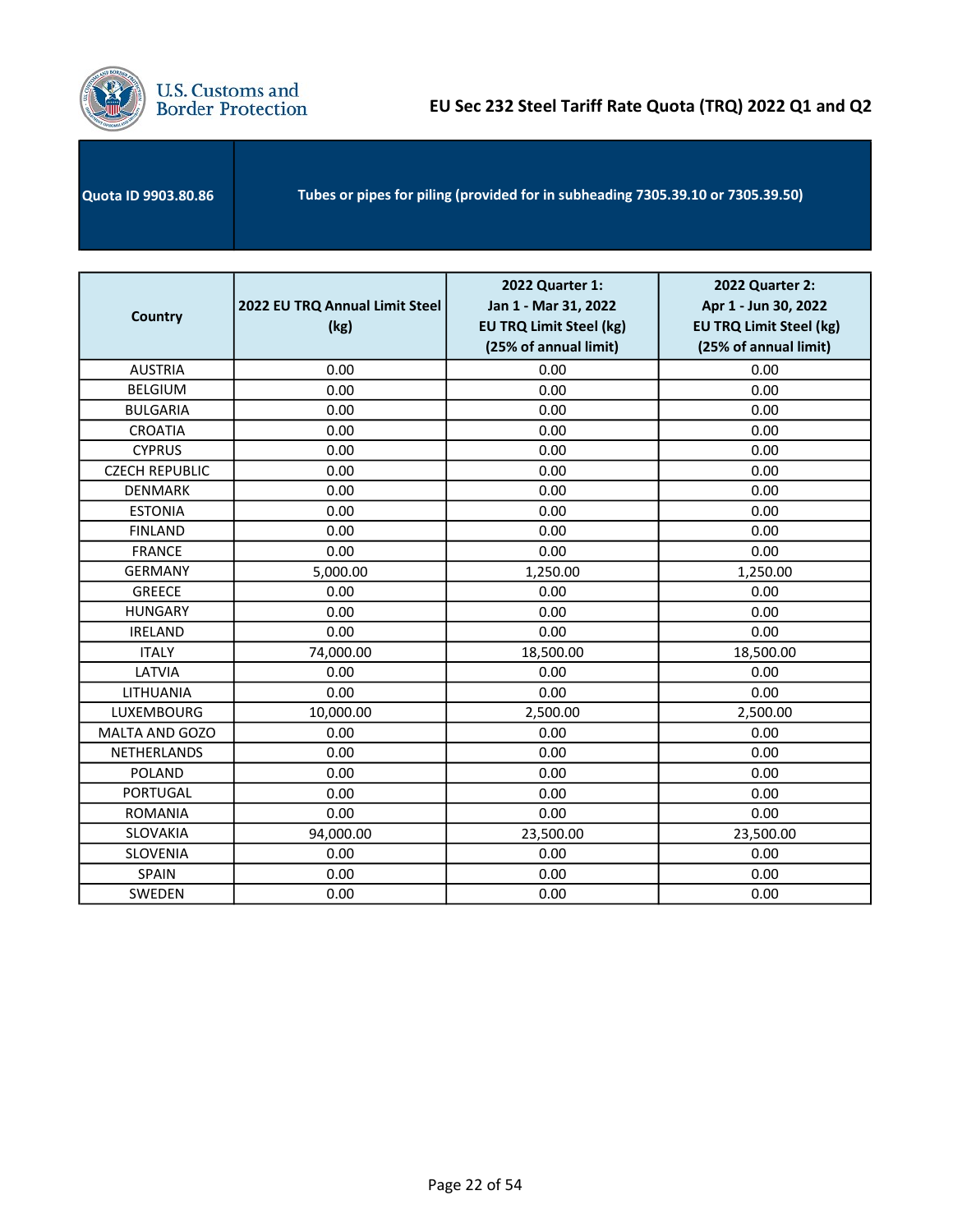| Quota ID 9903.80.86 | Tubes or pipes for piling (provided for in subheading 7305.39.10 or 7305.39.50) |
|---|---|

| Country | 2022 EU TRQ Annual Limit Steel (kg) | 2022 Quarter 1: Jan 1 - Mar 31, 2022 EU TRQ Limit Steel (kg) (25% of annual limit) | 2022 Quarter 2: Apr 1 - Jun 30, 2022 EU TRQ Limit Steel (kg) (25% of annual limit) |
|---|---|---|---|
| AUSTRIA | 0.00 | 0.00 | 0.00 |
| BELGIUM | 0.00 | 0.00 | 0.00 |
| BULGARIA | 0.00 | 0.00 | 0.00 |
| CROATIA | 0.00 | 0.00 | 0.00 |
| CYPRUS | 0.00 | 0.00 | 0.00 |
| CZECH REPUBLIC | 0.00 | 0.00 | 0.00 |
| DENMARK | 0.00 | 0.00 | 0.00 |
| ESTONIA | 0.00 | 0.00 | 0.00 |
| FINLAND | 0.00 | 0.00 | 0.00 |
| FRANCE | 0.00 | 0.00 | 0.00 |
| GERMANY | 5,000.00 | 1,250.00 | 1,250.00 |
| GREECE | 0.00 | 0.00 | 0.00 |
| HUNGARY | 0.00 | 0.00 | 0.00 |
| IRELAND | 0.00 | 0.00 | 0.00 |
| ITALY | 74,000.00 | 18,500.00 | 18,500.00 |
| LATVIA | 0.00 | 0.00 | 0.00 |
| LITHUANIA | 0.00 | 0.00 | 0.00 |
| LUXEMBOURG | 10,000.00 | 2,500.00 | 2,500.00 |
| MALTA AND GOZO | 0.00 | 0.00 | 0.00 |
| NETHERLANDS | 0.00 | 0.00 | 0.00 |
| POLAND | 0.00 | 0.00 | 0.00 |
| PORTUGAL | 0.00 | 0.00 | 0.00 |
| ROMANIA | 0.00 | 0.00 | 0.00 |
| SLOVAKIA | 94,000.00 | 23,500.00 | 23,500.00 |
| SLOVENIA | 0.00 | 0.00 | 0.00 |
| SPAIN | 0.00 | 0.00 | 0.00 |
| SWEDEN | 0.00 | 0.00 | 0.00 |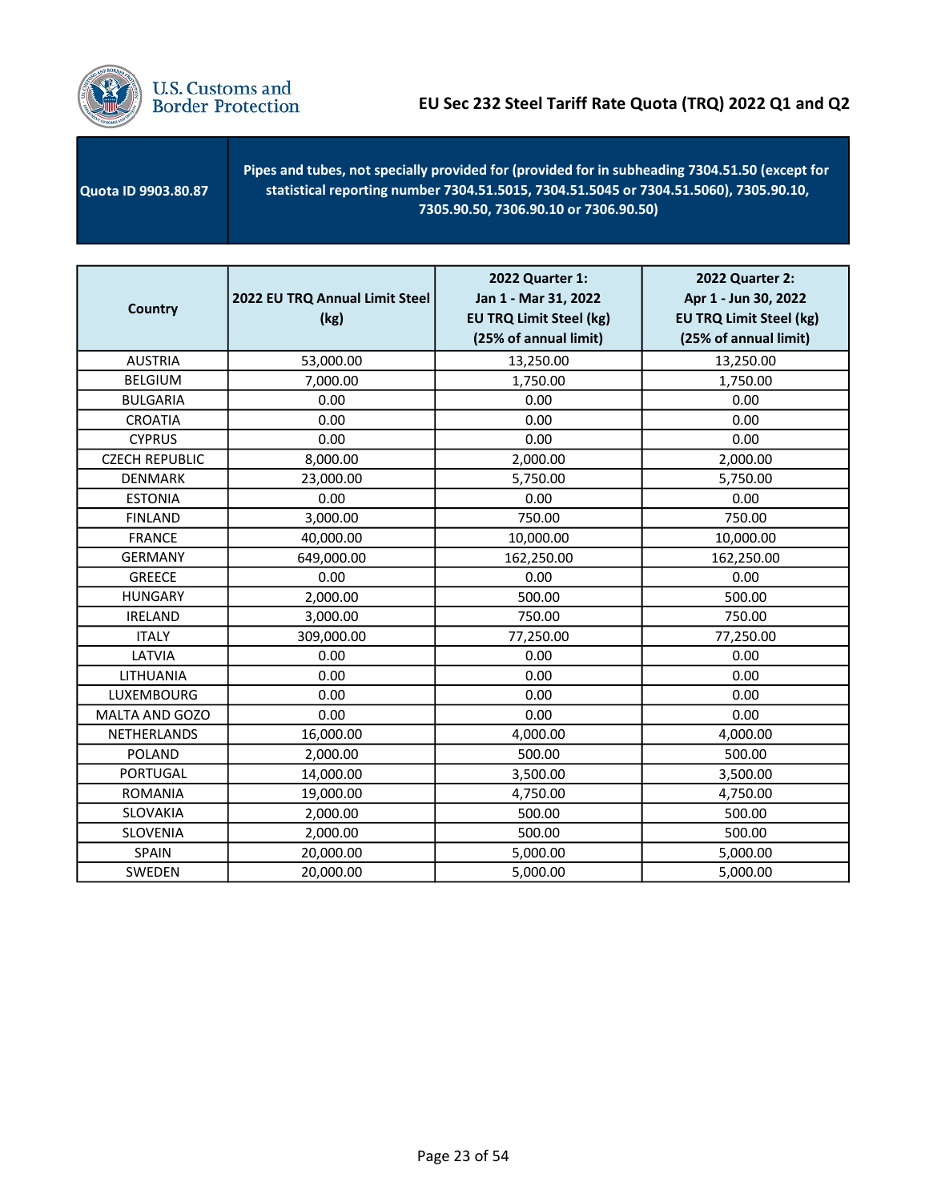# EU Sec 232 Steel Tariff Rate Quota (TRQ) 2022 Q1 and Q2

| Quota ID 9903.80.87 | Pipes and tubes, not specially provided for (provided for in subheading 7304.51.50 (except for statistical reporting number 7304.51.5015, 7304.51.5045 or 7304.51.5060), 7305.90.10, 7305.90.50, 7306.90.10 or 7306.90.50) |
|---|---|

| Country | 2022 EU TRQ Annual Limit Steel (kg) | 2022 Quarter 1: Jan 1 - Mar 31, 2022 EU TRQ Limit Steel (kg) (25% of annual limit) | 2022 Quarter 2: Apr 1 - Jun 30, 2022 EU TRQ Limit Steel (kg) (25% of annual limit) |
|---|---|---|---|
| AUSTRIA | 53,000.00 | 13,250.00 | 13,250.00 |
| BELGIUM | 7,000.00 | 1,750.00 | 1,750.00 |
| BULGARIA | 0.00 | 0.00 | 0.00 |
| CROATIA | 0.00 | 0.00 | 0.00 |
| CYPRUS | 0.00 | 0.00 | 0.00 |
| CZECH REPUBLIC | 8,000.00 | 2,000.00 | 2,000.00 |
| DENMARK | 23,000.00 | 5,750.00 | 5,750.00 |
| ESTONIA | 0.00 | 0.00 | 0.00 |
| FINLAND | 3,000.00 | 750.00 | 750.00 |
| FRANCE | 40,000.00 | 10,000.00 | 10,000.00 |
| GERMANY | 649,000.00 | 162,250.00 | 162,250.00 |
| GREECE | 0.00 | 0.00 | 0.00 |
| HUNGARY | 2,000.00 | 500.00 | 500.00 |
| IRELAND | 3,000.00 | 750.00 | 750.00 |
| ITALY | 309,000.00 | 77,250.00 | 77,250.00 |
| LATVIA | 0.00 | 0.00 | 0.00 |
| LITHUANIA | 0.00 | 0.00 | 0.00 |
| LUXEMBOURG | 0.00 | 0.00 | 0.00 |
| MALTA AND GOZO | 0.00 | 0.00 | 0.00 |
| NETHERLANDS | 16,000.00 | 4,000.00 | 4,000.00 |
| POLAND | 2,000.00 | 500.00 | 500.00 |
| PORTUGAL | 14,000.00 | 3,500.00 | 3,500.00 |
| ROMANIA | 19,000.00 | 4,750.00 | 4,750.00 |
| SLOVAKIA | 2,000.00 | 500.00 | 500.00 |
| SLOVENIA | 2,000.00 | 500.00 | 500.00 |
| SPAIN | 20,000.00 | 5,000.00 | 5,000.00 |
| SWEDEN | 20,000.00 | 5,000.00 | 5,000.00 |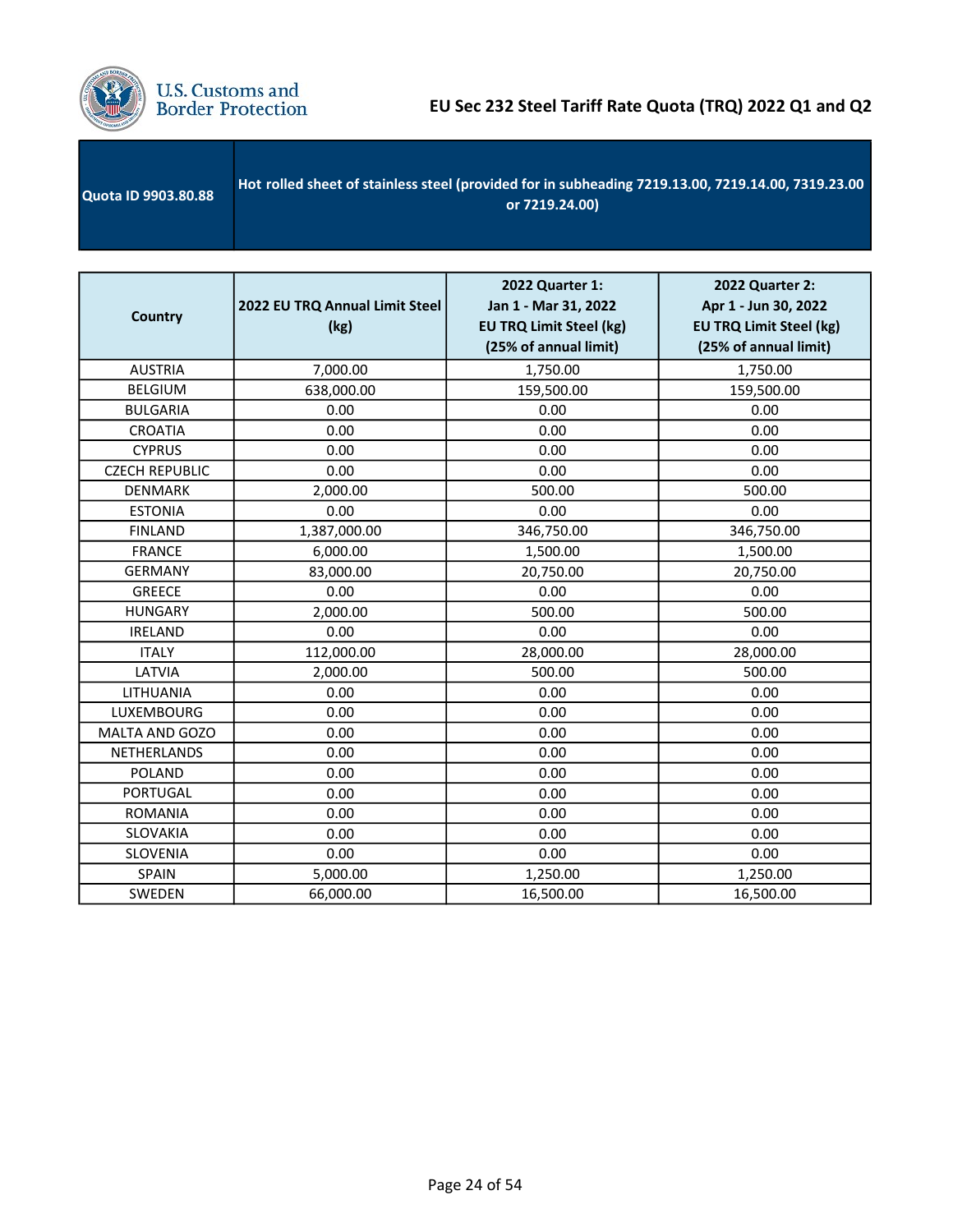# EU Sec 232 Steel Tariff Rate Quota (TRQ) 2022 Q1 and Q2

| Quota ID 9903.80.88 | Hot rolled sheet of stainless steel (provided for in subheading 7219.13.00, 7219.14.00, 7319.23.00 or 7219.24.00) |
|---|---|

| Country | 2022 EU TRQ Annual Limit Steel (kg) | 2022 Quarter 1: Jan 1 - Mar 31, 2022 EU TRQ Limit Steel (kg) (25% of annual limit) | 2022 Quarter 2: Apr 1 - Jun 30, 2022 EU TRQ Limit Steel (kg) (25% of annual limit) |
|---|---|---|---|
| AUSTRIA | 7,000.00 | 1,750.00 | 1,750.00 |
| BELGIUM | 638,000.00 | 159,500.00 | 159,500.00 |
| BULGARIA | 0.00 | 0.00 | 0.00 |
| CROATIA | 0.00 | 0.00 | 0.00 |
| CYPRUS | 0.00 | 0.00 | 0.00 |
| CZECH REPUBLIC | 0.00 | 0.00 | 0.00 |
| DENMARK | 2,000.00 | 500.00 | 500.00 |
| ESTONIA | 0.00 | 0.00 | 0.00 |
| FINLAND | 1,387,000.00 | 346,750.00 | 346,750.00 |
| FRANCE | 6,000.00 | 1,500.00 | 1,500.00 |
| GERMANY | 83,000.00 | 20,750.00 | 20,750.00 |
| GREECE | 0.00 | 0.00 | 0.00 |
| HUNGARY | 2,000.00 | 500.00 | 500.00 |
| IRELAND | 0.00 | 0.00 | 0.00 |
| ITALY | 112,000.00 | 28,000.00 | 28,000.00 |
| LATVIA | 2,000.00 | 500.00 | 500.00 |
| LITHUANIA | 0.00 | 0.00 | 0.00 |
| LUXEMBOURG | 0.00 | 0.00 | 0.00 |
| MALTA AND GOZO | 0.00 | 0.00 | 0.00 |
| NETHERLANDS | 0.00 | 0.00 | 0.00 |
| POLAND | 0.00 | 0.00 | 0.00 |
| PORTUGAL | 0.00 | 0.00 | 0.00 |
| ROMANIA | 0.00 | 0.00 | 0.00 |
| SLOVAKIA | 0.00 | 0.00 | 0.00 |
| SLOVENIA | 0.00 | 0.00 | 0.00 |
| SPAIN | 5,000.00 | 1,250.00 | 1,250.00 |
| SWEDEN | 66,000.00 | 16,500.00 | 16,500.00 |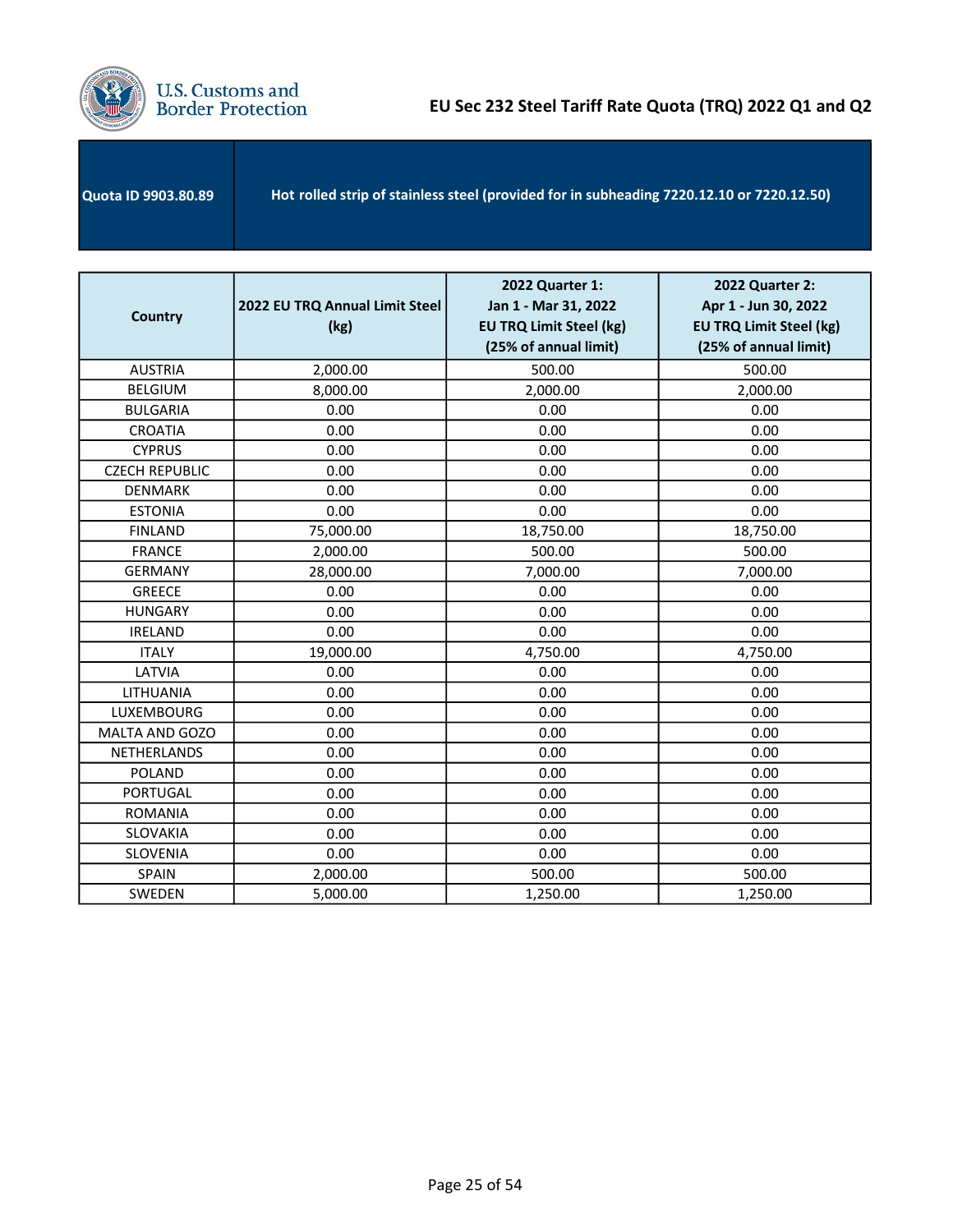U.S. Customs and Border Protection

# EU Sec 232 Steel Tariff Rate Quota (TRQ) 2022 Q1 and Q2

| Quota ID 9903.80.89 | Hot rolled strip of stainless steel (provided for in subheading 7220.12.10 or 7220.12.50) |
|---|---|

| Country | 2022 EU TRQ Annual Limit Steel (kg) | 2022 Quarter 1: Jan 1 - Mar 31, 2022 EU TRQ Limit Steel (kg) (25% of annual limit) | 2022 Quarter 2: Apr 1 - Jun 30, 2022 EU TRQ Limit Steel (kg) (25% of annual limit) |
|---|---|---|---|
| AUSTRIA | 2,000.00 | 500.00 | 500.00 |
| BELGIUM | 8,000.00 | 2,000.00 | 2,000.00 |
| BULGARIA | 0.00 | 0.00 | 0.00 |
| CROATIA | 0.00 | 0.00 | 0.00 |
| CYPRUS | 0.00 | 0.00 | 0.00 |
| CZECH REPUBLIC | 0.00 | 0.00 | 0.00 |
| DENMARK | 0.00 | 0.00 | 0.00 |
| ESTONIA | 0.00 | 0.00 | 0.00 |
| FINLAND | 75,000.00 | 18,750.00 | 18,750.00 |
| FRANCE | 2,000.00 | 500.00 | 500.00 |
| GERMANY | 28,000.00 | 7,000.00 | 7,000.00 |
| GREECE | 0.00 | 0.00 | 0.00 |
| HUNGARY | 0.00 | 0.00 | 0.00 |
| IRELAND | 0.00 | 0.00 | 0.00 |
| ITALY | 19,000.00 | 4,750.00 | 4,750.00 |
| LATVIA | 0.00 | 0.00 | 0.00 |
| LITHUANIA | 0.00 | 0.00 | 0.00 |
| LUXEMBOURG | 0.00 | 0.00 | 0.00 |
| MALTA AND GOZO | 0.00 | 0.00 | 0.00 |
| NETHERLANDS | 0.00 | 0.00 | 0.00 |
| POLAND | 0.00 | 0.00 | 0.00 |
| PORTUGAL | 0.00 | 0.00 | 0.00 |
| ROMANIA | 0.00 | 0.00 | 0.00 |
| SLOVAKIA | 0.00 | 0.00 | 0.00 |
| SLOVENIA | 0.00 | 0.00 | 0.00 |
| SPAIN | 2,000.00 | 500.00 | 500.00 |
| SWEDEN | 5,000.00 | 1,250.00 | 1,250.00 |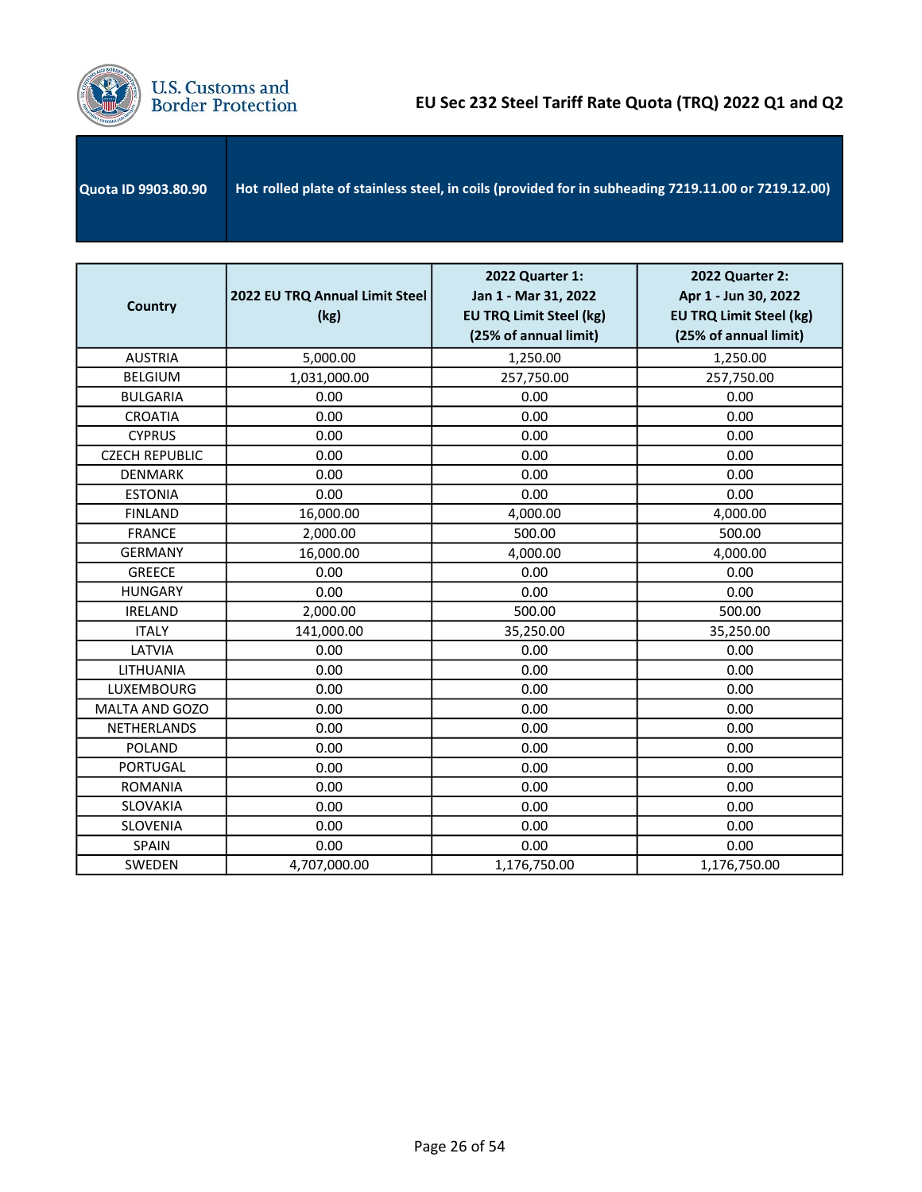| Quota ID 9903.80.90 | Hot rolled plate of stainless steel, in coils (provided for in subheading 7219.11.00 or 7219.12.00) |
|---|---|

| Country | 2022 EU TRQ Annual Limit Steel (kg) | 2022 Quarter 1: Jan 1 - Mar 31, 2022 EU TRQ Limit Steel (kg) (25% of annual limit) | 2022 Quarter 2: Apr 1 - Jun 30, 2022 EU TRQ Limit Steel (kg) (25% of annual limit) |
|---|---|---|---|
| AUSTRIA | 5,000.00 | 1,250.00 | 1,250.00 |
| BELGIUM | 1,031,000.00 | 257,750.00 | 257,750.00 |
| BULGARIA | 0.00 | 0.00 | 0.00 |
| CROATIA | 0.00 | 0.00 | 0.00 |
| CYPRUS | 0.00 | 0.00 | 0.00 |
| CZECH REPUBLIC | 0.00 | 0.00 | 0.00 |
| DENMARK | 0.00 | 0.00 | 0.00 |
| ESTONIA | 0.00 | 0.00 | 0.00 |
| FINLAND | 16,000.00 | 4,000.00 | 4,000.00 |
| FRANCE | 2,000.00 | 500.00 | 500.00 |
| GERMANY | 16,000.00 | 4,000.00 | 4,000.00 |
| GREECE | 0.00 | 0.00 | 0.00 |
| HUNGARY | 0.00 | 0.00 | 0.00 |
| IRELAND | 2,000.00 | 500.00 | 500.00 |
| ITALY | 141,000.00 | 35,250.00 | 35,250.00 |
| LATVIA | 0.00 | 0.00 | 0.00 |
| LITHUANIA | 0.00 | 0.00 | 0.00 |
| LUXEMBOURG | 0.00 | 0.00 | 0.00 |
| MALTA AND GOZO | 0.00 | 0.00 | 0.00 |
| NETHERLANDS | 0.00 | 0.00 | 0.00 |
| POLAND | 0.00 | 0.00 | 0.00 |
| PORTUGAL | 0.00 | 0.00 | 0.00 |
| ROMANIA | 0.00 | 0.00 | 0.00 |
| SLOVAKIA | 0.00 | 0.00 | 0.00 |
| SLOVENIA | 0.00 | 0.00 | 0.00 |
| SPAIN | 0.00 | 0.00 | 0.00 |
| SWEDEN | 4,707,000.00 | 1,176,750.00 | 1,176,750.00 |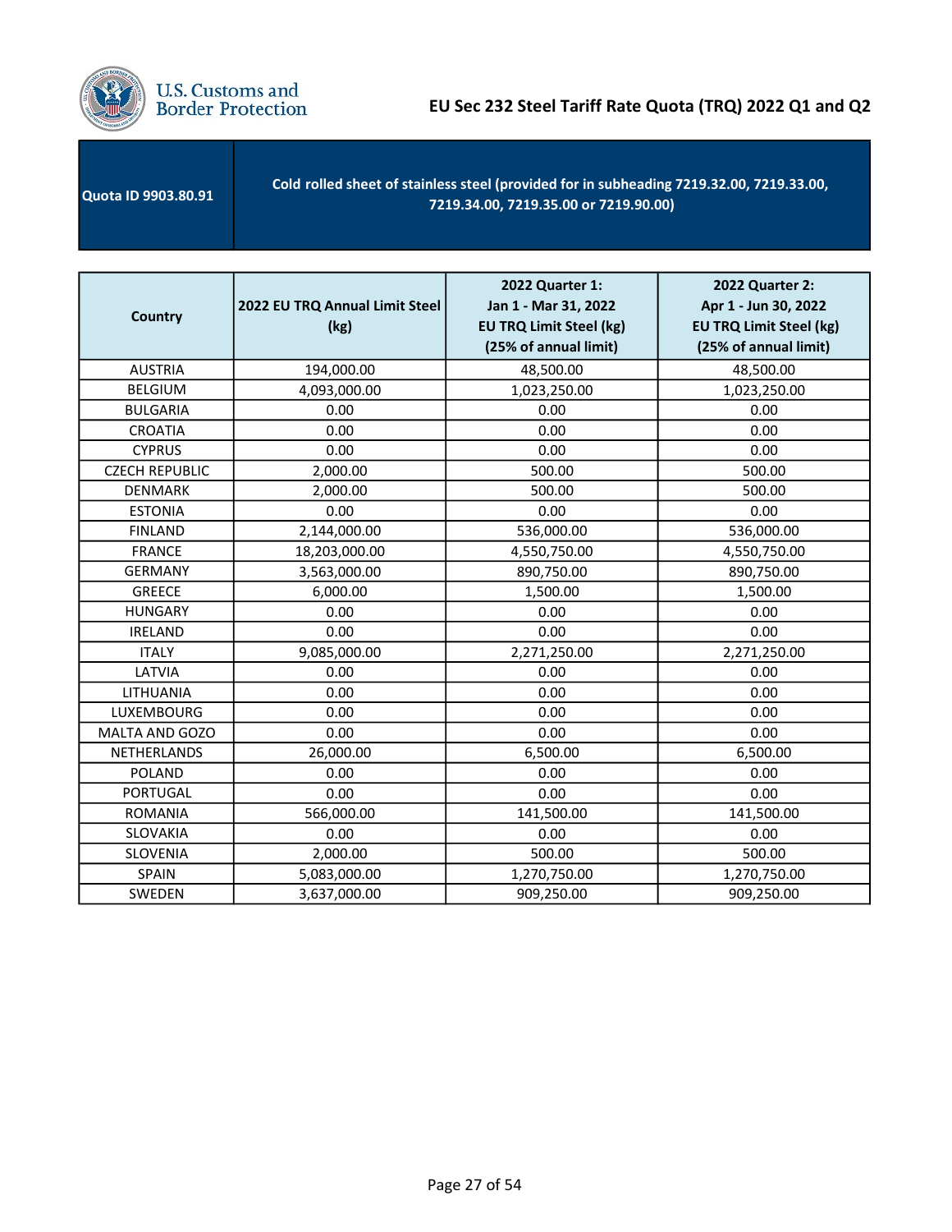# EU Sec 232 Steel Tariff Rate Quota (TRQ) 2022 Q1 and Q2

| Quota ID 9903.80.91 | Cold rolled sheet of stainless steel (provided for in subheading 7219.32.00, 7219.33.00, 7219.34.00, 7219.35.00 or 7219.90.00) |
|---|---|

| Country | 2022 EU TRQ Annual Limit Steel (kg) | 2022 Quarter 1: Jan 1 - Mar 31, 2022 EU TRQ Limit Steel (kg) (25% of annual limit) | 2022 Quarter 2: Apr 1 - Jun 30, 2022 EU TRQ Limit Steel (kg) (25% of annual limit) |
|---|---|---|---|
| AUSTRIA | 194,000.00 | 48,500.00 | 48,500.00 |
| BELGIUM | 4,093,000.00 | 1,023,250.00 | 1,023,250.00 |
| BULGARIA | 0.00 | 0.00 | 0.00 |
| CROATIA | 0.00 | 0.00 | 0.00 |
| CYPRUS | 0.00 | 0.00 | 0.00 |
| CZECH REPUBLIC | 2,000.00 | 500.00 | 500.00 |
| DENMARK | 2,000.00 | 500.00 | 500.00 |
| ESTONIA | 0.00 | 0.00 | 0.00 |
| FINLAND | 2,144,000.00 | 536,000.00 | 536,000.00 |
| FRANCE | 18,203,000.00 | 4,550,750.00 | 4,550,750.00 |
| GERMANY | 3,563,000.00 | 890,750.00 | 890,750.00 |
| GREECE | 6,000.00 | 1,500.00 | 1,500.00 |
| HUNGARY | 0.00 | 0.00 | 0.00 |
| IRELAND | 0.00 | 0.00 | 0.00 |
| ITALY | 9,085,000.00 | 2,271,250.00 | 2,271,250.00 |
| LATVIA | 0.00 | 0.00 | 0.00 |
| LITHUANIA | 0.00 | 0.00 | 0.00 |
| LUXEMBOURG | 0.00 | 0.00 | 0.00 |
| MALTA AND GOZO | 0.00 | 0.00 | 0.00 |
| NETHERLANDS | 26,000.00 | 6,500.00 | 6,500.00 |
| POLAND | 0.00 | 0.00 | 0.00 |
| PORTUGAL | 0.00 | 0.00 | 0.00 |
| ROMANIA | 566,000.00 | 141,500.00 | 141,500.00 |
| SLOVAKIA | 0.00 | 0.00 | 0.00 |
| SLOVENIA | 2,000.00 | 500.00 | 500.00 |
| SPAIN | 5,083,000.00 | 1,270,750.00 | 1,270,750.00 |
| SWEDEN | 3,637,000.00 | 909,250.00 | 909,250.00 |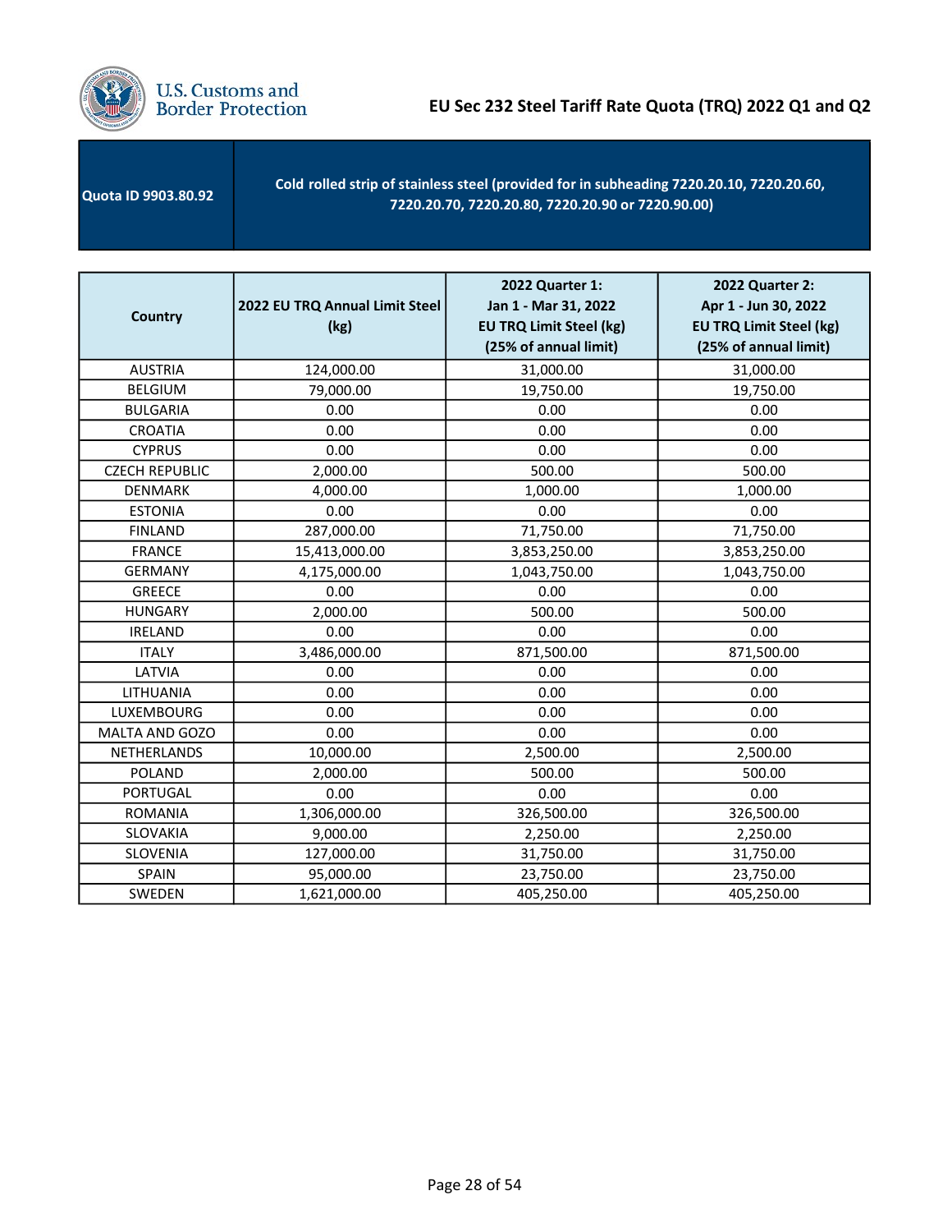# EU Sec 232 Steel Tariff Rate Quota (TRQ) 2022 Q1 and Q2

| Quota ID 9903.80.92 | Cold rolled strip of stainless steel (provided for in subheading 7220.20.10, 7220.20.60, 7220.20.70, 7220.20.80, 7220.20.90 or 7220.90.00) |
|---|---|

| Country | 2022 EU TRQ Annual Limit Steel (kg) | 2022 Quarter 1: Jan 1 - Mar 31, 2022 EU TRQ Limit Steel (kg) (25% of annual limit) | 2022 Quarter 2: Apr 1 - Jun 30, 2022 EU TRQ Limit Steel (kg) (25% of annual limit) |
|---|---|---|---|
| AUSTRIA | 124,000.00 | 31,000.00 | 31,000.00 |
| BELGIUM | 79,000.00 | 19,750.00 | 19,750.00 |
| BULGARIA | 0.00 | 0.00 | 0.00 |
| CROATIA | 0.00 | 0.00 | 0.00 |
| CYPRUS | 0.00 | 0.00 | 0.00 |
| CZECH REPUBLIC | 2,000.00 | 500.00 | 500.00 |
| DENMARK | 4,000.00 | 1,000.00 | 1,000.00 |
| ESTONIA | 0.00 | 0.00 | 0.00 |
| FINLAND | 287,000.00 | 71,750.00 | 71,750.00 |
| FRANCE | 15,413,000.00 | 3,853,250.00 | 3,853,250.00 |
| GERMANY | 4,175,000.00 | 1,043,750.00 | 1,043,750.00 |
| GREECE | 0.00 | 0.00 | 0.00 |
| HUNGARY | 2,000.00 | 500.00 | 500.00 |
| IRELAND | 0.00 | 0.00 | 0.00 |
| ITALY | 3,486,000.00 | 871,500.00 | 871,500.00 |
| LATVIA | 0.00 | 0.00 | 0.00 |
| LITHUANIA | 0.00 | 0.00 | 0.00 |
| LUXEMBOURG | 0.00 | 0.00 | 0.00 |
| MALTA AND GOZO | 0.00 | 0.00 | 0.00 |
| NETHERLANDS | 10,000.00 | 2,500.00 | 2,500.00 |
| POLAND | 2,000.00 | 500.00 | 500.00 |
| PORTUGAL | 0.00 | 0.00 | 0.00 |
| ROMANIA | 1,306,000.00 | 326,500.00 | 326,500.00 |
| SLOVAKIA | 9,000.00 | 2,250.00 | 2,250.00 |
| SLOVENIA | 127,000.00 | 31,750.00 | 31,750.00 |
| SPAIN | 95,000.00 | 23,750.00 | 23,750.00 |
| SWEDEN | 1,621,000.00 | 405,250.00 | 405,250.00 |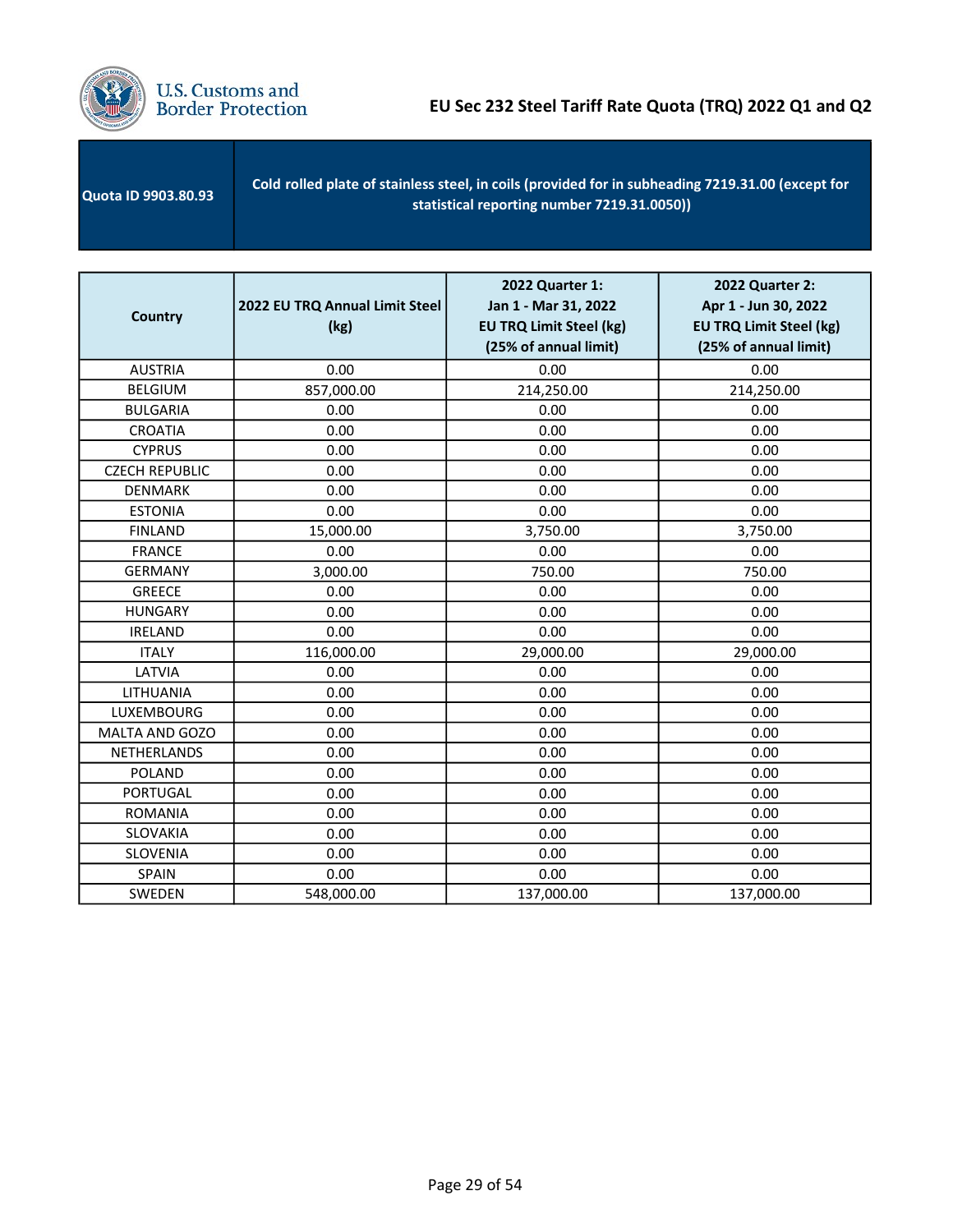# EU Sec 232 Steel Tariff Rate Quota (TRQ) 2022 Q1 and Q2

| Quota ID 9903.80.93 | Cold rolled plate of stainless steel, in coils (provided for in subheading 7219.31.00 (except for statistical reporting number 7219.31.0050)) |
|---|---|

| Country | 2022 EU TRQ Annual Limit Steel (kg) | 2022 Quarter 1: Jan 1 - Mar 31, 2022 EU TRQ Limit Steel (kg) (25% of annual limit) | 2022 Quarter 2: Apr 1 - Jun 30, 2022 EU TRQ Limit Steel (kg) (25% of annual limit) |
|---|---|---|---|
| AUSTRIA | 0.00 | 0.00 | 0.00 |
| BELGIUM | 857,000.00 | 214,250.00 | 214,250.00 |
| BULGARIA | 0.00 | 0.00 | 0.00 |
| CROATIA | 0.00 | 0.00 | 0.00 |
| CYPRUS | 0.00 | 0.00 | 0.00 |
| CZECH REPUBLIC | 0.00 | 0.00 | 0.00 |
| DENMARK | 0.00 | 0.00 | 0.00 |
| ESTONIA | 0.00 | 0.00 | 0.00 |
| FINLAND | 15,000.00 | 3,750.00 | 3,750.00 |
| FRANCE | 0.00 | 0.00 | 0.00 |
| GERMANY | 3,000.00 | 750.00 | 750.00 |
| GREECE | 0.00 | 0.00 | 0.00 |
| HUNGARY | 0.00 | 0.00 | 0.00 |
| IRELAND | 0.00 | 0.00 | 0.00 |
| ITALY | 116,000.00 | 29,000.00 | 29,000.00 |
| LATVIA | 0.00 | 0.00 | 0.00 |
| LITHUANIA | 0.00 | 0.00 | 0.00 |
| LUXEMBOURG | 0.00 | 0.00 | 0.00 |
| MALTA AND GOZO | 0.00 | 0.00 | 0.00 |
| NETHERLANDS | 0.00 | 0.00 | 0.00 |
| POLAND | 0.00 | 0.00 | 0.00 |
| PORTUGAL | 0.00 | 0.00 | 0.00 |
| ROMANIA | 0.00 | 0.00 | 0.00 |
| SLOVAKIA | 0.00 | 0.00 | 0.00 |
| SLOVENIA | 0.00 | 0.00 | 0.00 |
| SPAIN | 0.00 | 0.00 | 0.00 |
| SWEDEN | 548,000.00 | 137,000.00 | 137,000.00 |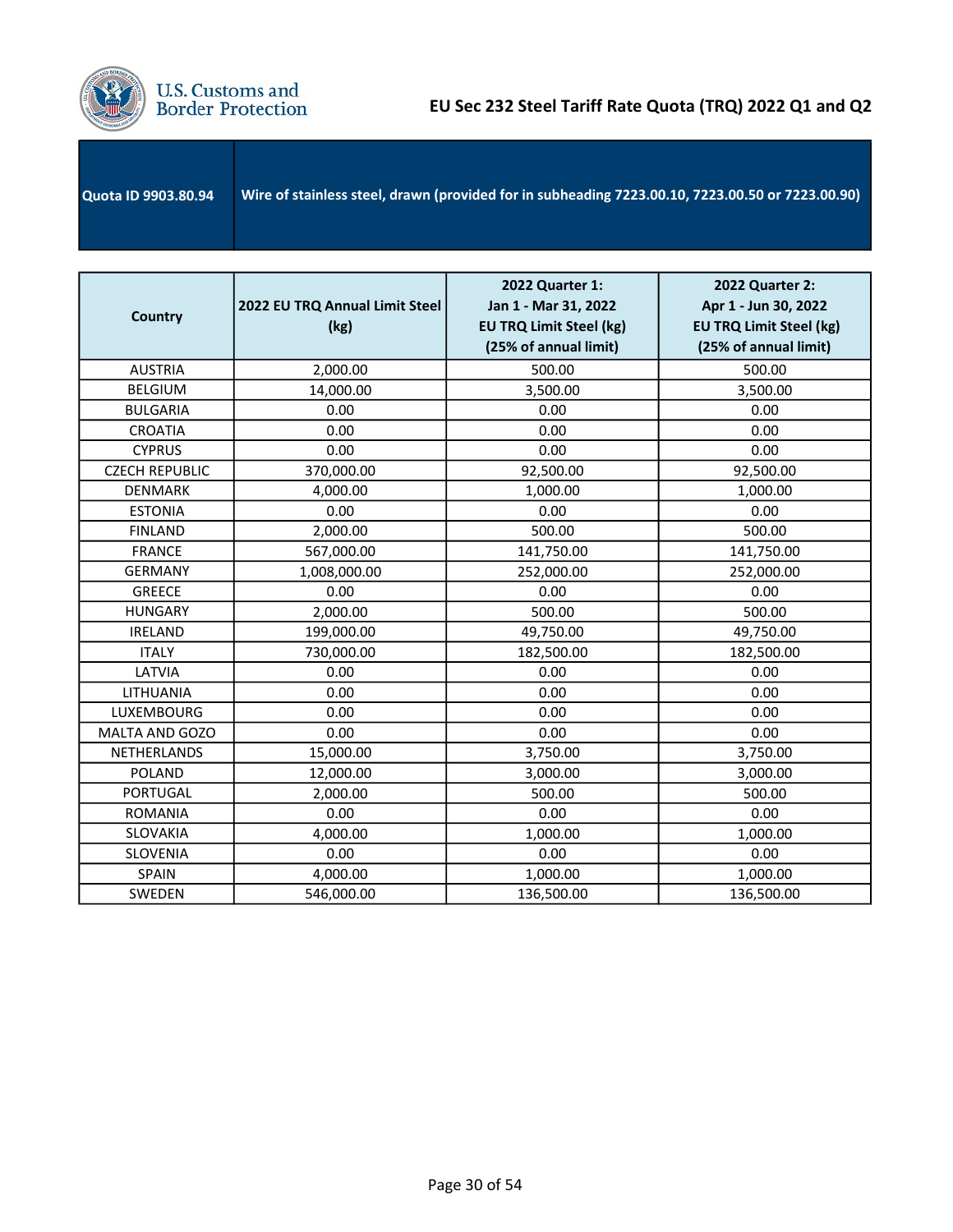# EU Sec 232 Steel Tariff Rate Quota (TRQ) 2022 Q1 and Q2

| Quota ID 9903.80.94 | Wire of stainless steel, drawn (provided for in subheading 7223.00.10, 7223.00.50 or 7223.00.90) |
|---|---|

| Country | 2022 EU TRQ Annual Limit Steel (kg) | 2022 Quarter 1: Jan 1 - Mar 31, 2022 EU TRQ Limit Steel (kg) (25% of annual limit) | 2022 Quarter 2: Apr 1 - Jun 30, 2022 EU TRQ Limit Steel (kg) (25% of annual limit) |
|---|---|---|---|
| AUSTRIA | 2,000.00 | 500.00 | 500.00 |
| BELGIUM | 14,000.00 | 3,500.00 | 3,500.00 |
| BULGARIA | 0.00 | 0.00 | 0.00 |
| CROATIA | 0.00 | 0.00 | 0.00 |
| CYPRUS | 0.00 | 0.00 | 0.00 |
| CZECH REPUBLIC | 370,000.00 | 92,500.00 | 92,500.00 |
| DENMARK | 4,000.00 | 1,000.00 | 1,000.00 |
| ESTONIA | 0.00 | 0.00 | 0.00 |
| FINLAND | 2,000.00 | 500.00 | 500.00 |
| FRANCE | 567,000.00 | 141,750.00 | 141,750.00 |
| GERMANY | 1,008,000.00 | 252,000.00 | 252,000.00 |
| GREECE | 0.00 | 0.00 | 0.00 |
| HUNGARY | 2,000.00 | 500.00 | 500.00 |
| IRELAND | 199,000.00 | 49,750.00 | 49,750.00 |
| ITALY | 730,000.00 | 182,500.00 | 182,500.00 |
| LATVIA | 0.00 | 0.00 | 0.00 |
| LITHUANIA | 0.00 | 0.00 | 0.00 |
| LUXEMBOURG | 0.00 | 0.00 | 0.00 |
| MALTA AND GOZO | 0.00 | 0.00 | 0.00 |
| NETHERLANDS | 15,000.00 | 3,750.00 | 3,750.00 |
| POLAND | 12,000.00 | 3,000.00 | 3,000.00 |
| PORTUGAL | 2,000.00 | 500.00 | 500.00 |
| ROMANIA | 0.00 | 0.00 | 0.00 |
| SLOVAKIA | 4,000.00 | 1,000.00 | 1,000.00 |
| SLOVENIA | 0.00 | 0.00 | 0.00 |
| SPAIN | 4,000.00 | 1,000.00 | 1,000.00 |
| SWEDEN | 546,000.00 | 136,500.00 | 136,500.00 |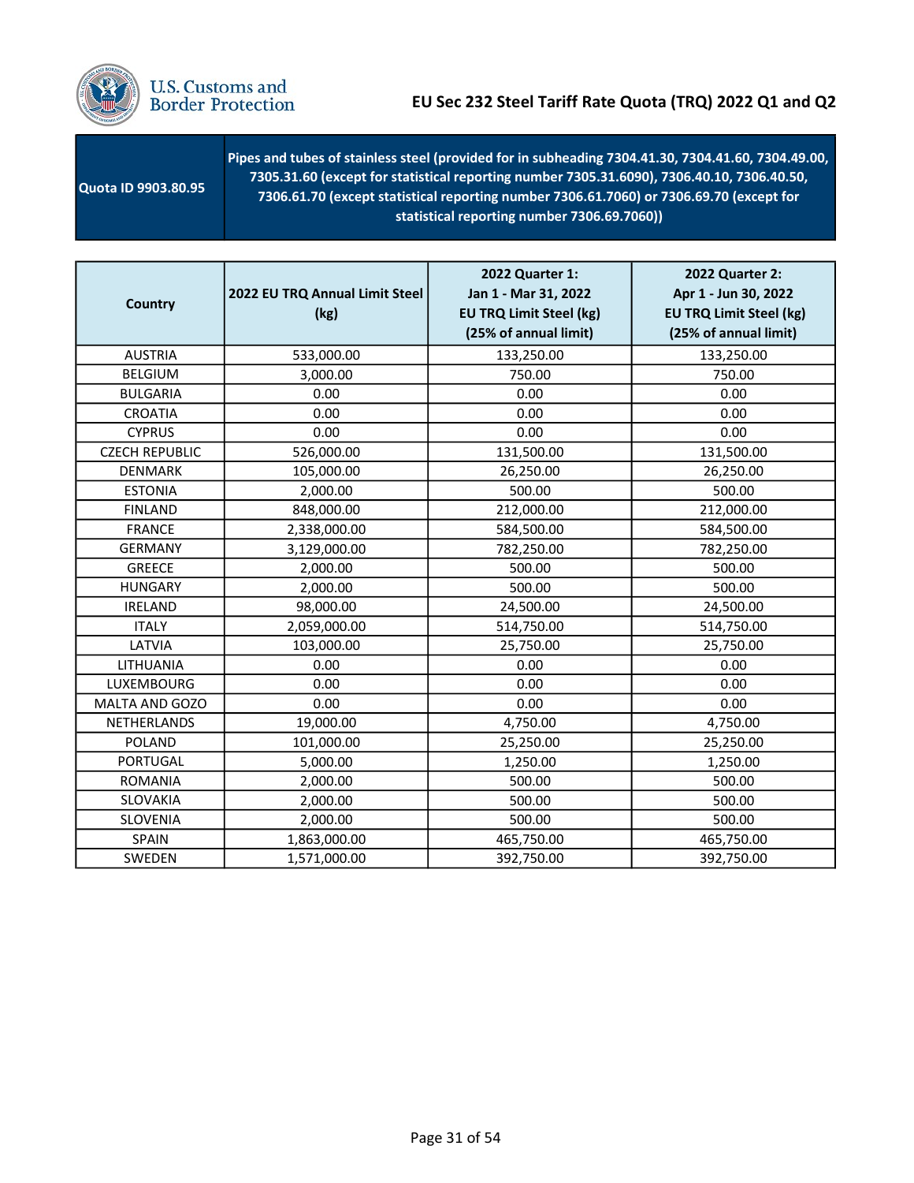# EU Sec 232 Steel Tariff Rate Quota (TRQ) 2022 Q1 and Q2

| Quota ID 9903.80.95 | Pipes and tubes of stainless steel (provided for in subheading 7304.41.30, 7304.41.60, 7304.49.00, 7305.31.60 (except for statistical reporting number 7305.31.6090), 7306.40.10, 7306.40.50, 7306.61.70 (except statistical reporting number 7306.61.7060) or 7306.69.70 (except for statistical reporting number 7306.69.7060)) |
|---|---|

| Country | 2022 EU TRQ Annual Limit Steel (kg) | 2022 Quarter 1: Jan 1 - Mar 31, 2022 EU TRQ Limit Steel (kg) (25% of annual limit) | 2022 Quarter 2: Apr 1 - Jun 30, 2022 EU TRQ Limit Steel (kg) (25% of annual limit) |
|---|---|---|---|
| AUSTRIA | 533,000.00 | 133,250.00 | 133,250.00 |
| BELGIUM | 3,000.00 | 750.00 | 750.00 |
| BULGARIA | 0.00 | 0.00 | 0.00 |
| CROATIA | 0.00 | 0.00 | 0.00 |
| CYPRUS | 0.00 | 0.00 | 0.00 |
| CZECH REPUBLIC | 526,000.00 | 131,500.00 | 131,500.00 |
| DENMARK | 105,000.00 | 26,250.00 | 26,250.00 |
| ESTONIA | 2,000.00 | 500.00 | 500.00 |
| FINLAND | 848,000.00 | 212,000.00 | 212,000.00 |
| FRANCE | 2,338,000.00 | 584,500.00 | 584,500.00 |
| GERMANY | 3,129,000.00 | 782,250.00 | 782,250.00 |
| GREECE | 2,000.00 | 500.00 | 500.00 |
| HUNGARY | 2,000.00 | 500.00 | 500.00 |
| IRELAND | 98,000.00 | 24,500.00 | 24,500.00 |
| ITALY | 2,059,000.00 | 514,750.00 | 514,750.00 |
| LATVIA | 103,000.00 | 25,750.00 | 25,750.00 |
| LITHUANIA | 0.00 | 0.00 | 0.00 |
| LUXEMBOURG | 0.00 | 0.00 | 0.00 |
| MALTA AND GOZO | 0.00 | 0.00 | 0.00 |
| NETHERLANDS | 19,000.00 | 4,750.00 | 4,750.00 |
| POLAND | 101,000.00 | 25,250.00 | 25,250.00 |
| PORTUGAL | 5,000.00 | 1,250.00 | 1,250.00 |
| ROMANIA | 2,000.00 | 500.00 | 500.00 |
| SLOVAKIA | 2,000.00 | 500.00 | 500.00 |
| SLOVENIA | 2,000.00 | 500.00 | 500.00 |
| SPAIN | 1,863,000.00 | 465,750.00 | 465,750.00 |
| SWEDEN | 1,571,000.00 | 392,750.00 | 392,750.00 |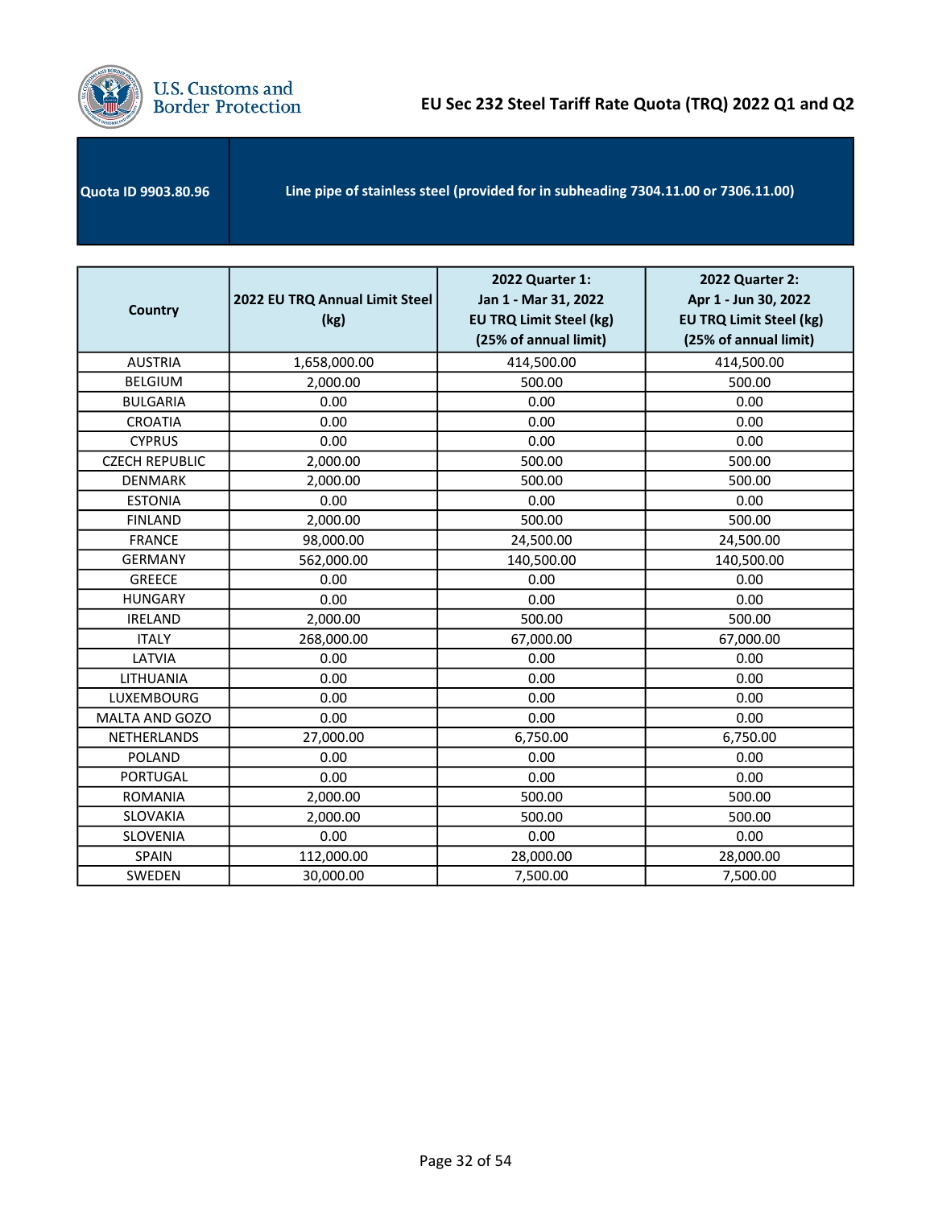# EU Sec 232 Steel Tariff Rate Quota (TRQ) 2022 Q1 and Q2

| Quota ID 9903.80.96 | Line pipe of stainless steel (provided for in subheading 7304.11.00 or 7306.11.00) |
|---|---|

| Country | 2022 EU TRQ Annual Limit Steel (kg) | 2022 Quarter 1: Jan 1 - Mar 31, 2022 EU TRQ Limit Steel (kg) (25% of annual limit) | 2022 Quarter 2: Apr 1 - Jun 30, 2022 EU TRQ Limit Steel (kg) (25% of annual limit) |
|---|---|---|---|
| AUSTRIA | 1,658,000.00 | 414,500.00 | 414,500.00 |
| BELGIUM | 2,000.00 | 500.00 | 500.00 |
| BULGARIA | 0.00 | 0.00 | 0.00 |
| CROATIA | 0.00 | 0.00 | 0.00 |
| CYPRUS | 0.00 | 0.00 | 0.00 |
| CZECH REPUBLIC | 2,000.00 | 500.00 | 500.00 |
| DENMARK | 2,000.00 | 500.00 | 500.00 |
| ESTONIA | 0.00 | 0.00 | 0.00 |
| FINLAND | 2,000.00 | 500.00 | 500.00 |
| FRANCE | 98,000.00 | 24,500.00 | 24,500.00 |
| GERMANY | 562,000.00 | 140,500.00 | 140,500.00 |
| GREECE | 0.00 | 0.00 | 0.00 |
| HUNGARY | 0.00 | 0.00 | 0.00 |
| IRELAND | 2,000.00 | 500.00 | 500.00 |
| ITALY | 268,000.00 | 67,000.00 | 67,000.00 |
| LATVIA | 0.00 | 0.00 | 0.00 |
| LITHUANIA | 0.00 | 0.00 | 0.00 |
| LUXEMBOURG | 0.00 | 0.00 | 0.00 |
| MALTA AND GOZO | 0.00 | 0.00 | 0.00 |
| NETHERLANDS | 27,000.00 | 6,750.00 | 6,750.00 |
| POLAND | 0.00 | 0.00 | 0.00 |
| PORTUGAL | 0.00 | 0.00 | 0.00 |
| ROMANIA | 2,000.00 | 500.00 | 500.00 |
| SLOVAKIA | 2,000.00 | 500.00 | 500.00 |
| SLOVENIA | 0.00 | 0.00 | 0.00 |
| SPAIN | 112,000.00 | 28,000.00 | 28,000.00 |
| SWEDEN | 30,000.00 | 7,500.00 | 7,500.00 |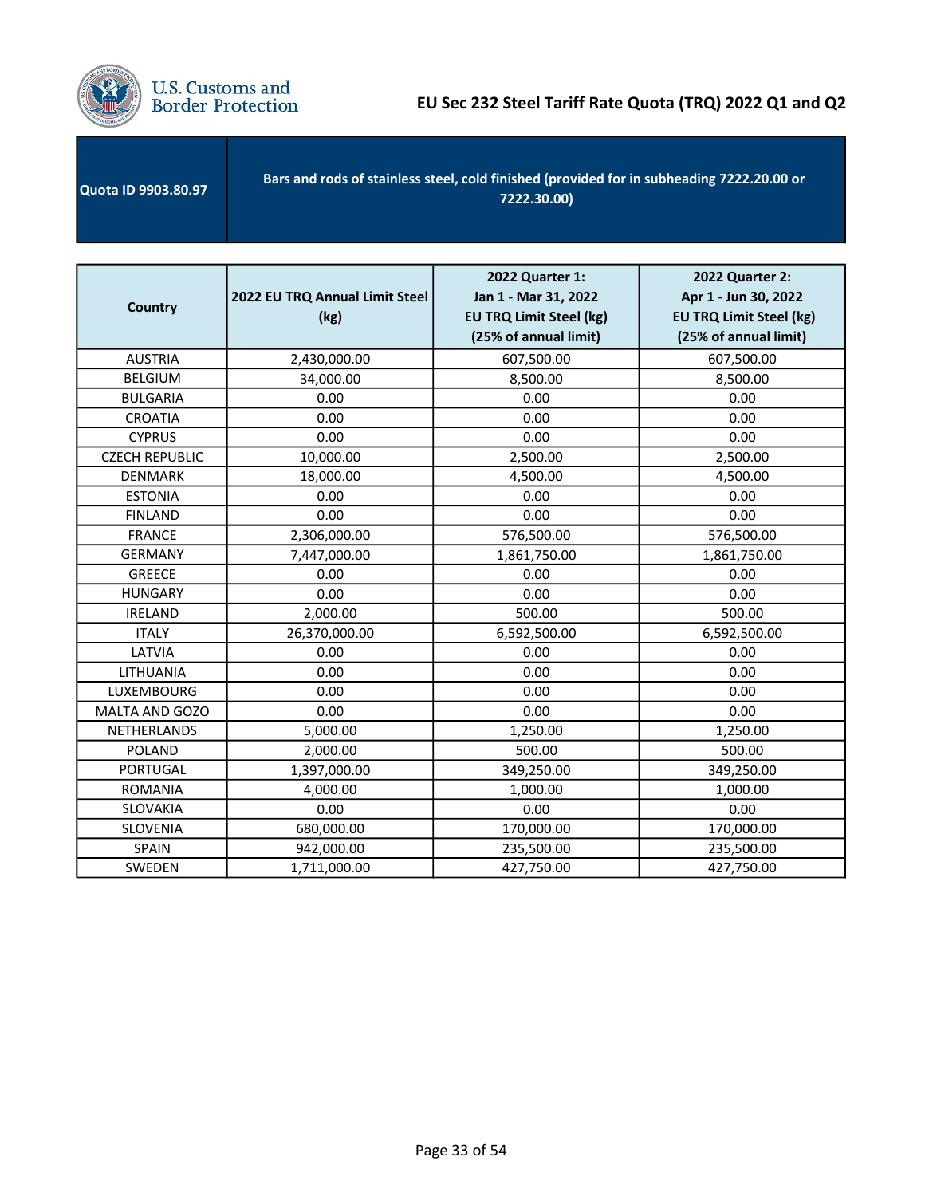| Quota ID 9903.80.97 | Bars and rods of stainless steel, cold finished (provided for in subheading 7222.20.00 or 7222.30.00) |
|---|---|

| Country | 2022 EU TRQ Annual Limit Steel (kg) | 2022 Quarter 1: Jan 1 - Mar 31, 2022 EU TRQ Limit Steel (kg) (25% of annual limit) | 2022 Quarter 2: Apr 1 - Jun 30, 2022 EU TRQ Limit Steel (kg) (25% of annual limit) |
|---|---|---|---|
| AUSTRIA | 2,430,000.00 | 607,500.00 | 607,500.00 |
| BELGIUM | 34,000.00 | 8,500.00 | 8,500.00 |
| BULGARIA | 0.00 | 0.00 | 0.00 |
| CROATIA | 0.00 | 0.00 | 0.00 |
| CYPRUS | 0.00 | 0.00 | 0.00 |
| CZECH REPUBLIC | 10,000.00 | 2,500.00 | 2,500.00 |
| DENMARK | 18,000.00 | 4,500.00 | 4,500.00 |
| ESTONIA | 0.00 | 0.00 | 0.00 |
| FINLAND | 0.00 | 0.00 | 0.00 |
| FRANCE | 2,306,000.00 | 576,500.00 | 576,500.00 |
| GERMANY | 7,447,000.00 | 1,861,750.00 | 1,861,750.00 |
| GREECE | 0.00 | 0.00 | 0.00 |
| HUNGARY | 0.00 | 0.00 | 0.00 |
| IRELAND | 2,000.00 | 500.00 | 500.00 |
| ITALY | 26,370,000.00 | 6,592,500.00 | 6,592,500.00 |
| LATVIA | 0.00 | 0.00 | 0.00 |
| LITHUANIA | 0.00 | 0.00 | 0.00 |
| LUXEMBOURG | 0.00 | 0.00 | 0.00 |
| MALTA AND GOZO | 0.00 | 0.00 | 0.00 |
| NETHERLANDS | 5,000.00 | 1,250.00 | 1,250.00 |
| POLAND | 2,000.00 | 500.00 | 500.00 |
| PORTUGAL | 1,397,000.00 | 349,250.00 | 349,250.00 |
| ROMANIA | 4,000.00 | 1,000.00 | 1,000.00 |
| SLOVAKIA | 0.00 | 0.00 | 0.00 |
| SLOVENIA | 680,000.00 | 170,000.00 | 170,000.00 |
| SPAIN | 942,000.00 | 235,500.00 | 235,500.00 |
| SWEDEN | 1,711,000.00 | 427,750.00 | 427,750.00 |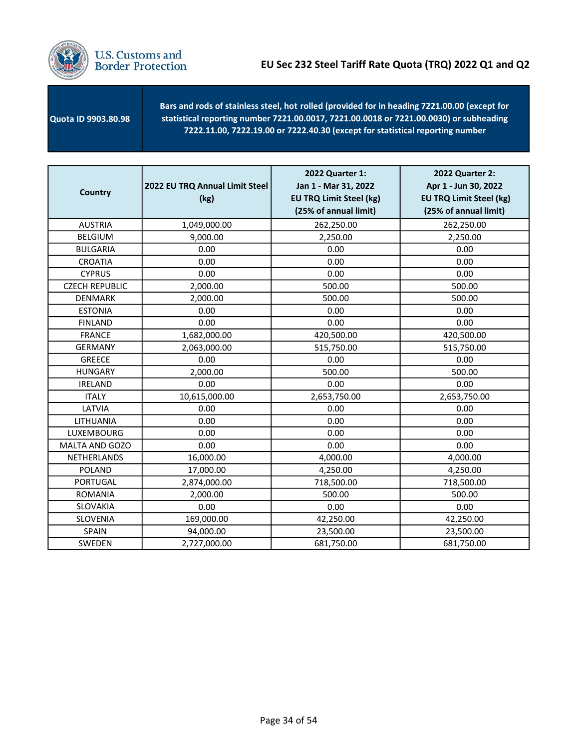# EU Sec 232 Steel Tariff Rate Quota (TRQ) 2022 Q1 and Q2

| Quota ID 9903.80.98 | Bars and rods of stainless steel, hot rolled (provided for in heading 7221.00.00 (except for statistical reporting number 7221.00.0017, 7221.00.0018 or 7221.00.0030) or subheading 7222.11.00, 7222.19.00 or 7222.40.30 (except for statistical reporting number |
|---|---|

| Country | 2022 EU TRQ Annual Limit Steel (kg) | 2022 Quarter 1: Jan 1 - Mar 31, 2022 EU TRQ Limit Steel (kg) (25% of annual limit) | 2022 Quarter 2: Apr 1 - Jun 30, 2022 EU TRQ Limit Steel (kg) (25% of annual limit) |
|---|---|---|---|
| AUSTRIA | 1,049,000.00 | 262,250.00 | 262,250.00 |
| BELGIUM | 9,000.00 | 2,250.00 | 2,250.00 |
| BULGARIA | 0.00 | 0.00 | 0.00 |
| CROATIA | 0.00 | 0.00 | 0.00 |
| CYPRUS | 0.00 | 0.00 | 0.00 |
| CZECH REPUBLIC | 2,000.00 | 500.00 | 500.00 |
| DENMARK | 2,000.00 | 500.00 | 500.00 |
| ESTONIA | 0.00 | 0.00 | 0.00 |
| FINLAND | 0.00 | 0.00 | 0.00 |
| FRANCE | 1,682,000.00 | 420,500.00 | 420,500.00 |
| GERMANY | 2,063,000.00 | 515,750.00 | 515,750.00 |
| GREECE | 0.00 | 0.00 | 0.00 |
| HUNGARY | 2,000.00 | 500.00 | 500.00 |
| IRELAND | 0.00 | 0.00 | 0.00 |
| ITALY | 10,615,000.00 | 2,653,750.00 | 2,653,750.00 |
| LATVIA | 0.00 | 0.00 | 0.00 |
| LITHUANIA | 0.00 | 0.00 | 0.00 |
| LUXEMBOURG | 0.00 | 0.00 | 0.00 |
| MALTA AND GOZO | 0.00 | 0.00 | 0.00 |
| NETHERLANDS | 16,000.00 | 4,000.00 | 4,000.00 |
| POLAND | 17,000.00 | 4,250.00 | 4,250.00 |
| PORTUGAL | 2,874,000.00 | 718,500.00 | 718,500.00 |
| ROMANIA | 2,000.00 | 500.00 | 500.00 |
| SLOVAKIA | 0.00 | 0.00 | 0.00 |
| SLOVENIA | 169,000.00 | 42,250.00 | 42,250.00 |
| SPAIN | 94,000.00 | 23,500.00 | 23,500.00 |
| SWEDEN | 2,727,000.00 | 681,750.00 | 681,750.00 |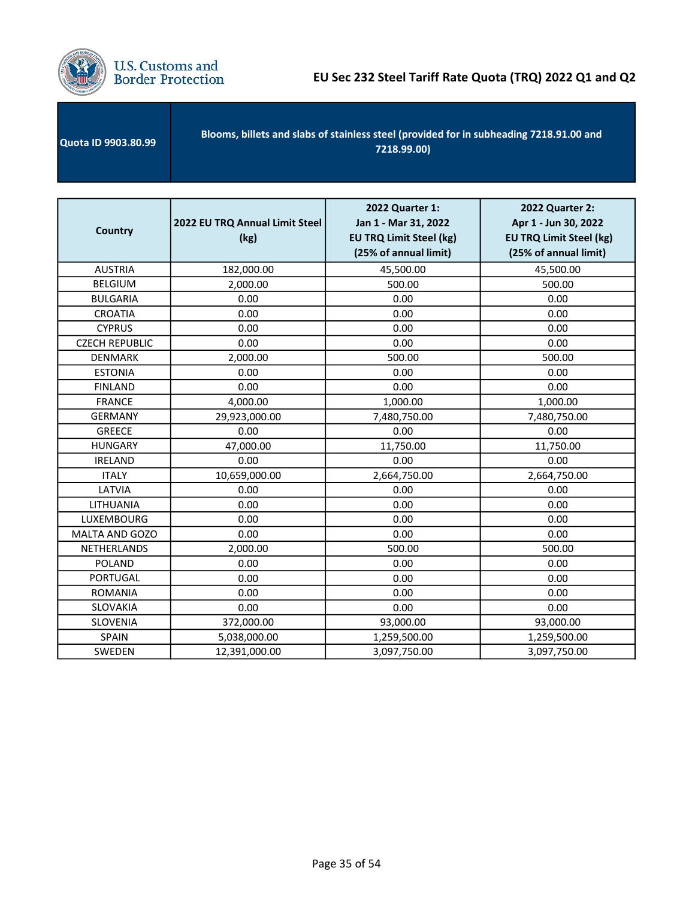# EU Sec 232 Steel Tariff Rate Quota (TRQ) 2022 Q1 and Q2

| Quota ID 9903.80.99 | Blooms, billets and slabs of stainless steel (provided for in subheading 7218.91.00 and 7218.99.00) |
|---|---|

| Country | 2022 EU TRQ Annual Limit Steel (kg) | 2022 Quarter 1: Jan 1 - Mar 31, 2022 EU TRQ Limit Steel (kg) (25% of annual limit) | 2022 Quarter 2: Apr 1 - Jun 30, 2022 EU TRQ Limit Steel (kg) (25% of annual limit) |
|---|---|---|---|
| AUSTRIA | 182,000.00 | 45,500.00 | 45,500.00 |
| BELGIUM | 2,000.00 | 500.00 | 500.00 |
| BULGARIA | 0.00 | 0.00 | 0.00 |
| CROATIA | 0.00 | 0.00 | 0.00 |
| CYPRUS | 0.00 | 0.00 | 0.00 |
| CZECH REPUBLIC | 0.00 | 0.00 | 0.00 |
| DENMARK | 2,000.00 | 500.00 | 500.00 |
| ESTONIA | 0.00 | 0.00 | 0.00 |
| FINLAND | 0.00 | 0.00 | 0.00 |
| FRANCE | 4,000.00 | 1,000.00 | 1,000.00 |
| GERMANY | 29,923,000.00 | 7,480,750.00 | 7,480,750.00 |
| GREECE | 0.00 | 0.00 | 0.00 |
| HUNGARY | 47,000.00 | 11,750.00 | 11,750.00 |
| IRELAND | 0.00 | 0.00 | 0.00 |
| ITALY | 10,659,000.00 | 2,664,750.00 | 2,664,750.00 |
| LATVIA | 0.00 | 0.00 | 0.00 |
| LITHUANIA | 0.00 | 0.00 | 0.00 |
| LUXEMBOURG | 0.00 | 0.00 | 0.00 |
| MALTA AND GOZO | 0.00 | 0.00 | 0.00 |
| NETHERLANDS | 2,000.00 | 500.00 | 500.00 |
| POLAND | 0.00 | 0.00 | 0.00 |
| PORTUGAL | 0.00 | 0.00 | 0.00 |
| ROMANIA | 0.00 | 0.00 | 0.00 |
| SLOVAKIA | 0.00 | 0.00 | 0.00 |
| SLOVENIA | 372,000.00 | 93,000.00 | 93,000.00 |
| SPAIN | 5,038,000.00 | 1,259,500.00 | 1,259,500.00 |
| SWEDEN | 12,391,000.00 | 3,097,750.00 | 3,097,750.00 |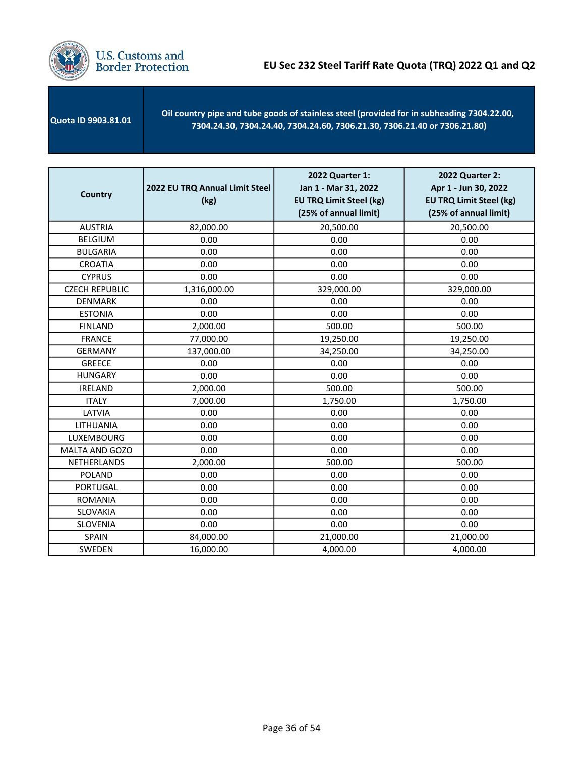# EU Sec 232 Steel Tariff Rate Quota (TRQ) 2022 Q1 and Q2

| Quota ID 9903.81.01 | Oil country pipe and tube goods of stainless steel (provided for in subheading 7304.22.00, 7304.24.30, 7304.24.40, 7304.24.60, 7306.21.30, 7306.21.40 or 7306.21.80) |
|---|---|

| Country | 2022 EU TRQ Annual Limit Steel (kg) | 2022 Quarter 1: Jan 1 - Mar 31, 2022 EU TRQ Limit Steel (kg) (25% of annual limit) | 2022 Quarter 2: Apr 1 - Jun 30, 2022 EU TRQ Limit Steel (kg) (25% of annual limit) |
|---|---|---|---|
| AUSTRIA | 82,000.00 | 20,500.00 | 20,500.00 |
| BELGIUM | 0.00 | 0.00 | 0.00 |
| BULGARIA | 0.00 | 0.00 | 0.00 |
| CROATIA | 0.00 | 0.00 | 0.00 |
| CYPRUS | 0.00 | 0.00 | 0.00 |
| CZECH REPUBLIC | 1,316,000.00 | 329,000.00 | 329,000.00 |
| DENMARK | 0.00 | 0.00 | 0.00 |
| ESTONIA | 0.00 | 0.00 | 0.00 |
| FINLAND | 2,000.00 | 500.00 | 500.00 |
| FRANCE | 77,000.00 | 19,250.00 | 19,250.00 |
| GERMANY | 137,000.00 | 34,250.00 | 34,250.00 |
| GREECE | 0.00 | 0.00 | 0.00 |
| HUNGARY | 0.00 | 0.00 | 0.00 |
| IRELAND | 2,000.00 | 500.00 | 500.00 |
| ITALY | 7,000.00 | 1,750.00 | 1,750.00 |
| LATVIA | 0.00 | 0.00 | 0.00 |
| LITHUANIA | 0.00 | 0.00 | 0.00 |
| LUXEMBOURG | 0.00 | 0.00 | 0.00 |
| MALTA AND GOZO | 0.00 | 0.00 | 0.00 |
| NETHERLANDS | 2,000.00 | 500.00 | 500.00 |
| POLAND | 0.00 | 0.00 | 0.00 |
| PORTUGAL | 0.00 | 0.00 | 0.00 |
| ROMANIA | 0.00 | 0.00 | 0.00 |
| SLOVAKIA | 0.00 | 0.00 | 0.00 |
| SLOVENIA | 0.00 | 0.00 | 0.00 |
| SPAIN | 84,000.00 | 21,000.00 | 21,000.00 |
| SWEDEN | 16,000.00 | 4,000.00 | 4,000.00 |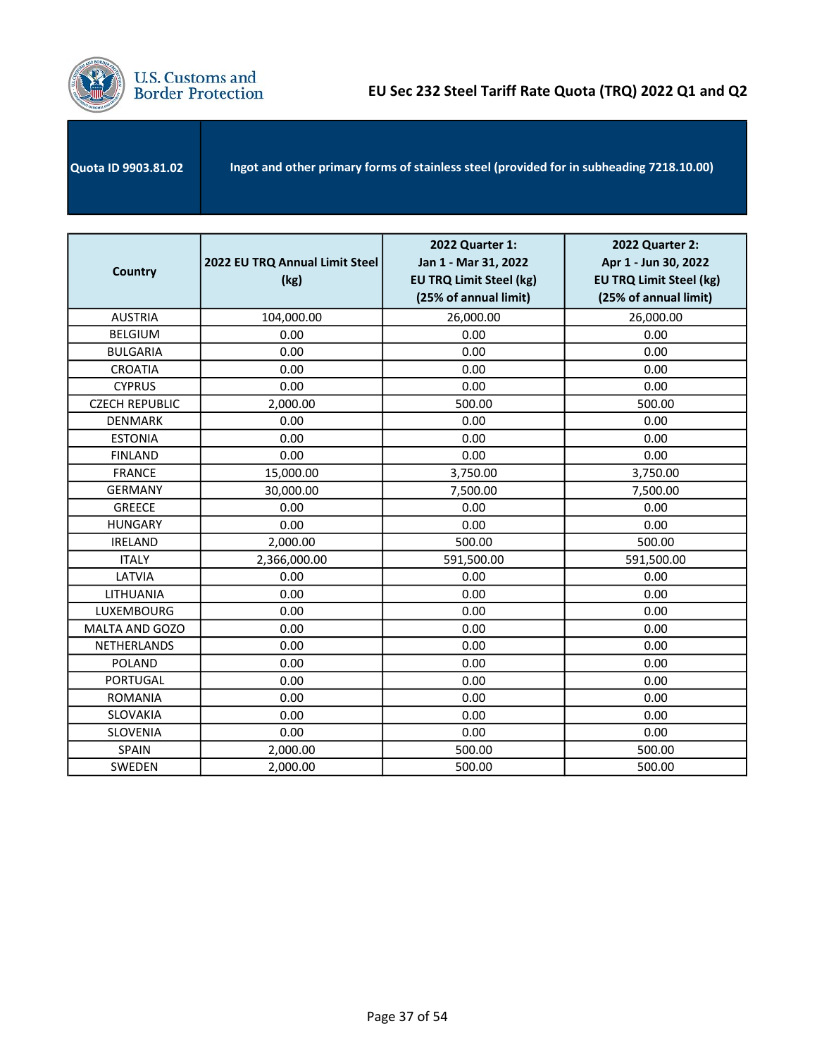| Quota ID 9903.81.02 | Ingot and other primary forms of stainless steel (provided for in subheading 7218.10.00) |
|---|---|

| Country | 2022 EU TRQ Annual Limit Steel (kg) | 2022 Quarter 1: Jan 1 - Mar 31, 2022 EU TRQ Limit Steel (kg) (25% of annual limit) | 2022 Quarter 2: Apr 1 - Jun 30, 2022 EU TRQ Limit Steel (kg) (25% of annual limit) |
|---|---|---|---|
| AUSTRIA | 104,000.00 | 26,000.00 | 26,000.00 |
| BELGIUM | 0.00 | 0.00 | 0.00 |
| BULGARIA | 0.00 | 0.00 | 0.00 |
| CROATIA | 0.00 | 0.00 | 0.00 |
| CYPRUS | 0.00 | 0.00 | 0.00 |
| CZECH REPUBLIC | 2,000.00 | 500.00 | 500.00 |
| DENMARK | 0.00 | 0.00 | 0.00 |
| ESTONIA | 0.00 | 0.00 | 0.00 |
| FINLAND | 0.00 | 0.00 | 0.00 |
| FRANCE | 15,000.00 | 3,750.00 | 3,750.00 |
| GERMANY | 30,000.00 | 7,500.00 | 7,500.00 |
| GREECE | 0.00 | 0.00 | 0.00 |
| HUNGARY | 0.00 | 0.00 | 0.00 |
| IRELAND | 2,000.00 | 500.00 | 500.00 |
| ITALY | 2,366,000.00 | 591,500.00 | 591,500.00 |
| LATVIA | 0.00 | 0.00 | 0.00 |
| LITHUANIA | 0.00 | 0.00 | 0.00 |
| LUXEMBOURG | 0.00 | 0.00 | 0.00 |
| MALTA AND GOZO | 0.00 | 0.00 | 0.00 |
| NETHERLANDS | 0.00 | 0.00 | 0.00 |
| POLAND | 0.00 | 0.00 | 0.00 |
| PORTUGAL | 0.00 | 0.00 | 0.00 |
| ROMANIA | 0.00 | 0.00 | 0.00 |
| SLOVAKIA | 0.00 | 0.00 | 0.00 |
| SLOVENIA | 0.00 | 0.00 | 0.00 |
| SPAIN | 2,000.00 | 500.00 | 500.00 |
| SWEDEN | 2,000.00 | 500.00 | 500.00 |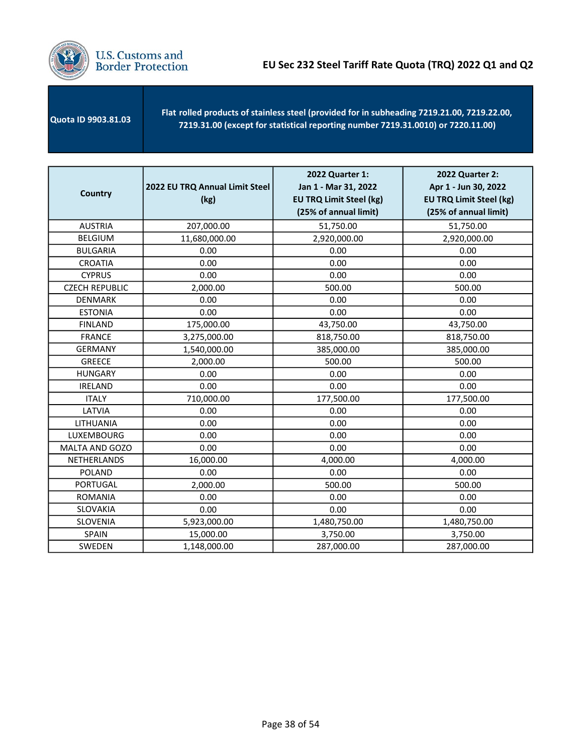# EU Sec 232 Steel Tariff Rate Quota (TRQ) 2022 Q1 and Q2

| Quota ID 9903.81.03 | Flat rolled products of stainless steel (provided for in subheading 7219.21.00, 7219.22.00, 7219.31.00 (except for statistical reporting number 7219.31.0010) or 7220.11.00) |
|---|---|

| Country | 2022 EU TRQ Annual Limit Steel (kg) | 2022 Quarter 1: Jan 1 - Mar 31, 2022 EU TRQ Limit Steel (kg) (25% of annual limit) | 2022 Quarter 2: Apr 1 - Jun 30, 2022 EU TRQ Limit Steel (kg) (25% of annual limit) |
|---|---|---|---|
| AUSTRIA | 207,000.00 | 51,750.00 | 51,750.00 |
| BELGIUM | 11,680,000.00 | 2,920,000.00 | 2,920,000.00 |
| BULGARIA | 0.00 | 0.00 | 0.00 |
| CROATIA | 0.00 | 0.00 | 0.00 |
| CYPRUS | 0.00 | 0.00 | 0.00 |
| CZECH REPUBLIC | 2,000.00 | 500.00 | 500.00 |
| DENMARK | 0.00 | 0.00 | 0.00 |
| ESTONIA | 0.00 | 0.00 | 0.00 |
| FINLAND | 175,000.00 | 43,750.00 | 43,750.00 |
| FRANCE | 3,275,000.00 | 818,750.00 | 818,750.00 |
| GERMANY | 1,540,000.00 | 385,000.00 | 385,000.00 |
| GREECE | 2,000.00 | 500.00 | 500.00 |
| HUNGARY | 0.00 | 0.00 | 0.00 |
| IRELAND | 0.00 | 0.00 | 0.00 |
| ITALY | 710,000.00 | 177,500.00 | 177,500.00 |
| LATVIA | 0.00 | 0.00 | 0.00 |
| LITHUANIA | 0.00 | 0.00 | 0.00 |
| LUXEMBOURG | 0.00 | 0.00 | 0.00 |
| MALTA AND GOZO | 0.00 | 0.00 | 0.00 |
| NETHERLANDS | 16,000.00 | 4,000.00 | 4,000.00 |
| POLAND | 0.00 | 0.00 | 0.00 |
| PORTUGAL | 2,000.00 | 500.00 | 500.00 |
| ROMANIA | 0.00 | 0.00 | 0.00 |
| SLOVAKIA | 0.00 | 0.00 | 0.00 |
| SLOVENIA | 5,923,000.00 | 1,480,750.00 | 1,480,750.00 |
| SPAIN | 15,000.00 | 3,750.00 | 3,750.00 |
| SWEDEN | 1,148,000.00 | 287,000.00 | 287,000.00 |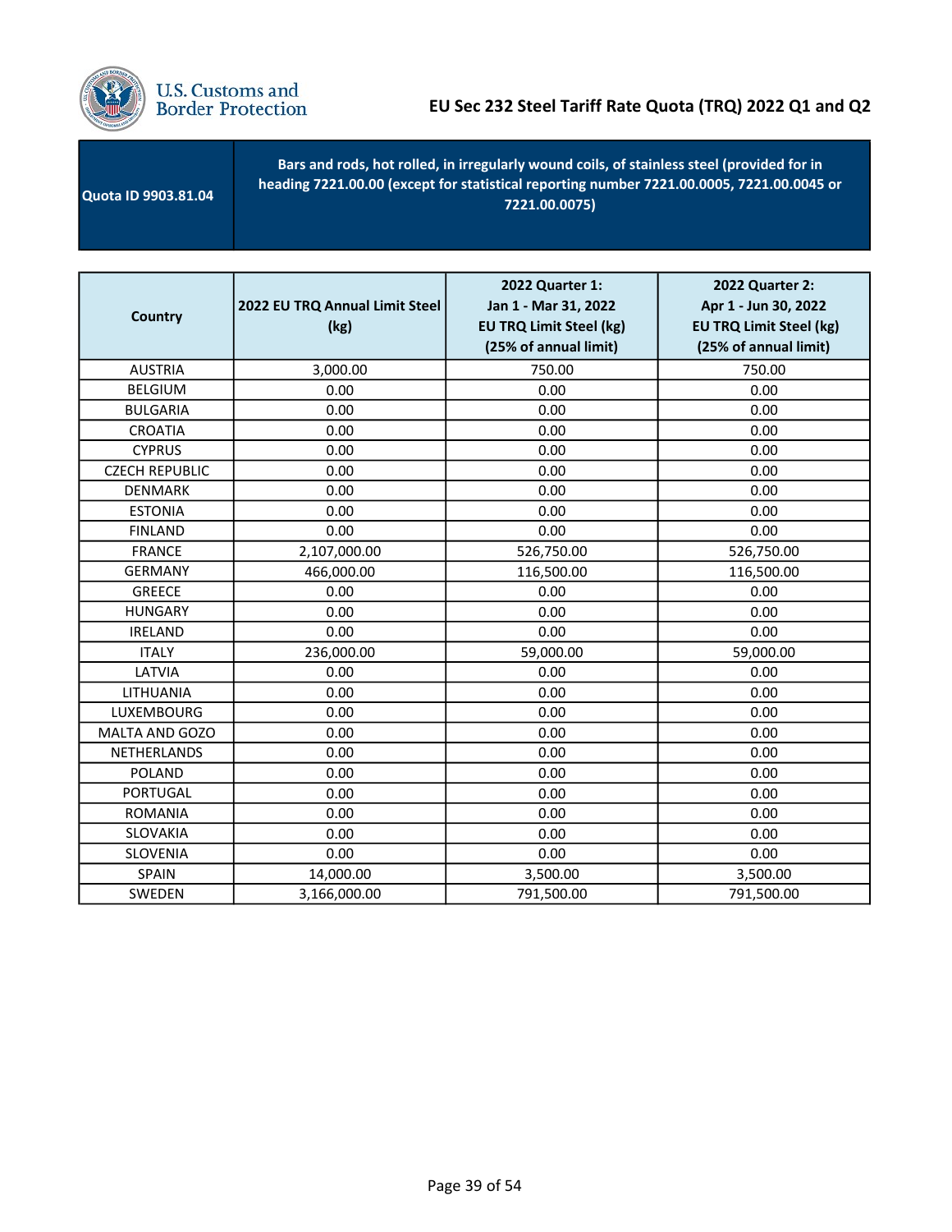# EU Sec 232 Steel Tariff Rate Quota (TRQ) 2022 Q1 and Q2

| Quota ID 9903.81.04 | Bars and rods, hot rolled, in irregularly wound coils, of stainless steel (provided for in heading 7221.00.00 (except for statistical reporting number 7221.00.0005, 7221.00.0045 or 7221.00.0075) |
|---|---|

| Country | 2022 EU TRQ Annual Limit Steel (kg) | 2022 Quarter 1: Jan 1 - Mar 31, 2022 EU TRQ Limit Steel (kg) (25% of annual limit) | 2022 Quarter 2: Apr 1 - Jun 30, 2022 EU TRQ Limit Steel (kg) (25% of annual limit) |
|---|---|---|---|
| AUSTRIA | 3,000.00 | 750.00 | 750.00 |
| BELGIUM | 0.00 | 0.00 | 0.00 |
| BULGARIA | 0.00 | 0.00 | 0.00 |
| CROATIA | 0.00 | 0.00 | 0.00 |
| CYPRUS | 0.00 | 0.00 | 0.00 |
| CZECH REPUBLIC | 0.00 | 0.00 | 0.00 |
| DENMARK | 0.00 | 0.00 | 0.00 |
| ESTONIA | 0.00 | 0.00 | 0.00 |
| FINLAND | 0.00 | 0.00 | 0.00 |
| FRANCE | 2,107,000.00 | 526,750.00 | 526,750.00 |
| GERMANY | 466,000.00 | 116,500.00 | 116,500.00 |
| GREECE | 0.00 | 0.00 | 0.00 |
| HUNGARY | 0.00 | 0.00 | 0.00 |
| IRELAND | 0.00 | 0.00 | 0.00 |
| ITALY | 236,000.00 | 59,000.00 | 59,000.00 |
| LATVIA | 0.00 | 0.00 | 0.00 |
| LITHUANIA | 0.00 | 0.00 | 0.00 |
| LUXEMBOURG | 0.00 | 0.00 | 0.00 |
| MALTA AND GOZO | 0.00 | 0.00 | 0.00 |
| NETHERLANDS | 0.00 | 0.00 | 0.00 |
| POLAND | 0.00 | 0.00 | 0.00 |
| PORTUGAL | 0.00 | 0.00 | 0.00 |
| ROMANIA | 0.00 | 0.00 | 0.00 |
| SLOVAKIA | 0.00 | 0.00 | 0.00 |
| SLOVENIA | 0.00 | 0.00 | 0.00 |
| SPAIN | 14,000.00 | 3,500.00 | 3,500.00 |
| SWEDEN | 3,166,000.00 | 791,500.00 | 791,500.00 |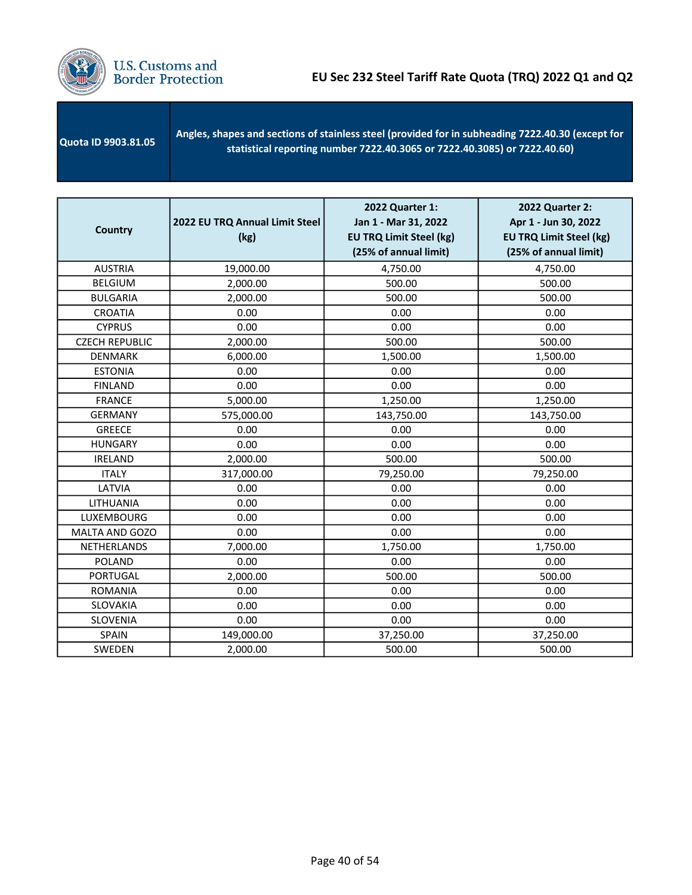# EU Sec 232 Steel Tariff Rate Quota (TRQ) 2022 Q1 and Q2

| Quota ID 9903.81.05 | Angles, shapes and sections of stainless steel (provided for in subheading 7222.40.30 (except for statistical reporting number 7222.40.3065 or 7222.40.3085) or 7222.40.60) |
|---|---|

| Country | 2022 EU TRQ Annual Limit Steel (kg) | 2022 Quarter 1: Jan 1 - Mar 31, 2022 EU TRQ Limit Steel (kg) (25% of annual limit) | 2022 Quarter 2: Apr 1 - Jun 30, 2022 EU TRQ Limit Steel (kg) (25% of annual limit) |
|---|---|---|---|
| AUSTRIA | 19,000.00 | 4,750.00 | 4,750.00 |
| BELGIUM | 2,000.00 | 500.00 | 500.00 |
| BULGARIA | 2,000.00 | 500.00 | 500.00 |
| CROATIA | 0.00 | 0.00 | 0.00 |
| CYPRUS | 0.00 | 0.00 | 0.00 |
| CZECH REPUBLIC | 2,000.00 | 500.00 | 500.00 |
| DENMARK | 6,000.00 | 1,500.00 | 1,500.00 |
| ESTONIA | 0.00 | 0.00 | 0.00 |
| FINLAND | 0.00 | 0.00 | 0.00 |
| FRANCE | 5,000.00 | 1,250.00 | 1,250.00 |
| GERMANY | 575,000.00 | 143,750.00 | 143,750.00 |
| GREECE | 0.00 | 0.00 | 0.00 |
| HUNGARY | 0.00 | 0.00 | 0.00 |
| IRELAND | 2,000.00 | 500.00 | 500.00 |
| ITALY | 317,000.00 | 79,250.00 | 79,250.00 |
| LATVIA | 0.00 | 0.00 | 0.00 |
| LITHUANIA | 0.00 | 0.00 | 0.00 |
| LUXEMBOURG | 0.00 | 0.00 | 0.00 |
| MALTA AND GOZO | 0.00 | 0.00 | 0.00 |
| NETHERLANDS | 7,000.00 | 1,750.00 | 1,750.00 |
| POLAND | 0.00 | 0.00 | 0.00 |
| PORTUGAL | 2,000.00 | 500.00 | 500.00 |
| ROMANIA | 0.00 | 0.00 | 0.00 |
| SLOVAKIA | 0.00 | 0.00 | 0.00 |
| SLOVENIA | 0.00 | 0.00 | 0.00 |
| SPAIN | 149,000.00 | 37,250.00 | 37,250.00 |
| SWEDEN | 2,000.00 | 500.00 | 500.00 |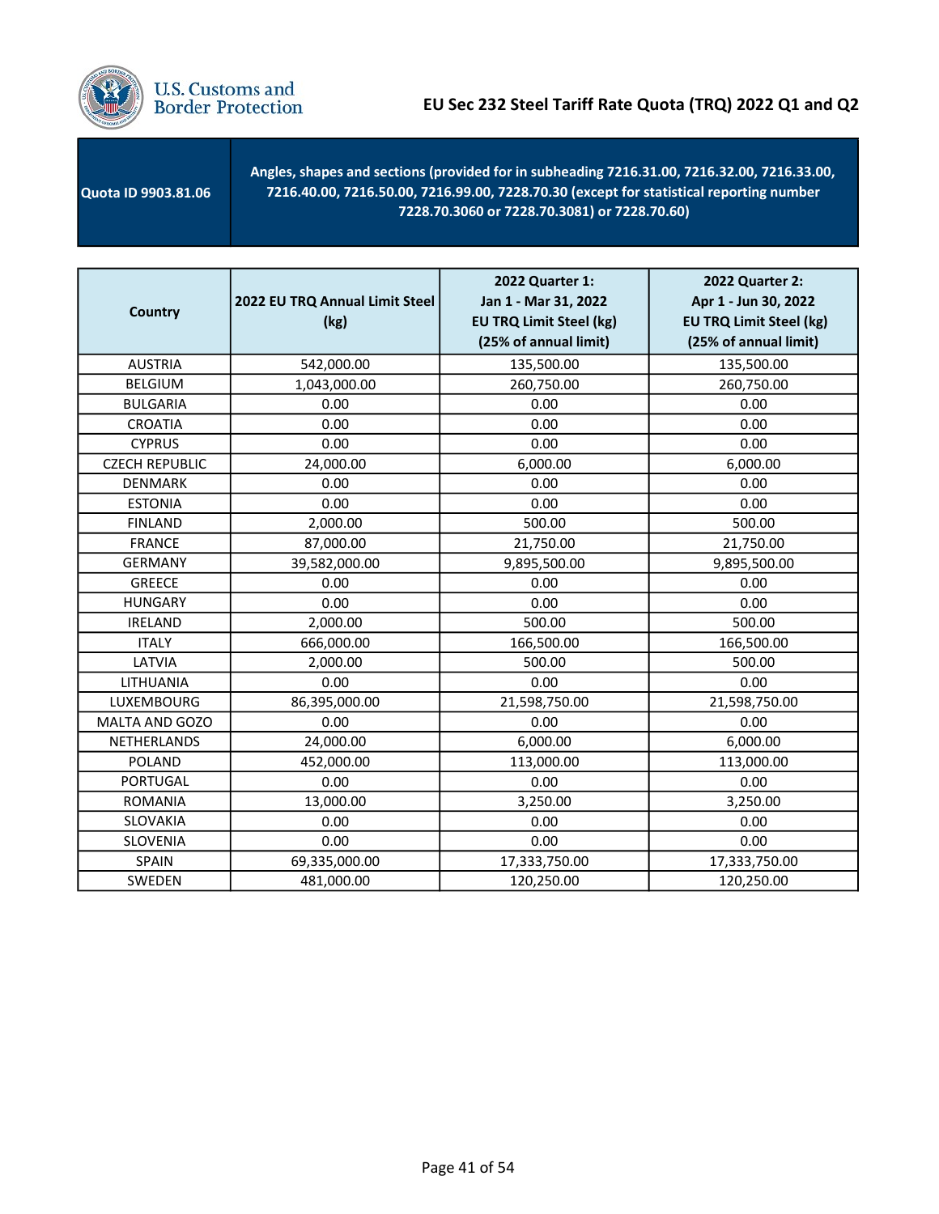## EU Sec 232 Steel Tariff Rate Quota (TRQ) 2022 Q1 and Q2

| Quota ID 9903.81.06 | Angles, shapes and sections (provided for in subheading 7216.31.00, 7216.32.00, 7216.33.00, 7216.40.00, 7216.50.00, 7216.99.00, 7228.70.30 (except for statistical reporting number 7228.70.3060 or 7228.70.3081) or 7228.70.60) |
|---|---|

| Country | 2022 EU TRQ Annual Limit Steel (kg) | 2022 Quarter 1: Jan 1 - Mar 31, 2022 EU TRQ Limit Steel (kg) (25% of annual limit) | 2022 Quarter 2: Apr 1 - Jun 30, 2022 EU TRQ Limit Steel (kg) (25% of annual limit) |
|---|---|---|---|
| AUSTRIA | 542,000.00 | 135,500.00 | 135,500.00 |
| BELGIUM | 1,043,000.00 | 260,750.00 | 260,750.00 |
| BULGARIA | 0.00 | 0.00 | 0.00 |
| CROATIA | 0.00 | 0.00 | 0.00 |
| CYPRUS | 0.00 | 0.00 | 0.00 |
| CZECH REPUBLIC | 24,000.00 | 6,000.00 | 6,000.00 |
| DENMARK | 0.00 | 0.00 | 0.00 |
| ESTONIA | 0.00 | 0.00 | 0.00 |
| FINLAND | 2,000.00 | 500.00 | 500.00 |
| FRANCE | 87,000.00 | 21,750.00 | 21,750.00 |
| GERMANY | 39,582,000.00 | 9,895,500.00 | 9,895,500.00 |
| GREECE | 0.00 | 0.00 | 0.00 |
| HUNGARY | 0.00 | 0.00 | 0.00 |
| IRELAND | 2,000.00 | 500.00 | 500.00 |
| ITALY | 666,000.00 | 166,500.00 | 166,500.00 |
| LATVIA | 2,000.00 | 500.00 | 500.00 |
| LITHUANIA | 0.00 | 0.00 | 0.00 |
| LUXEMBOURG | 86,395,000.00 | 21,598,750.00 | 21,598,750.00 |
| MALTA AND GOZO | 0.00 | 0.00 | 0.00 |
| NETHERLANDS | 24,000.00 | 6,000.00 | 6,000.00 |
| POLAND | 452,000.00 | 113,000.00 | 113,000.00 |
| PORTUGAL | 0.00 | 0.00 | 0.00 |
| ROMANIA | 13,000.00 | 3,250.00 | 3,250.00 |
| SLOVAKIA | 0.00 | 0.00 | 0.00 |
| SLOVENIA | 0.00 | 0.00 | 0.00 |
| SPAIN | 69,335,000.00 | 17,333,750.00 | 17,333,750.00 |
| SWEDEN | 481,000.00 | 120,250.00 | 120,250.00 |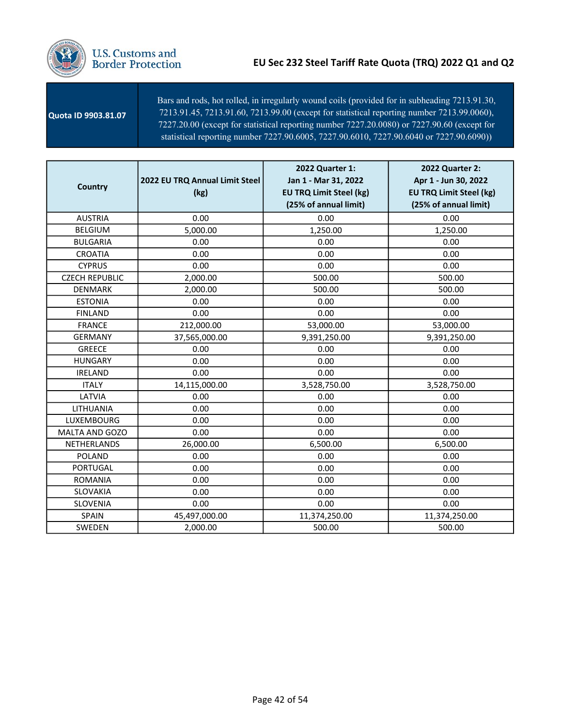# EU Sec 232 Steel Tariff Rate Quota (TRQ) 2022 Q1 and Q2

| Quota ID 9903.81.07 | Bars and rods, hot rolled, in irregularly wound coils (provided for in subheading 7213.91.30, 7213.91.45, 7213.91.60, 7213.99.00 (except for statistical reporting number 7213.99.0060), 7227.20.00 (except for statistical reporting number 7227.20.0080) or 7227.90.60 (except for statistical reporting number 7227.90.6005, 7227.90.6010, 7227.90.6040 or 7227.90.6090)) |
|---|---|

| Country | 2022 EU TRQ Annual Limit Steel (kg) | 2022 Quarter 1: Jan 1 - Mar 31, 2022 EU TRQ Limit Steel (kg) (25% of annual limit) | 2022 Quarter 2: Apr 1 - Jun 30, 2022 EU TRQ Limit Steel (kg) (25% of annual limit) |
|---|---|---|---|
| AUSTRIA | 0.00 | 0.00 | 0.00 |
| BELGIUM | 5,000.00 | 1,250.00 | 1,250.00 |
| BULGARIA | 0.00 | 0.00 | 0.00 |
| CROATIA | 0.00 | 0.00 | 0.00 |
| CYPRUS | 0.00 | 0.00 | 0.00 |
| CZECH REPUBLIC | 2,000.00 | 500.00 | 500.00 |
| DENMARK | 2,000.00 | 500.00 | 500.00 |
| ESTONIA | 0.00 | 0.00 | 0.00 |
| FINLAND | 0.00 | 0.00 | 0.00 |
| FRANCE | 212,000.00 | 53,000.00 | 53,000.00 |
| GERMANY | 37,565,000.00 | 9,391,250.00 | 9,391,250.00 |
| GREECE | 0.00 | 0.00 | 0.00 |
| HUNGARY | 0.00 | 0.00 | 0.00 |
| IRELAND | 0.00 | 0.00 | 0.00 |
| ITALY | 14,115,000.00 | 3,528,750.00 | 3,528,750.00 |
| LATVIA | 0.00 | 0.00 | 0.00 |
| LITHUANIA | 0.00 | 0.00 | 0.00 |
| LUXEMBOURG | 0.00 | 0.00 | 0.00 |
| MALTA AND GOZO | 0.00 | 0.00 | 0.00 |
| NETHERLANDS | 26,000.00 | 6,500.00 | 6,500.00 |
| POLAND | 0.00 | 0.00 | 0.00 |
| PORTUGAL | 0.00 | 0.00 | 0.00 |
| ROMANIA | 0.00 | 0.00 | 0.00 |
| SLOVAKIA | 0.00 | 0.00 | 0.00 |
| SLOVENIA | 0.00 | 0.00 | 0.00 |
| SPAIN | 45,497,000.00 | 11,374,250.00 | 11,374,250.00 |
| SWEDEN | 2,000.00 | 500.00 | 500.00 |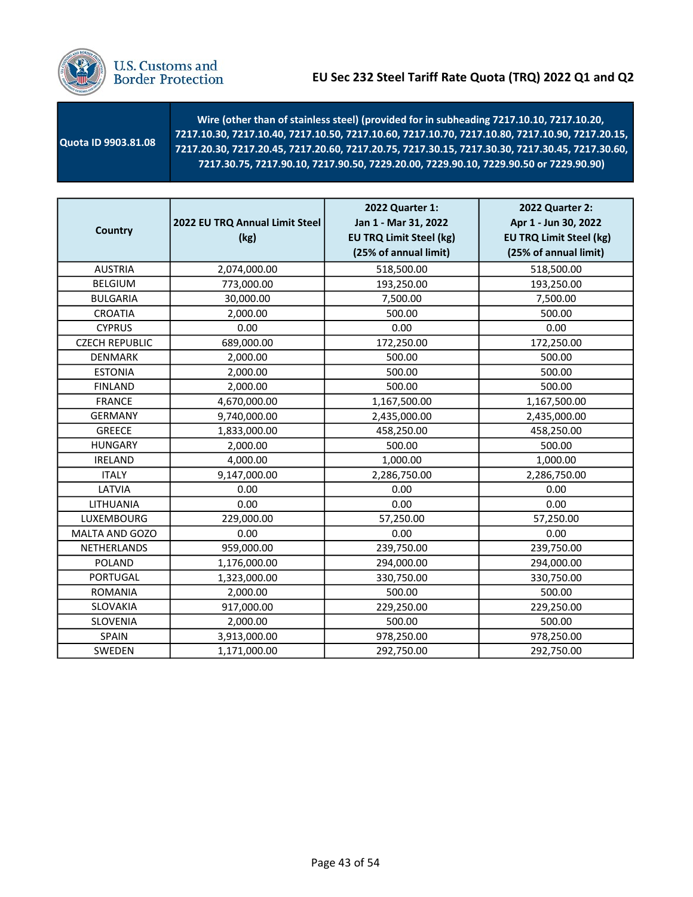# EU Sec 232 Steel Tariff Rate Quota (TRQ) 2022 Q1 and Q2

| Quota ID 9903.81.08 | Wire (other than of stainless steel) (provided for in subheading 7217.10.10, 7217.10.20, 7217.10.30, 7217.10.40, 7217.10.50, 7217.10.60, 7217.10.70, 7217.10.80, 7217.10.90, 7217.20.15, 7217.20.30, 7217.20.45, 7217.20.60, 7217.20.75, 7217.30.15, 7217.30.30, 7217.30.45, 7217.30.60, 7217.30.75, 7217.90.10, 7217.90.50, 7229.20.00, 7229.90.10, 7229.90.50 or 7229.90.90) |
|---|---|

| Country | 2022 EU TRQ Annual Limit Steel (kg) | 2022 Quarter 1: Jan 1 - Mar 31, 2022 EU TRQ Limit Steel (kg) (25% of annual limit) | 2022 Quarter 2: Apr 1 - Jun 30, 2022 EU TRQ Limit Steel (kg) (25% of annual limit) |
|---|---|---|---|
| AUSTRIA | 2,074,000.00 | 518,500.00 | 518,500.00 |
| BELGIUM | 773,000.00 | 193,250.00 | 193,250.00 |
| BULGARIA | 30,000.00 | 7,500.00 | 7,500.00 |
| CROATIA | 2,000.00 | 500.00 | 500.00 |
| CYPRUS | 0.00 | 0.00 | 0.00 |
| CZECH REPUBLIC | 689,000.00 | 172,250.00 | 172,250.00 |
| DENMARK | 2,000.00 | 500.00 | 500.00 |
| ESTONIA | 2,000.00 | 500.00 | 500.00 |
| FINLAND | 2,000.00 | 500.00 | 500.00 |
| FRANCE | 4,670,000.00 | 1,167,500.00 | 1,167,500.00 |
| GERMANY | 9,740,000.00 | 2,435,000.00 | 2,435,000.00 |
| GREECE | 1,833,000.00 | 458,250.00 | 458,250.00 |
| HUNGARY | 2,000.00 | 500.00 | 500.00 |
| IRELAND | 4,000.00 | 1,000.00 | 1,000.00 |
| ITALY | 9,147,000.00 | 2,286,750.00 | 2,286,750.00 |
| LATVIA | 0.00 | 0.00 | 0.00 |
| LITHUANIA | 0.00 | 0.00 | 0.00 |
| LUXEMBOURG | 229,000.00 | 57,250.00 | 57,250.00 |
| MALTA AND GOZO | 0.00 | 0.00 | 0.00 |
| NETHERLANDS | 959,000.00 | 239,750.00 | 239,750.00 |
| POLAND | 1,176,000.00 | 294,000.00 | 294,000.00 |
| PORTUGAL | 1,323,000.00 | 330,750.00 | 330,750.00 |
| ROMANIA | 2,000.00 | 500.00 | 500.00 |
| SLOVAKIA | 917,000.00 | 229,250.00 | 229,250.00 |
| SLOVENIA | 2,000.00 | 500.00 | 500.00 |
| SPAIN | 3,913,000.00 | 978,250.00 | 978,250.00 |
| SWEDEN | 1,171,000.00 | 292,750.00 | 292,750.00 |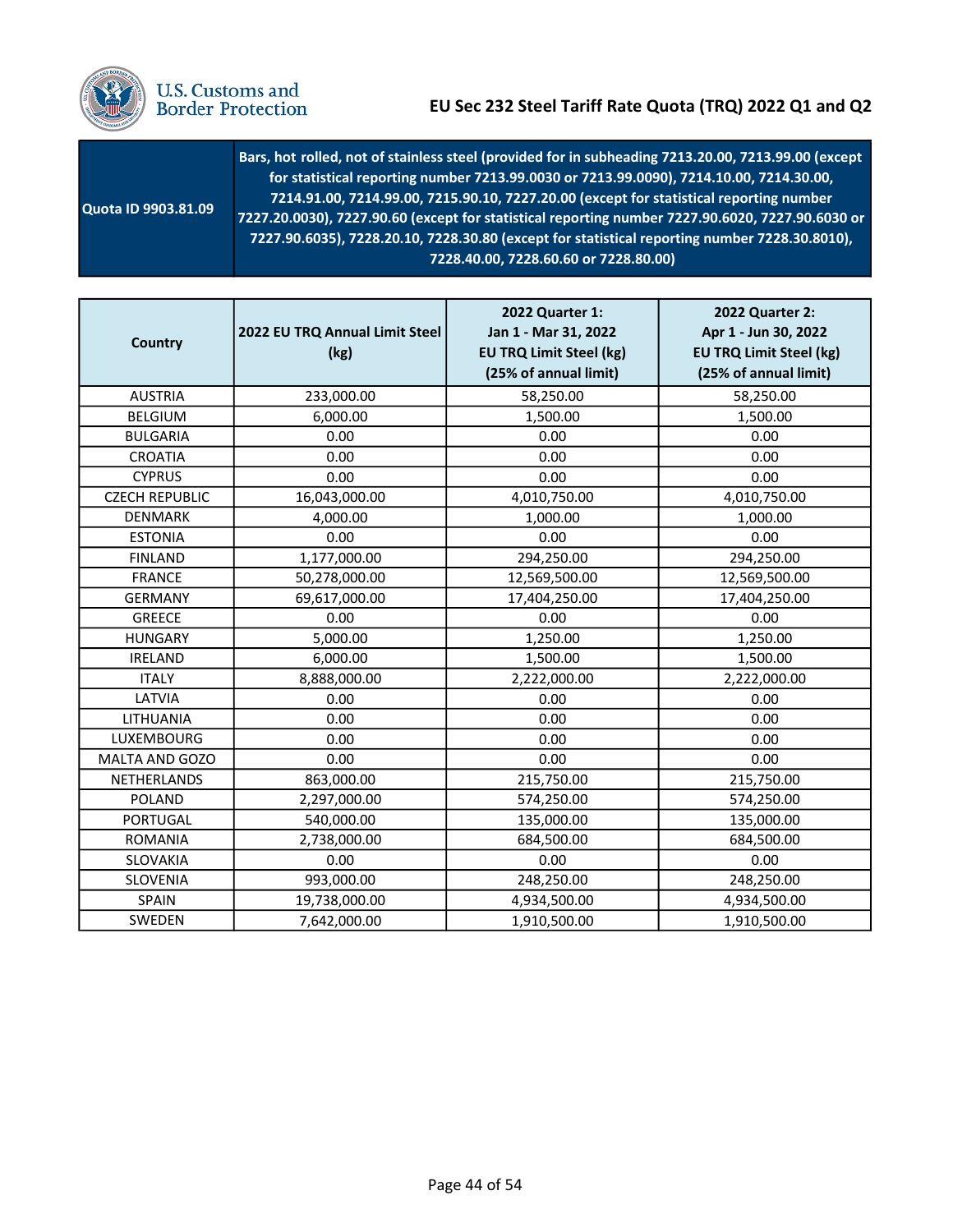| Quota ID 9903.81.09 | Bars, hot rolled, not of stainless steel (provided for in subheading 7213.20.00, 7213.99.00 (except for statistical reporting number 7213.99.0030 or 7213.99.0090), 7214.10.00, 7214.30.00, 7214.91.00, 7214.99.00, 7215.90.10, 7227.20.00 (except for statistical reporting number 7227.20.0030), 7227.90.60 (except for statistical reporting number 7227.90.6020, 7227.90.6030 or 7227.90.6035), 7228.20.10, 7228.30.80 (except for statistical reporting number 7228.30.8010), 7228.40.00, 7228.60.60 or 7228.80.00) |
|---|---|

| Country | 2022 EU TRQ Annual Limit Steel (kg) | 2022 Quarter 1: Jan 1 - Mar 31, 2022 EU TRQ Limit Steel (kg) (25% of annual limit) | 2022 Quarter 2: Apr 1 - Jun 30, 2022 EU TRQ Limit Steel (kg) (25% of annual limit) |
|---|---|---|---|
| AUSTRIA | 233,000.00 | 58,250.00 | 58,250.00 |
| BELGIUM | 6,000.00 | 1,500.00 | 1,500.00 |
| BULGARIA | 0.00 | 0.00 | 0.00 |
| CROATIA | 0.00 | 0.00 | 0.00 |
| CYPRUS | 0.00 | 0.00 | 0.00 |
| CZECH REPUBLIC | 16,043,000.00 | 4,010,750.00 | 4,010,750.00 |
| DENMARK | 4,000.00 | 1,000.00 | 1,000.00 |
| ESTONIA | 0.00 | 0.00 | 0.00 |
| FINLAND | 1,177,000.00 | 294,250.00 | 294,250.00 |
| FRANCE | 50,278,000.00 | 12,569,500.00 | 12,569,500.00 |
| GERMANY | 69,617,000.00 | 17,404,250.00 | 17,404,250.00 |
| GREECE | 0.00 | 0.00 | 0.00 |
| HUNGARY | 5,000.00 | 1,250.00 | 1,250.00 |
| IRELAND | 6,000.00 | 1,500.00 | 1,500.00 |
| ITALY | 8,888,000.00 | 2,222,000.00 | 2,222,000.00 |
| LATVIA | 0.00 | 0.00 | 0.00 |
| LITHUANIA | 0.00 | 0.00 | 0.00 |
| LUXEMBOURG | 0.00 | 0.00 | 0.00 |
| MALTA AND GOZO | 0.00 | 0.00 | 0.00 |
| NETHERLANDS | 863,000.00 | 215,750.00 | 215,750.00 |
| POLAND | 2,297,000.00 | 574,250.00 | 574,250.00 |
| PORTUGAL | 540,000.00 | 135,000.00 | 135,000.00 |
| ROMANIA | 2,738,000.00 | 684,500.00 | 684,500.00 |
| SLOVAKIA | 0.00 | 0.00 | 0.00 |
| SLOVENIA | 993,000.00 | 248,250.00 | 248,250.00 |
| SPAIN | 19,738,000.00 | 4,934,500.00 | 4,934,500.00 |
| SWEDEN | 7,642,000.00 | 1,910,500.00 | 1,910,500.00 |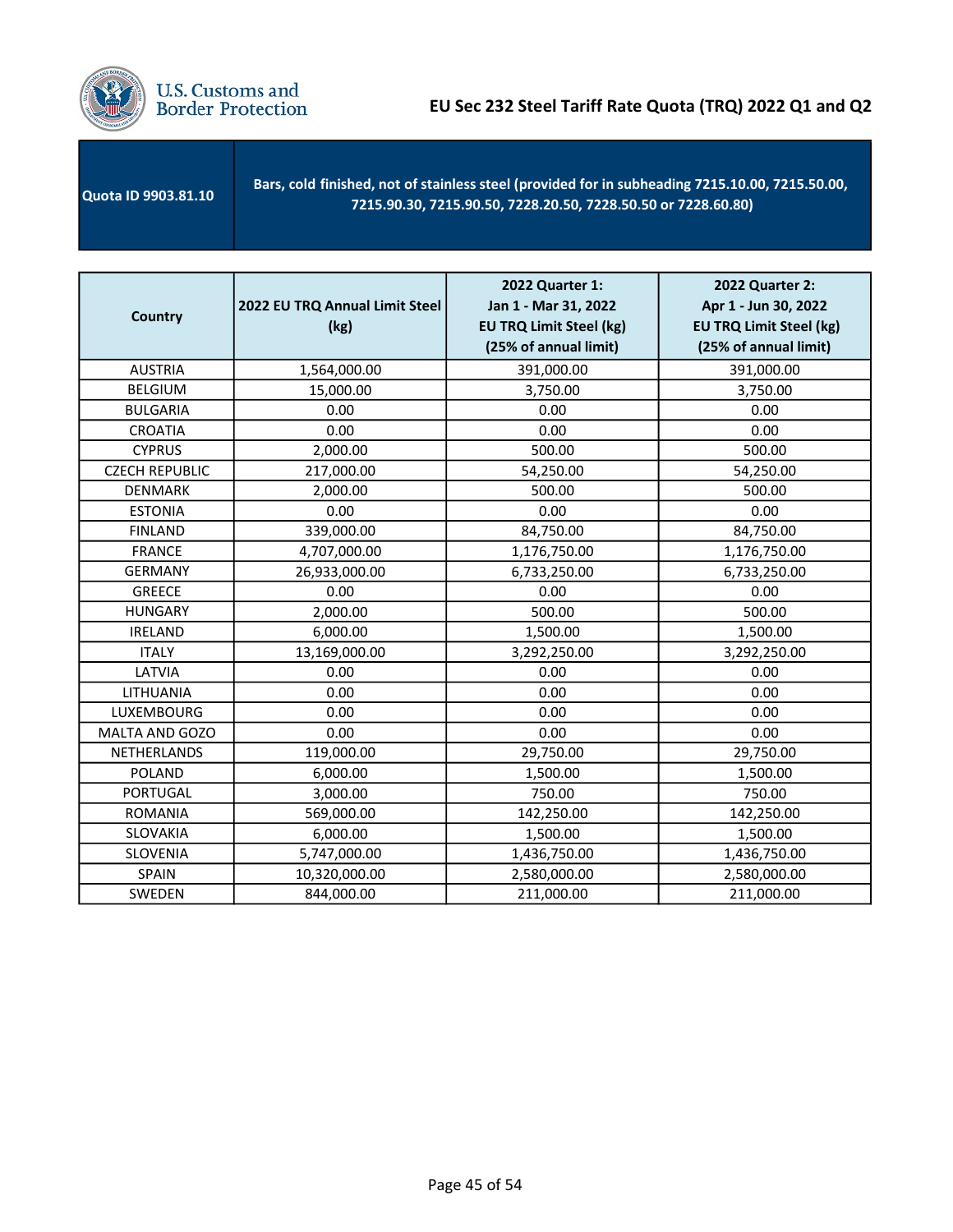# EU Sec 232 Steel Tariff Rate Quota (TRQ) 2022 Q1 and Q2

| Quota ID 9903.81.10 | Bars, cold finished, not of stainless steel (provided for in subheading 7215.10.00, 7215.50.00, 7215.90.30, 7215.90.50, 7228.20.50, 7228.50.50 or 7228.60.80) |
|---|---|

| Country | 2022 EU TRQ Annual Limit Steel (kg) | 2022 Quarter 1: Jan 1 - Mar 31, 2022 EU TRQ Limit Steel (kg) (25% of annual limit) | 2022 Quarter 2: Apr 1 - Jun 30, 2022 EU TRQ Limit Steel (kg) (25% of annual limit) |
|---|---|---|---|
| AUSTRIA | 1,564,000.00 | 391,000.00 | 391,000.00 |
| BELGIUM | 15,000.00 | 3,750.00 | 3,750.00 |
| BULGARIA | 0.00 | 0.00 | 0.00 |
| CROATIA | 0.00 | 0.00 | 0.00 |
| CYPRUS | 2,000.00 | 500.00 | 500.00 |
| CZECH REPUBLIC | 217,000.00 | 54,250.00 | 54,250.00 |
| DENMARK | 2,000.00 | 500.00 | 500.00 |
| ESTONIA | 0.00 | 0.00 | 0.00 |
| FINLAND | 339,000.00 | 84,750.00 | 84,750.00 |
| FRANCE | 4,707,000.00 | 1,176,750.00 | 1,176,750.00 |
| GERMANY | 26,933,000.00 | 6,733,250.00 | 6,733,250.00 |
| GREECE | 0.00 | 0.00 | 0.00 |
| HUNGARY | 2,000.00 | 500.00 | 500.00 |
| IRELAND | 6,000.00 | 1,500.00 | 1,500.00 |
| ITALY | 13,169,000.00 | 3,292,250.00 | 3,292,250.00 |
| LATVIA | 0.00 | 0.00 | 0.00 |
| LITHUANIA | 0.00 | 0.00 | 0.00 |
| LUXEMBOURG | 0.00 | 0.00 | 0.00 |
| MALTA AND GOZO | 0.00 | 0.00 | 0.00 |
| NETHERLANDS | 119,000.00 | 29,750.00 | 29,750.00 |
| POLAND | 6,000.00 | 1,500.00 | 1,500.00 |
| PORTUGAL | 3,000.00 | 750.00 | 750.00 |
| ROMANIA | 569,000.00 | 142,250.00 | 142,250.00 |
| SLOVAKIA | 6,000.00 | 1,500.00 | 1,500.00 |
| SLOVENIA | 5,747,000.00 | 1,436,750.00 | 1,436,750.00 |
| SPAIN | 10,320,000.00 | 2,580,000.00 | 2,580,000.00 |
| SWEDEN | 844,000.00 | 211,000.00 | 211,000.00 |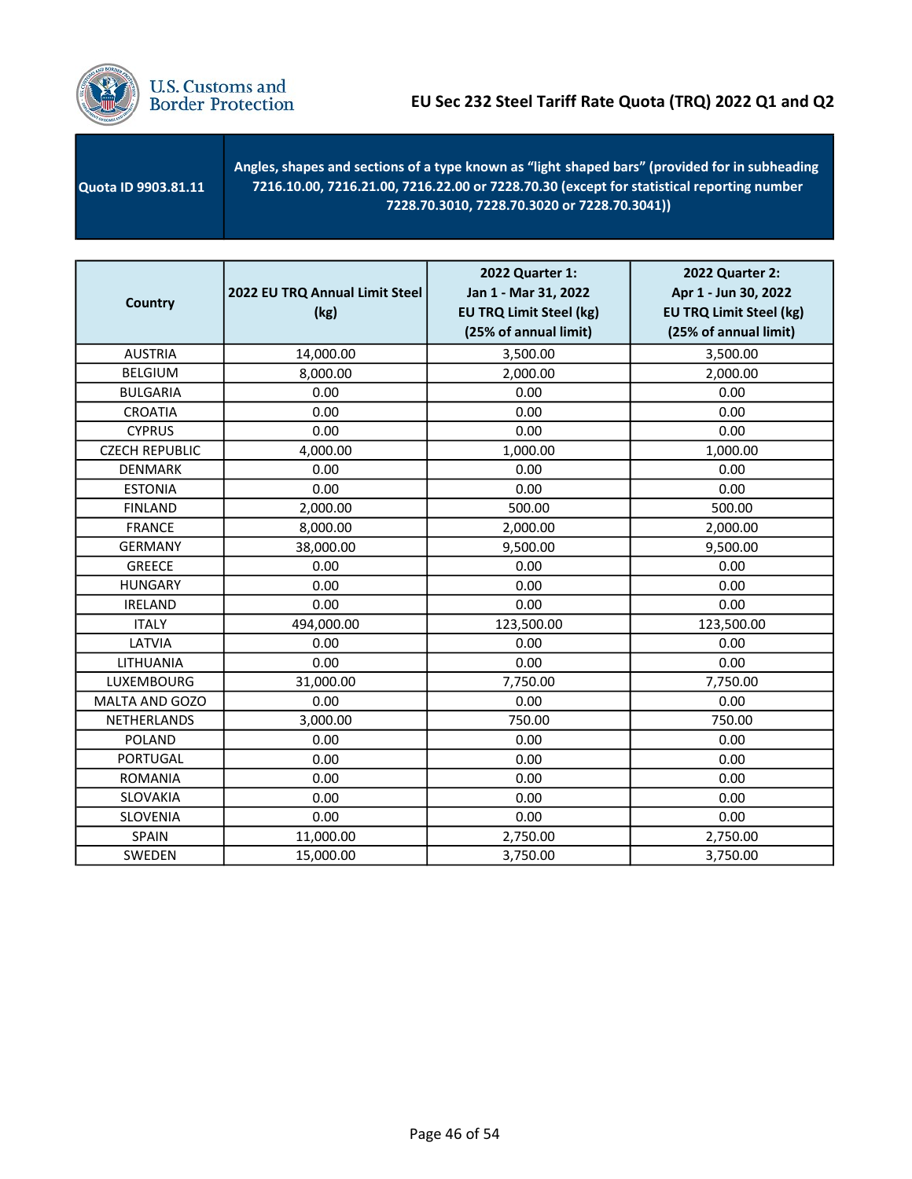| Quota ID 9903.81.11 | Angles, shapes and sections of a type known as "light shaped bars" (provided for in subheading 7216.10.00, 7216.21.00, 7216.22.00 or 7228.70.30 (except for statistical reporting number 7228.70.3010, 7228.70.3020 or 7228.70.3041)) |
|---|---|

| Country | 2022 EU TRQ Annual Limit Steel (kg) | 2022 Quarter 1: Jan 1 - Mar 31, 2022 EU TRQ Limit Steel (kg) (25% of annual limit) | 2022 Quarter 2: Apr 1 - Jun 30, 2022 EU TRQ Limit Steel (kg) (25% of annual limit) |
|---|---|---|---|
| AUSTRIA | 14,000.00 | 3,500.00 | 3,500.00 |
| BELGIUM | 8,000.00 | 2,000.00 | 2,000.00 |
| BULGARIA | 0.00 | 0.00 | 0.00 |
| CROATIA | 0.00 | 0.00 | 0.00 |
| CYPRUS | 0.00 | 0.00 | 0.00 |
| CZECH REPUBLIC | 4,000.00 | 1,000.00 | 1,000.00 |
| DENMARK | 0.00 | 0.00 | 0.00 |
| ESTONIA | 0.00 | 0.00 | 0.00 |
| FINLAND | 2,000.00 | 500.00 | 500.00 |
| FRANCE | 8,000.00 | 2,000.00 | 2,000.00 |
| GERMANY | 38,000.00 | 9,500.00 | 9,500.00 |
| GREECE | 0.00 | 0.00 | 0.00 |
| HUNGARY | 0.00 | 0.00 | 0.00 |
| IRELAND | 0.00 | 0.00 | 0.00 |
| ITALY | 494,000.00 | 123,500.00 | 123,500.00 |
| LATVIA | 0.00 | 0.00 | 0.00 |
| LITHUANIA | 0.00 | 0.00 | 0.00 |
| LUXEMBOURG | 31,000.00 | 7,750.00 | 7,750.00 |
| MALTA AND GOZO | 0.00 | 0.00 | 0.00 |
| NETHERLANDS | 3,000.00 | 750.00 | 750.00 |
| POLAND | 0.00 | 0.00 | 0.00 |
| PORTUGAL | 0.00 | 0.00 | 0.00 |
| ROMANIA | 0.00 | 0.00 | 0.00 |
| SLOVAKIA | 0.00 | 0.00 | 0.00 |
| SLOVENIA | 0.00 | 0.00 | 0.00 |
| SPAIN | 11,000.00 | 2,750.00 | 2,750.00 |
| SWEDEN | 15,000.00 | 3,750.00 | 3,750.00 |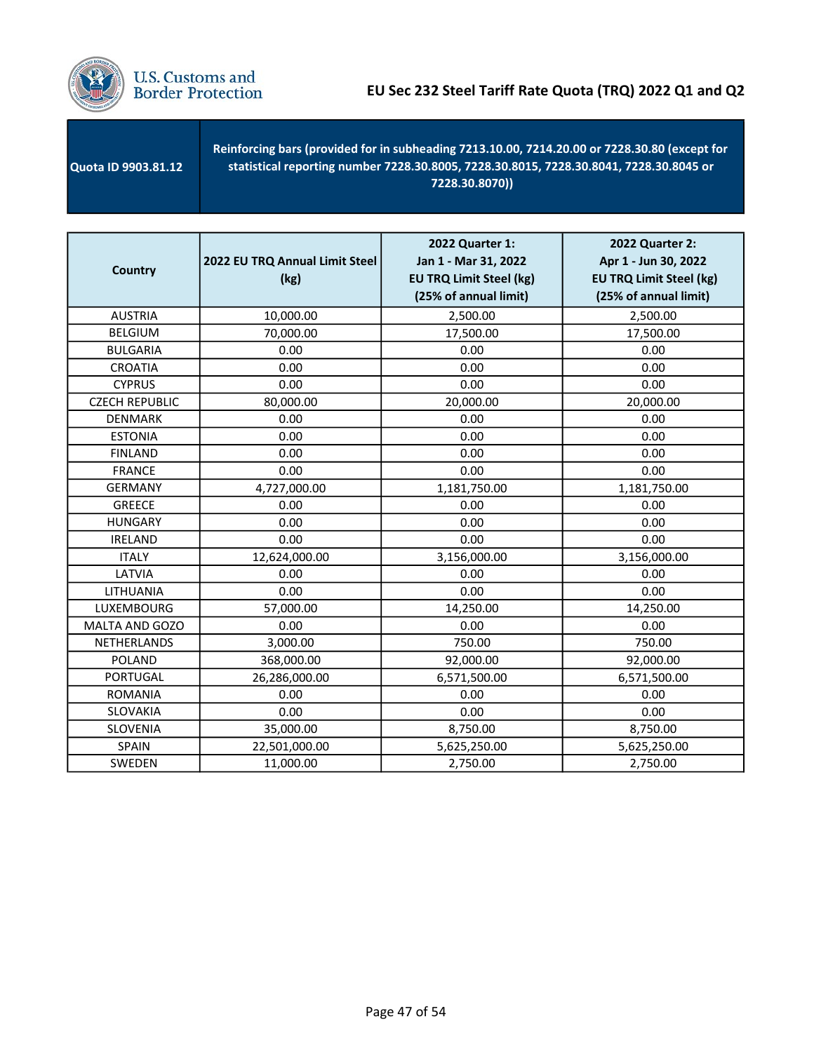# EU Sec 232 Steel Tariff Rate Quota (TRQ) 2022 Q1 and Q2

| Quota ID 9903.81.12 | Reinforcing bars (provided for in subheading 7213.10.00, 7214.20.00 or 7228.30.80 (except for statistical reporting number 7228.30.8005, 7228.30.8015, 7228.30.8041, 7228.30.8045 or 7228.30.8070)) |
|---|---|

| Country | 2022 EU TRQ Annual Limit Steel (kg) | 2022 Quarter 1: Jan 1 - Mar 31, 2022 EU TRQ Limit Steel (kg) (25% of annual limit) | 2022 Quarter 2: Apr 1 - Jun 30, 2022 EU TRQ Limit Steel (kg) (25% of annual limit) |
|---|---|---|---|
| AUSTRIA | 10,000.00 | 2,500.00 | 2,500.00 |
| BELGIUM | 70,000.00 | 17,500.00 | 17,500.00 |
| BULGARIA | 0.00 | 0.00 | 0.00 |
| CROATIA | 0.00 | 0.00 | 0.00 |
| CYPRUS | 0.00 | 0.00 | 0.00 |
| CZECH REPUBLIC | 80,000.00 | 20,000.00 | 20,000.00 |
| DENMARK | 0.00 | 0.00 | 0.00 |
| ESTONIA | 0.00 | 0.00 | 0.00 |
| FINLAND | 0.00 | 0.00 | 0.00 |
| FRANCE | 0.00 | 0.00 | 0.00 |
| GERMANY | 4,727,000.00 | 1,181,750.00 | 1,181,750.00 |
| GREECE | 0.00 | 0.00 | 0.00 |
| HUNGARY | 0.00 | 0.00 | 0.00 |
| IRELAND | 0.00 | 0.00 | 0.00 |
| ITALY | 12,624,000.00 | 3,156,000.00 | 3,156,000.00 |
| LATVIA | 0.00 | 0.00 | 0.00 |
| LITHUANIA | 0.00 | 0.00 | 0.00 |
| LUXEMBOURG | 57,000.00 | 14,250.00 | 14,250.00 |
| MALTA AND GOZO | 0.00 | 0.00 | 0.00 |
| NETHERLANDS | 3,000.00 | 750.00 | 750.00 |
| POLAND | 368,000.00 | 92,000.00 | 92,000.00 |
| PORTUGAL | 26,286,000.00 | 6,571,500.00 | 6,571,500.00 |
| ROMANIA | 0.00 | 0.00 | 0.00 |
| SLOVAKIA | 0.00 | 0.00 | 0.00 |
| SLOVENIA | 35,000.00 | 8,750.00 | 8,750.00 |
| SPAIN | 22,501,000.00 | 5,625,250.00 | 5,625,250.00 |
| SWEDEN | 11,000.00 | 2,750.00 | 2,750.00 |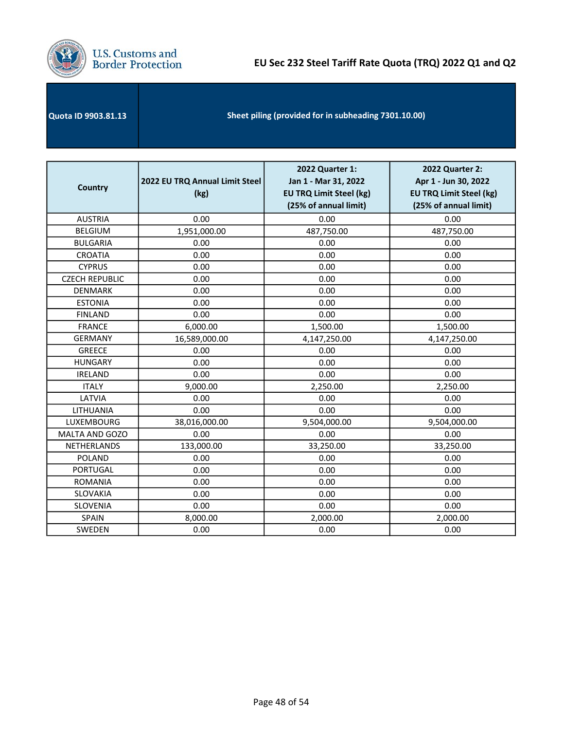# EU Sec 232 Steel Tariff Rate Quota (TRQ) 2022 Q1 and Q2

| Quota ID 9903.81.13 | Sheet piling (provided for in subheading 7301.10.00) |
|---|---|

| Country | 2022 EU TRQ Annual Limit Steel (kg) | 2022 Quarter 1: Jan 1 - Mar 31, 2022 EU TRQ Limit Steel (kg) (25% of annual limit) | 2022 Quarter 2: Apr 1 - Jun 30, 2022 EU TRQ Limit Steel (kg) (25% of annual limit) |
|---|---|---|---|
| AUSTRIA | 0.00 | 0.00 | 0.00 |
| BELGIUM | 1,951,000.00 | 487,750.00 | 487,750.00 |
| BULGARIA | 0.00 | 0.00 | 0.00 |
| CROATIA | 0.00 | 0.00 | 0.00 |
| CYPRUS | 0.00 | 0.00 | 0.00 |
| CZECH REPUBLIC | 0.00 | 0.00 | 0.00 |
| DENMARK | 0.00 | 0.00 | 0.00 |
| ESTONIA | 0.00 | 0.00 | 0.00 |
| FINLAND | 0.00 | 0.00 | 0.00 |
| FRANCE | 6,000.00 | 1,500.00 | 1,500.00 |
| GERMANY | 16,589,000.00 | 4,147,250.00 | 4,147,250.00 |
| GREECE | 0.00 | 0.00 | 0.00 |
| HUNGARY | 0.00 | 0.00 | 0.00 |
| IRELAND | 0.00 | 0.00 | 0.00 |
| ITALY | 9,000.00 | 2,250.00 | 2,250.00 |
| LATVIA | 0.00 | 0.00 | 0.00 |
| LITHUANIA | 0.00 | 0.00 | 0.00 |
| LUXEMBOURG | 38,016,000.00 | 9,504,000.00 | 9,504,000.00 |
| MALTA AND GOZO | 0.00 | 0.00 | 0.00 |
| NETHERLANDS | 133,000.00 | 33,250.00 | 33,250.00 |
| POLAND | 0.00 | 0.00 | 0.00 |
| PORTUGAL | 0.00 | 0.00 | 0.00 |
| ROMANIA | 0.00 | 0.00 | 0.00 |
| SLOVAKIA | 0.00 | 0.00 | 0.00 |
| SLOVENIA | 0.00 | 0.00 | 0.00 |
| SPAIN | 8,000.00 | 2,000.00 | 2,000.00 |
| SWEDEN | 0.00 | 0.00 | 0.00 |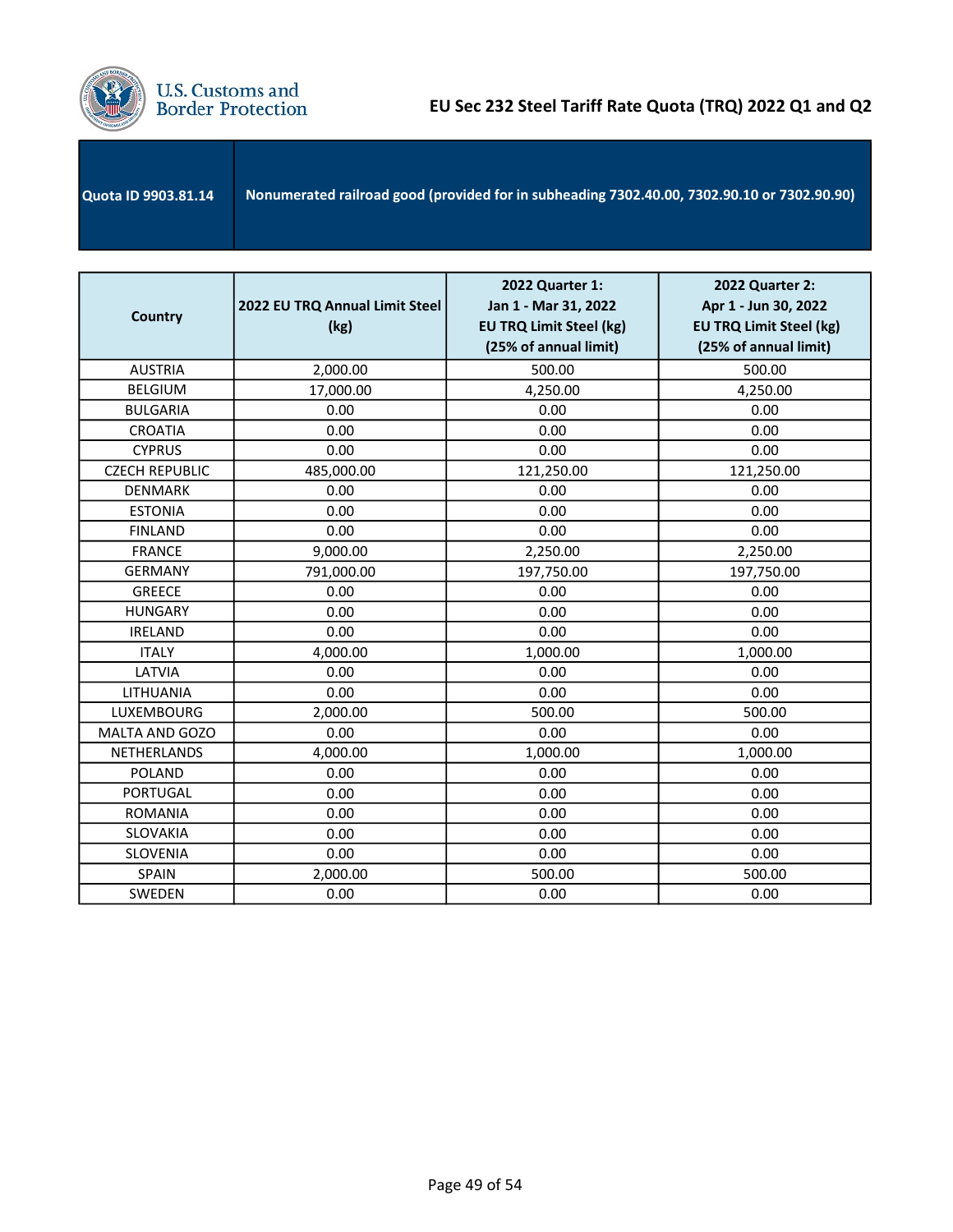# EU Sec 232 Steel Tariff Rate Quota (TRQ) 2022 Q1 and Q2

| Quota ID 9903.81.14 | Nonumerated railroad good (provided for in subheading 7302.40.00, 7302.90.10 or 7302.90.90) |
|---|---|

| Country | 2022 EU TRQ Annual Limit Steel (kg) | 2022 Quarter 1: Jan 1 - Mar 31, 2022 EU TRQ Limit Steel (kg) (25% of annual limit) | 2022 Quarter 2: Apr 1 - Jun 30, 2022 EU TRQ Limit Steel (kg) (25% of annual limit) |
|---|---|---|---|
| AUSTRIA | 2,000.00 | 500.00 | 500.00 |
| BELGIUM | 17,000.00 | 4,250.00 | 4,250.00 |
| BULGARIA | 0.00 | 0.00 | 0.00 |
| CROATIA | 0.00 | 0.00 | 0.00 |
| CYPRUS | 0.00 | 0.00 | 0.00 |
| CZECH REPUBLIC | 485,000.00 | 121,250.00 | 121,250.00 |
| DENMARK | 0.00 | 0.00 | 0.00 |
| ESTONIA | 0.00 | 0.00 | 0.00 |
| FINLAND | 0.00 | 0.00 | 0.00 |
| FRANCE | 9,000.00 | 2,250.00 | 2,250.00 |
| GERMANY | 791,000.00 | 197,750.00 | 197,750.00 |
| GREECE | 0.00 | 0.00 | 0.00 |
| HUNGARY | 0.00 | 0.00 | 0.00 |
| IRELAND | 0.00 | 0.00 | 0.00 |
| ITALY | 4,000.00 | 1,000.00 | 1,000.00 |
| LATVIA | 0.00 | 0.00 | 0.00 |
| LITHUANIA | 0.00 | 0.00 | 0.00 |
| LUXEMBOURG | 2,000.00 | 500.00 | 500.00 |
| MALTA AND GOZO | 0.00 | 0.00 | 0.00 |
| NETHERLANDS | 4,000.00 | 1,000.00 | 1,000.00 |
| POLAND | 0.00 | 0.00 | 0.00 |
| PORTUGAL | 0.00 | 0.00 | 0.00 |
| ROMANIA | 0.00 | 0.00 | 0.00 |
| SLOVAKIA | 0.00 | 0.00 | 0.00 |
| SLOVENIA | 0.00 | 0.00 | 0.00 |
| SPAIN | 2,000.00 | 500.00 | 500.00 |
| SWEDEN | 0.00 | 0.00 | 0.00 |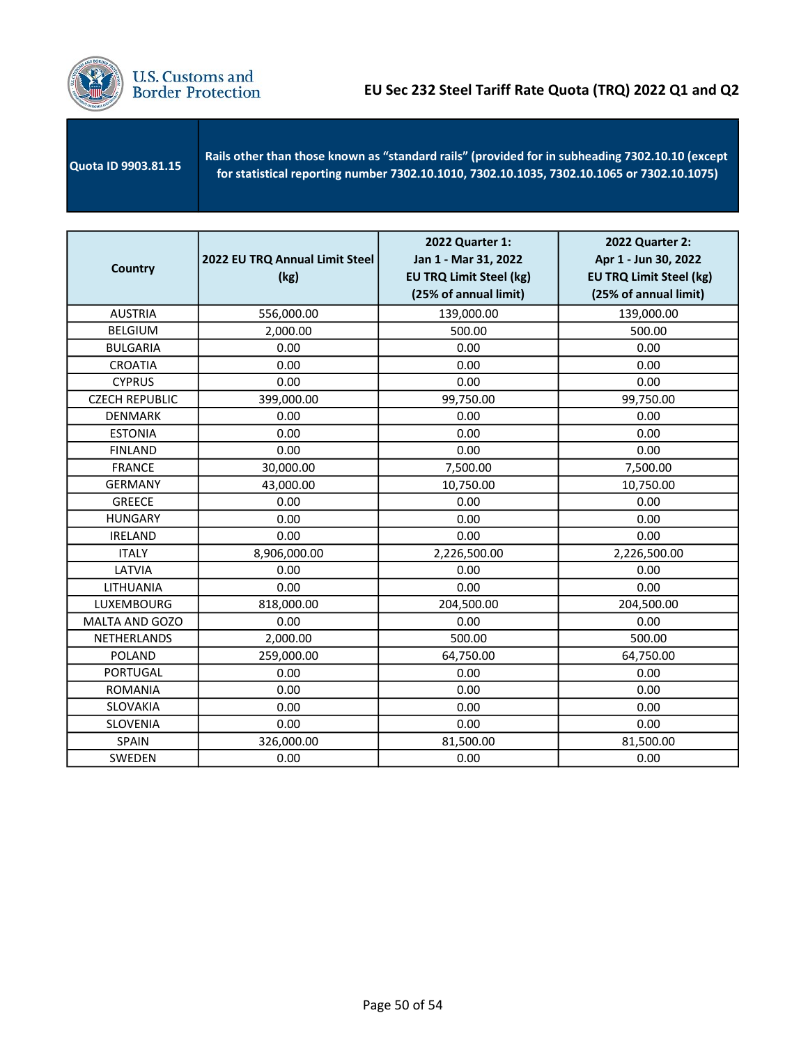# EU Sec 232 Steel Tariff Rate Quota (TRQ) 2022 Q1 and Q2

| Quota ID 9903.81.15 | Rails other than those known as "standard rails" (provided for in subheading 7302.10.10 (except for statistical reporting number 7302.10.1010, 7302.10.1035, 7302.10.1065 or 7302.10.1075) |
|---|---|

| Country | 2022 EU TRQ Annual Limit Steel (kg) | 2022 Quarter 1: Jan 1 - Mar 31, 2022 EU TRQ Limit Steel (kg) (25% of annual limit) | 2022 Quarter 2: Apr 1 - Jun 30, 2022 EU TRQ Limit Steel (kg) (25% of annual limit) |
|---|---|---|---|
| AUSTRIA | 556,000.00 | 139,000.00 | 139,000.00 |
| BELGIUM | 2,000.00 | 500.00 | 500.00 |
| BULGARIA | 0.00 | 0.00 | 0.00 |
| CROATIA | 0.00 | 0.00 | 0.00 |
| CYPRUS | 0.00 | 0.00 | 0.00 |
| CZECH REPUBLIC | 399,000.00 | 99,750.00 | 99,750.00 |
| DENMARK | 0.00 | 0.00 | 0.00 |
| ESTONIA | 0.00 | 0.00 | 0.00 |
| FINLAND | 0.00 | 0.00 | 0.00 |
| FRANCE | 30,000.00 | 7,500.00 | 7,500.00 |
| GERMANY | 43,000.00 | 10,750.00 | 10,750.00 |
| GREECE | 0.00 | 0.00 | 0.00 |
| HUNGARY | 0.00 | 0.00 | 0.00 |
| IRELAND | 0.00 | 0.00 | 0.00 |
| ITALY | 8,906,000.00 | 2,226,500.00 | 2,226,500.00 |
| LATVIA | 0.00 | 0.00 | 0.00 |
| LITHUANIA | 0.00 | 0.00 | 0.00 |
| LUXEMBOURG | 818,000.00 | 204,500.00 | 204,500.00 |
| MALTA AND GOZO | 0.00 | 0.00 | 0.00 |
| NETHERLANDS | 2,000.00 | 500.00 | 500.00 |
| POLAND | 259,000.00 | 64,750.00 | 64,750.00 |
| PORTUGAL | 0.00 | 0.00 | 0.00 |
| ROMANIA | 0.00 | 0.00 | 0.00 |
| SLOVAKIA | 0.00 | 0.00 | 0.00 |
| SLOVENIA | 0.00 | 0.00 | 0.00 |
| SPAIN | 326,000.00 | 81,500.00 | 81,500.00 |
| SWEDEN | 0.00 | 0.00 | 0.00 |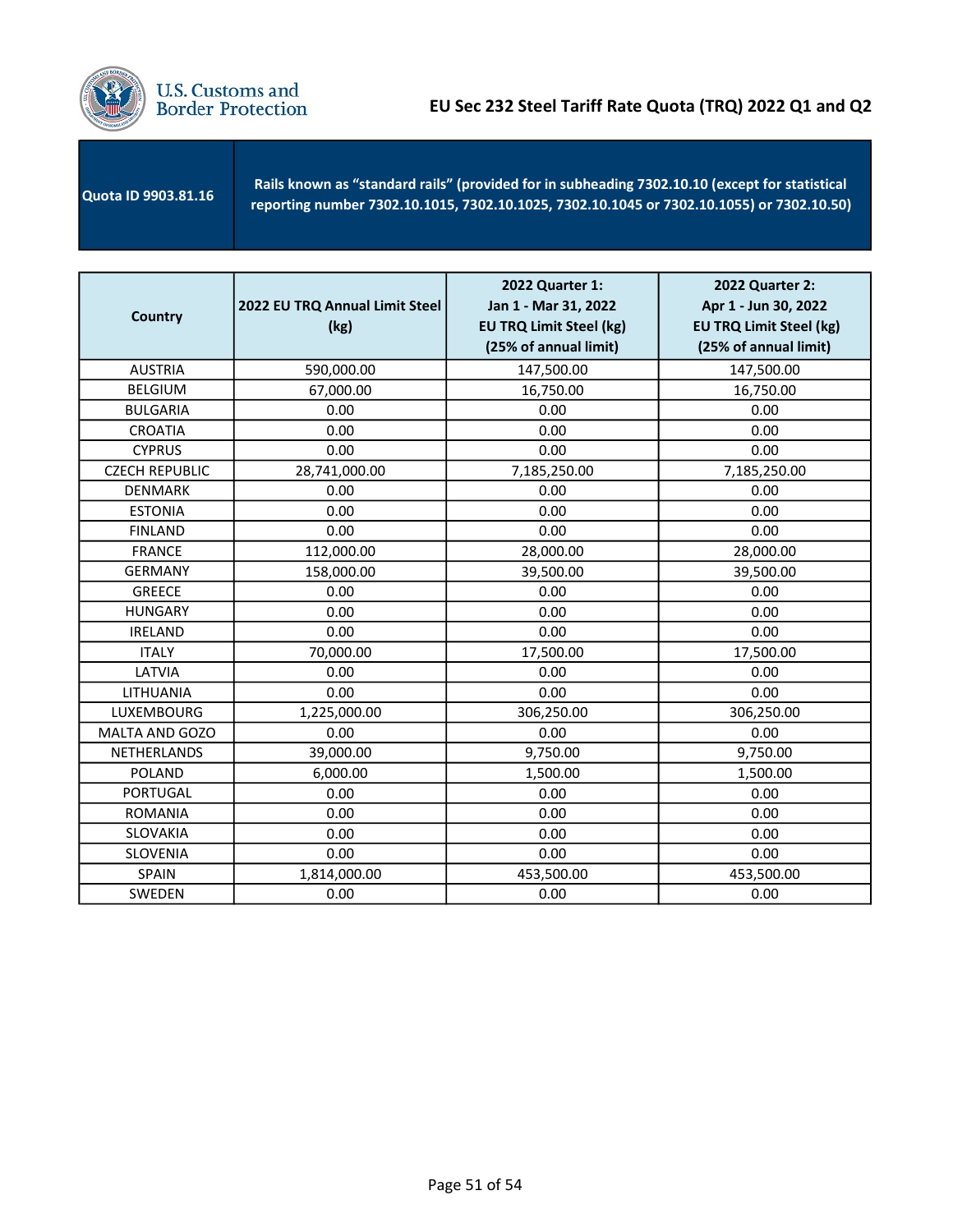| Quota ID 9903.81.16 | Rails known as “standard rails” (provided for in subheading 7302.10.10 (except for statistical reporting number 7302.10.1015, 7302.10.1025, 7302.10.1045 or 7302.10.1055) or 7302.10.50) |
|---|---|

| Country | 2022 EU TRQ Annual Limit Steel (kg) | 2022 Quarter 1: Jan 1 - Mar 31, 2022 EU TRQ Limit Steel (kg) (25% of annual limit) | 2022 Quarter 2: Apr 1 - Jun 30, 2022 EU TRQ Limit Steel (kg) (25% of annual limit) |
|---|---|---|---|
| AUSTRIA | 590,000.00 | 147,500.00 | 147,500.00 |
| BELGIUM | 67,000.00 | 16,750.00 | 16,750.00 |
| BULGARIA | 0.00 | 0.00 | 0.00 |
| CROATIA | 0.00 | 0.00 | 0.00 |
| CYPRUS | 0.00 | 0.00 | 0.00 |
| CZECH REPUBLIC | 28,741,000.00 | 7,185,250.00 | 7,185,250.00 |
| DENMARK | 0.00 | 0.00 | 0.00 |
| ESTONIA | 0.00 | 0.00 | 0.00 |
| FINLAND | 0.00 | 0.00 | 0.00 |
| FRANCE | 112,000.00 | 28,000.00 | 28,000.00 |
| GERMANY | 158,000.00 | 39,500.00 | 39,500.00 |
| GREECE | 0.00 | 0.00 | 0.00 |
| HUNGARY | 0.00 | 0.00 | 0.00 |
| IRELAND | 0.00 | 0.00 | 0.00 |
| ITALY | 70,000.00 | 17,500.00 | 17,500.00 |
| LATVIA | 0.00 | 0.00 | 0.00 |
| LITHUANIA | 0.00 | 0.00 | 0.00 |
| LUXEMBOURG | 1,225,000.00 | 306,250.00 | 306,250.00 |
| MALTA AND GOZO | 0.00 | 0.00 | 0.00 |
| NETHERLANDS | 39,000.00 | 9,750.00 | 9,750.00 |
| POLAND | 6,000.00 | 1,500.00 | 1,500.00 |
| PORTUGAL | 0.00 | 0.00 | 0.00 |
| ROMANIA | 0.00 | 0.00 | 0.00 |
| SLOVAKIA | 0.00 | 0.00 | 0.00 |
| SLOVENIA | 0.00 | 0.00 | 0.00 |
| SPAIN | 1,814,000.00 | 453,500.00 | 453,500.00 |
| SWEDEN | 0.00 | 0.00 | 0.00 |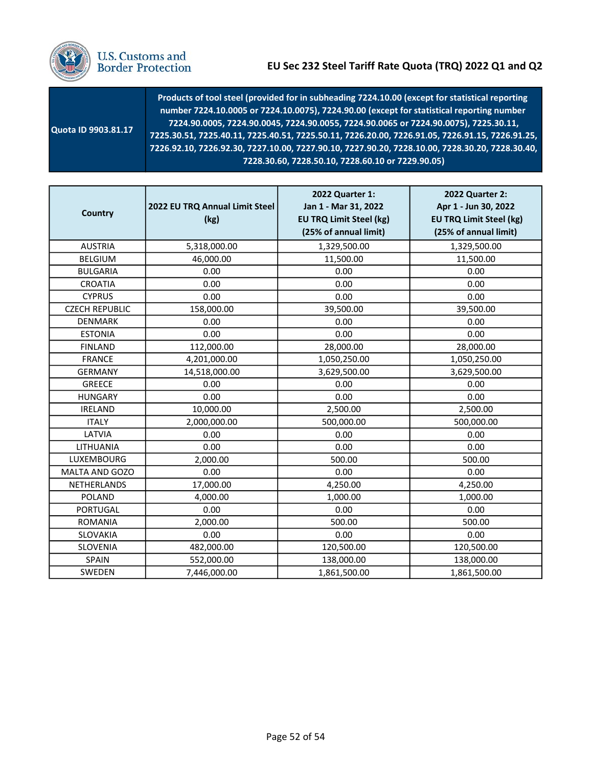U.S. Customs and Border Protection

# EU Sec 232 Steel Tariff Rate Quota (TRQ) 2022 Q1 and Q2

| Quota ID 9903.81.17 | Products of tool steel (provided for in subheading 7224.10.00 (except for statistical reporting number 7224.10.0005 or 7224.10.0075), 7224.90.00 (except for statistical reporting number 7224.90.0005, 7224.90.0045, 7224.90.0055, 7224.90.0065 or 7224.90.0075), 7225.30.11, 7225.30.51, 7225.40.11, 7225.40.51, 7225.50.11, 7226.20.00, 7226.91.05, 7226.91.15, 7226.91.25, 7226.92.10, 7226.92.30, 7227.10.00, 7227.90.10, 7227.90.20, 7228.10.00, 7228.30.20, 7228.30.40, 7228.30.60, 7228.50.10, 7228.60.10 or 7229.90.05) |
|---|---|

| Country | 2022 EU TRQ Annual Limit Steel (kg) | 2022 Quarter 1: Jan 1 - Mar 31, 2022 EU TRQ Limit Steel (kg) (25% of annual limit) | 2022 Quarter 2: Apr 1 - Jun 30, 2022 EU TRQ Limit Steel (kg) (25% of annual limit) |
|---|---|---|---|
| AUSTRIA | 5,318,000.00 | 1,329,500.00 | 1,329,500.00 |
| BELGIUM | 46,000.00 | 11,500.00 | 11,500.00 |
| BULGARIA | 0.00 | 0.00 | 0.00 |
| CROATIA | 0.00 | 0.00 | 0.00 |
| CYPRUS | 0.00 | 0.00 | 0.00 |
| CZECH REPUBLIC | 158,000.00 | 39,500.00 | 39,500.00 |
| DENMARK | 0.00 | 0.00 | 0.00 |
| ESTONIA | 0.00 | 0.00 | 0.00 |
| FINLAND | 112,000.00 | 28,000.00 | 28,000.00 |
| FRANCE | 4,201,000.00 | 1,050,250.00 | 1,050,250.00 |
| GERMANY | 14,518,000.00 | 3,629,500.00 | 3,629,500.00 |
| GREECE | 0.00 | 0.00 | 0.00 |
| HUNGARY | 0.00 | 0.00 | 0.00 |
| IRELAND | 10,000.00 | 2,500.00 | 2,500.00 |
| ITALY | 2,000,000.00 | 500,000.00 | 500,000.00 |
| LATVIA | 0.00 | 0.00 | 0.00 |
| LITHUANIA | 0.00 | 0.00 | 0.00 |
| LUXEMBOURG | 2,000.00 | 500.00 | 500.00 |
| MALTA AND GOZO | 0.00 | 0.00 | 0.00 |
| NETHERLANDS | 17,000.00 | 4,250.00 | 4,250.00 |
| POLAND | 4,000.00 | 1,000.00 | 1,000.00 |
| PORTUGAL | 0.00 | 0.00 | 0.00 |
| ROMANIA | 2,000.00 | 500.00 | 500.00 |
| SLOVAKIA | 0.00 | 0.00 | 0.00 |
| SLOVENIA | 482,000.00 | 120,500.00 | 120,500.00 |
| SPAIN | 552,000.00 | 138,000.00 | 138,000.00 |
| SWEDEN | 7,446,000.00 | 1,861,500.00 | 1,861,500.00 |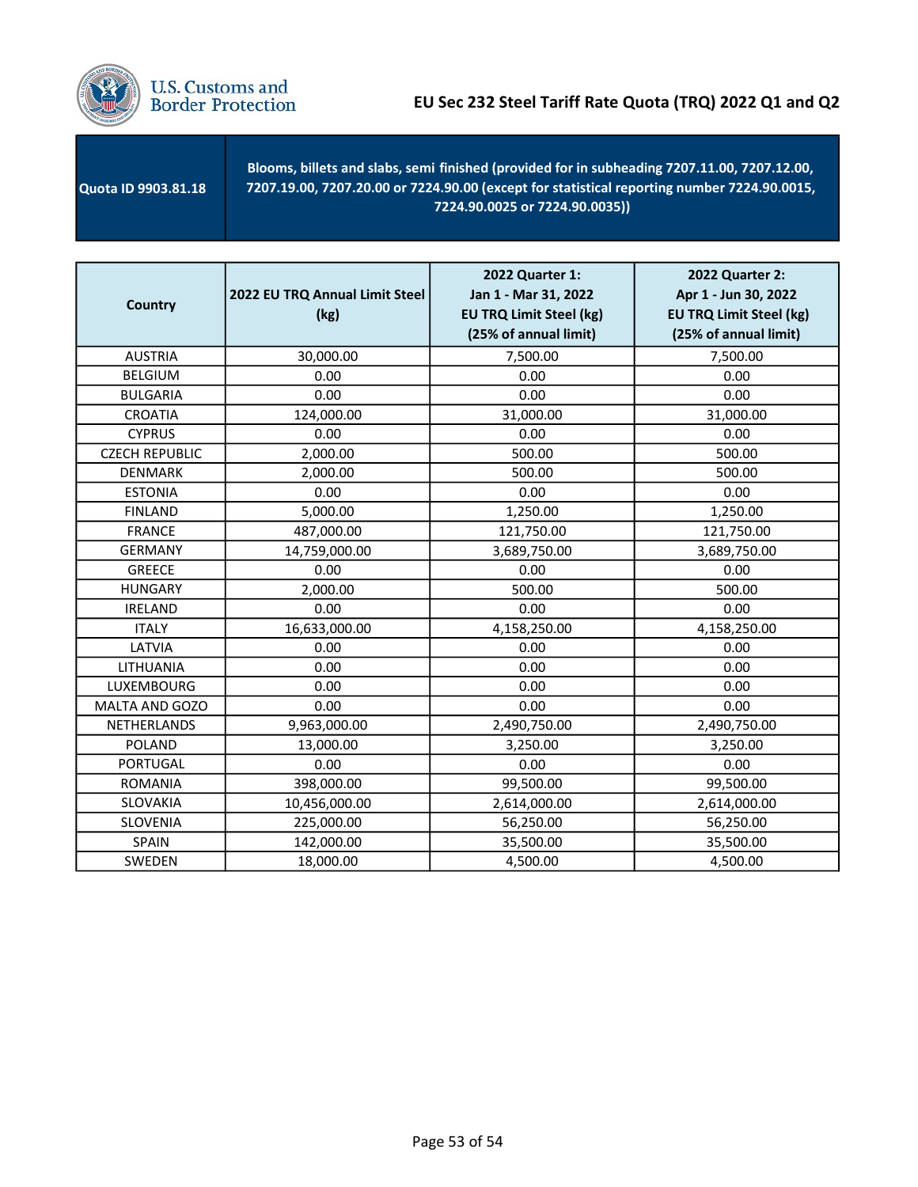# EU Sec 232 Steel Tariff Rate Quota (TRQ) 2022 Q1 and Q2

| Quota ID 9903.81.18 | Blooms, billets and slabs, semi finished (provided for in subheading 7207.11.00, 7207.12.00, 7207.19.00, 7207.20.00 or 7224.90.00 (except for statistical reporting number 7224.90.0015, 7224.90.0025 or 7224.90.0035)) |
|---|---|

| Country | 2022 EU TRQ Annual Limit Steel (kg) | 2022 Quarter 1: Jan 1 - Mar 31, 2022 EU TRQ Limit Steel (kg) (25% of annual limit) | 2022 Quarter 2: Apr 1 - Jun 30, 2022 EU TRQ Limit Steel (kg) (25% of annual limit) |
|---|---|---|---|
| AUSTRIA | 30,000.00 | 7,500.00 | 7,500.00 |
| BELGIUM | 0.00 | 0.00 | 0.00 |
| BULGARIA | 0.00 | 0.00 | 0.00 |
| CROATIA | 124,000.00 | 31,000.00 | 31,000.00 |
| CYPRUS | 0.00 | 0.00 | 0.00 |
| CZECH REPUBLIC | 2,000.00 | 500.00 | 500.00 |
| DENMARK | 2,000.00 | 500.00 | 500.00 |
| ESTONIA | 0.00 | 0.00 | 0.00 |
| FINLAND | 5,000.00 | 1,250.00 | 1,250.00 |
| FRANCE | 487,000.00 | 121,750.00 | 121,750.00 |
| GERMANY | 14,759,000.00 | 3,689,750.00 | 3,689,750.00 |
| GREECE | 0.00 | 0.00 | 0.00 |
| HUNGARY | 2,000.00 | 500.00 | 500.00 |
| IRELAND | 0.00 | 0.00 | 0.00 |
| ITALY | 16,633,000.00 | 4,158,250.00 | 4,158,250.00 |
| LATVIA | 0.00 | 0.00 | 0.00 |
| LITHUANIA | 0.00 | 0.00 | 0.00 |
| LUXEMBOURG | 0.00 | 0.00 | 0.00 |
| MALTA AND GOZO | 0.00 | 0.00 | 0.00 |
| NETHERLANDS | 9,963,000.00 | 2,490,750.00 | 2,490,750.00 |
| POLAND | 13,000.00 | 3,250.00 | 3,250.00 |
| PORTUGAL | 0.00 | 0.00 | 0.00 |
| ROMANIA | 398,000.00 | 99,500.00 | 99,500.00 |
| SLOVAKIA | 10,456,000.00 | 2,614,000.00 | 2,614,000.00 |
| SLOVENIA | 225,000.00 | 56,250.00 | 56,250.00 |
| SPAIN | 142,000.00 | 35,500.00 | 35,500.00 |
| SWEDEN | 18,000.00 | 4,500.00 | 4,500.00 |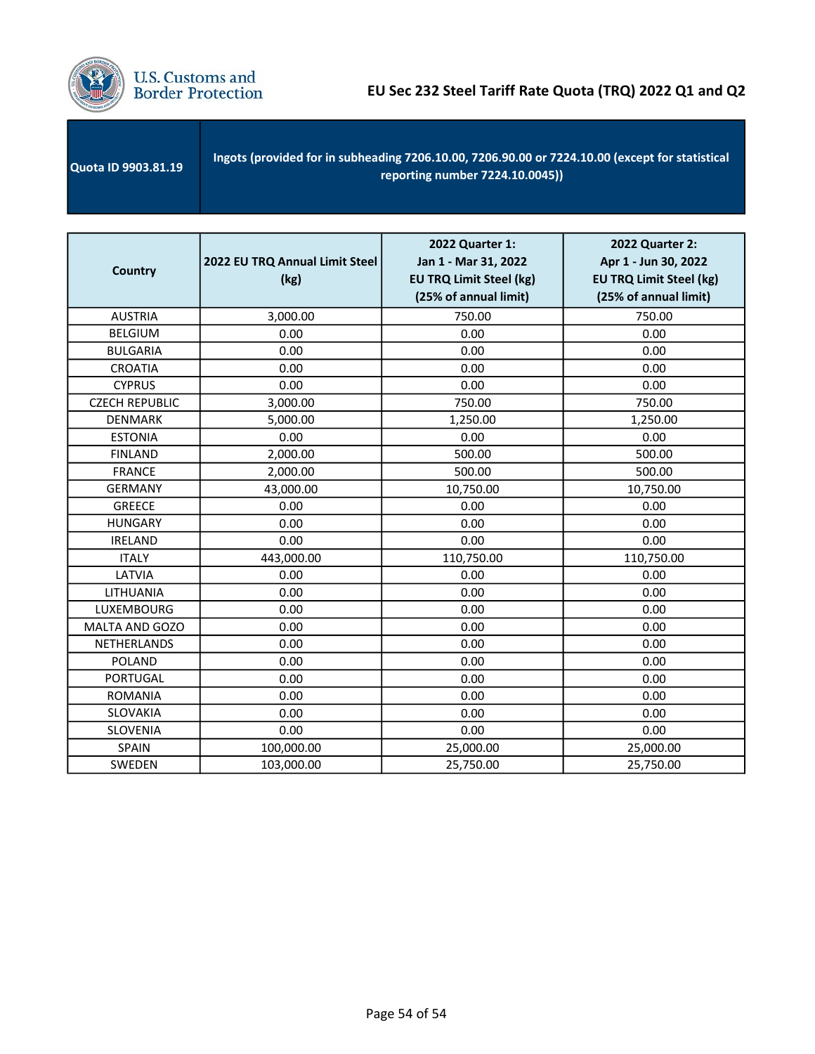# EU Sec 232 Steel Tariff Rate Quota (TRQ) 2022 Q1 and Q2

| Quota ID 9903.81.19 | Ingots (provided for in subheading 7206.10.00, 7206.90.00 or 7224.10.00 (except for statistical reporting number 7224.10.0045)) |
|---|---|

| Country | 2022 EU TRQ Annual Limit Steel (kg) | 2022 Quarter 1: Jan 1 - Mar 31, 2022 EU TRQ Limit Steel (kg) (25% of annual limit) | 2022 Quarter 2: Apr 1 - Jun 30, 2022 EU TRQ Limit Steel (kg) (25% of annual limit) |
|---|---|---|---|
| AUSTRIA | 3,000.00 | 750.00 | 750.00 |
| BELGIUM | 0.00 | 0.00 | 0.00 |
| BULGARIA | 0.00 | 0.00 | 0.00 |
| CROATIA | 0.00 | 0.00 | 0.00 |
| CYPRUS | 0.00 | 0.00 | 0.00 |
| CZECH REPUBLIC | 3,000.00 | 750.00 | 750.00 |
| DENMARK | 5,000.00 | 1,250.00 | 1,250.00 |
| ESTONIA | 0.00 | 0.00 | 0.00 |
| FINLAND | 2,000.00 | 500.00 | 500.00 |
| FRANCE | 2,000.00 | 500.00 | 500.00 |
| GERMANY | 43,000.00 | 10,750.00 | 10,750.00 |
| GREECE | 0.00 | 0.00 | 0.00 |
| HUNGARY | 0.00 | 0.00 | 0.00 |
| IRELAND | 0.00 | 0.00 | 0.00 |
| ITALY | 443,000.00 | 110,750.00 | 110,750.00 |
| LATVIA | 0.00 | 0.00 | 0.00 |
| LITHUANIA | 0.00 | 0.00 | 0.00 |
| LUXEMBOURG | 0.00 | 0.00 | 0.00 |
| MALTA AND GOZO | 0.00 | 0.00 | 0.00 |
| NETHERLANDS | 0.00 | 0.00 | 0.00 |
| POLAND | 0.00 | 0.00 | 0.00 |
| PORTUGAL | 0.00 | 0.00 | 0.00 |
| ROMANIA | 0.00 | 0.00 | 0.00 |
| SLOVAKIA | 0.00 | 0.00 | 0.00 |
| SLOVENIA | 0.00 | 0.00 | 0.00 |
| SPAIN | 100,000.00 | 25,000.00 | 25,000.00 |
| SWEDEN | 103,000.00 | 25,750.00 | 25,750.00 |